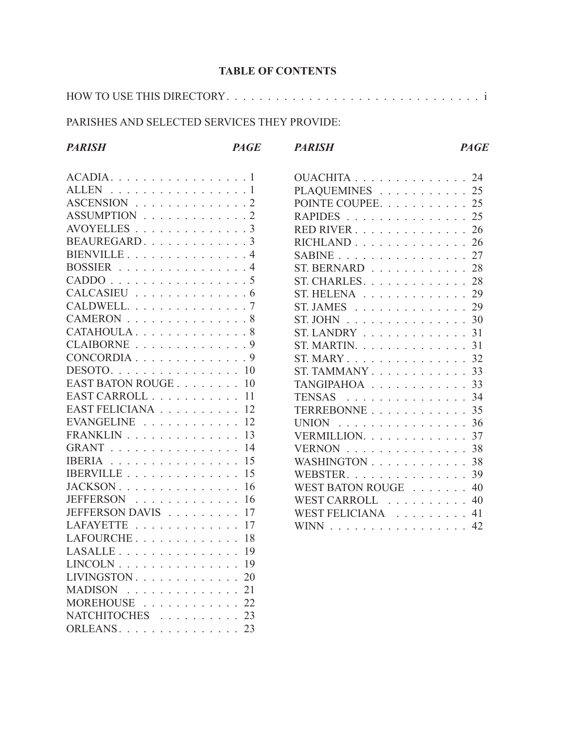# TABLE OF CONTENTS

HOW TO USE THIS DIRECTORY . . . . . . . . . . . . . . . . . . . . . . . . . . . . . i

PARISHES AND SELECTED SERVICES THEY PROVIDE:

| *PARISH* | *PAGE* |
|---|---|
| ACADIA | 1 |
| ALLEN | 1 |
| ASCENSION | 2 |
| ASSUMPTION | 2 |
| AVOYELLES | 3 |
| BEAUREGARD | 3 |
| BIENVILLE | 4 |
| BOSSIER | 4 |
| CADDO | 5 |
| CALCASIEU | 6 |
| CALDWELL | 7 |
| CAMERON | 8 |
| CATAHOULA | 8 |
| CLAIBORNE | 9 |
| CONCORDIA | 9 |
| DESOTO | 10 |
| EAST BATON ROUGE | 10 |
| EAST CARROLL | 11 |
| EAST FELICIANA | 12 |
| EVANGELINE | 12 |
| FRANKLIN | 13 |
| GRANT | 14 |
| IBERIA | 15 |
| IBERVILLE | 15 |
| JACKSON | 16 |
| JEFFERSON | 16 |
| JEFFERSON DAVIS | 17 |
| LAFAYETTE | 17 |
| LAFOURCHE | 18 |
| LASALLE | 19 |
| LINCOLN | 19 |
| LIVINGSTON | 20 |
| MADISON | 21 |
| MOREHOUSE | 22 |
| NATCHITOCHES | 23 |
| ORLEANS | 23 |
| OUACHITA | 24 |
| PLAQUEMINES | 25 |
| POINTE COUPEE | 25 |
| RAPIDES | 25 |
| RED RIVER | 26 |
| RICHLAND | 26 |
| SABINE | 27 |
| ST. BERNARD | 28 |
| ST. CHARLES | 28 |
| ST. HELENA | 29 |
| ST. JAMES | 29 |
| ST. JOHN | 30 |
| ST. LANDRY | 31 |
| ST. MARTIN | 31 |
| ST. MARY | 32 |
| ST. TAMMANY | 33 |
| TANGIPAHOA | 33 |
| TENSAS | 34 |
| TERREBONNE | 35 |
| UNION | 36 |
| VERMILLION | 37 |
| VERNON | 38 |
| WASHINGTON | 38 |
| WEBSTER | 39 |
| WEST BATON ROUGE | 40 |
| WEST CARROLL | 40 |
| WEST FELICIANA | 41 |
| WINN | 42 |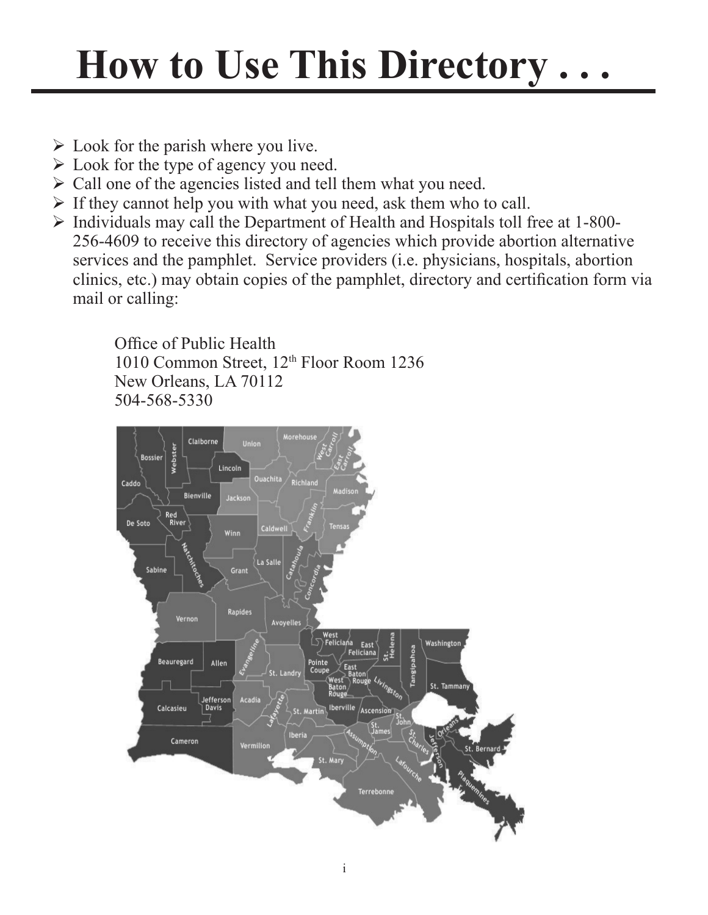# How to Use This Directory . . .

- Look for the parish where you live.
- Look for the type of agency you need.
- Call one of the agencies listed and tell them what you need.
- If they cannot help you with what you need, ask them who to call.
- Individuals may call the Department of Health and Hospitals toll free at 1-800-256-4609 to receive this directory of agencies which provide abortion alternative services and the pamphlet. Service providers (i.e. physicians, hospitals, abortion clinics, etc.) may obtain copies of the pamphlet, directory and certification form via mail or calling:

  Office of Public Health
  1010 Common Street, 12th Floor Room 1236
  New Orleans, LA 70112
  504-568-5330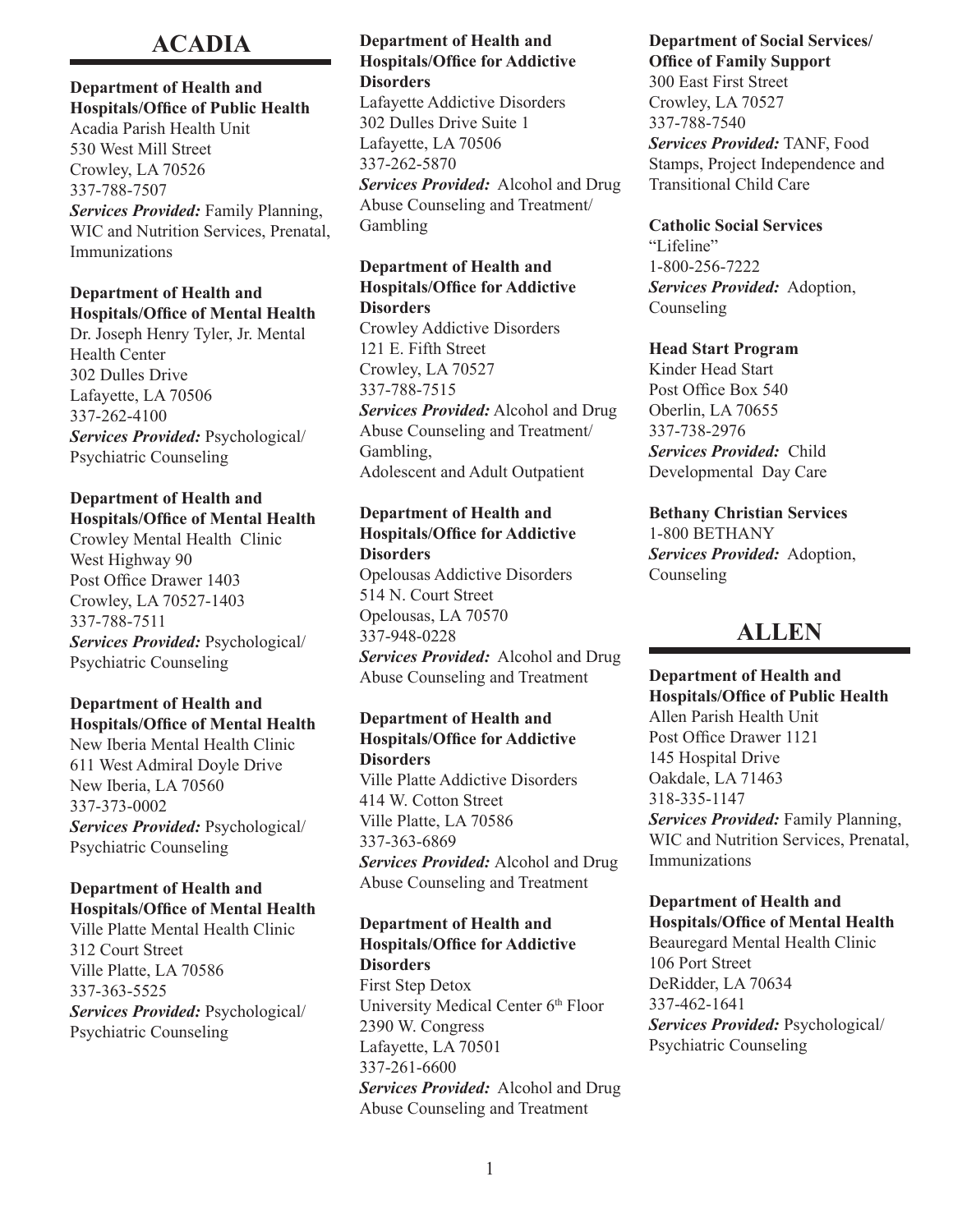# ACADIA

**Department of Health and Hospitals/Office of Public Health**
Acadia Parish Health Unit
530 West Mill Street
Crowley, LA 70526
337-788-7507
***Services Provided:*** Family Planning, WIC and Nutrition Services, Prenatal, Immunizations

**Department of Health and Hospitals/Office of Mental Health**
Dr. Joseph Henry Tyler, Jr. Mental Health Center
302 Dulles Drive
Lafayette, LA 70506
337-262-4100
***Services Provided:*** Psychological/ Psychiatric Counseling

**Department of Health and Hospitals/Office of Mental Health**
Crowley Mental Health Clinic
West Highway 90
Post Office Drawer 1403
Crowley, LA 70527-1403
337-788-7511
***Services Provided:*** Psychological/ Psychiatric Counseling

**Department of Health and Hospitals/Office of Mental Health**
New Iberia Mental Health Clinic
611 West Admiral Doyle Drive
New Iberia, LA 70560
337-373-0002
***Services Provided:*** Psychological/ Psychiatric Counseling

**Department of Health and Hospitals/Office of Mental Health**
Ville Platte Mental Health Clinic
312 Court Street
Ville Platte, LA 70586
337-363-5525
***Services Provided:*** Psychological/ Psychiatric Counseling

**Department of Health and Hospitals/Office for Addictive Disorders**
Lafayette Addictive Disorders
302 Dulles Drive Suite 1
Lafayette, LA 70506
337-262-5870
***Services Provided:*** Alcohol and Drug Abuse Counseling and Treatment/ Gambling

**Department of Health and Hospitals/Office for Addictive Disorders**
Crowley Addictive Disorders
121 E. Fifth Street
Crowley, LA 70527
337-788-7515
***Services Provided:*** Alcohol and Drug Abuse Counseling and Treatment/ Gambling,
Adolescent and Adult Outpatient

**Department of Health and Hospitals/Office for Addictive Disorders**
Opelousas Addictive Disorders
514 N. Court Street
Opelousas, LA 70570
337-948-0228
***Services Provided:*** Alcohol and Drug Abuse Counseling and Treatment

**Department of Health and Hospitals/Office for Addictive Disorders**
Ville Platte Addictive Disorders
414 W. Cotton Street
Ville Platte, LA 70586
337-363-6869
***Services Provided:*** Alcohol and Drug Abuse Counseling and Treatment

**Department of Health and Hospitals/Office for Addictive Disorders**
First Step Detox
University Medical Center 6th Floor
2390 W. Congress
Lafayette, LA 70501
337-261-6600
***Services Provided:*** Alcohol and Drug Abuse Counseling and Treatment

**Department of Social Services/ Office of Family Support**
300 East First Street
Crowley, LA 70527
337-788-7540
***Services Provided:*** TANF, Food Stamps, Project Independence and Transitional Child Care

**Catholic Social Services**
"Lifeline"
1-800-256-7222
***Services Provided:*** Adoption, Counseling

**Head Start Program**
Kinder Head Start
Post Office Box 540
Oberlin, LA 70655
337-738-2976
***Services Provided:*** Child Developmental Day Care

**Bethany Christian Services**
1-800 BETHANY
***Services Provided:*** Adoption, Counseling

# ALLEN

**Department of Health and Hospitals/Office of Public Health**
Allen Parish Health Unit
Post Office Drawer 1121
145 Hospital Drive
Oakdale, LA 71463
318-335-1147
***Services Provided:*** Family Planning, WIC and Nutrition Services, Prenatal, Immunizations

**Department of Health and Hospitals/Office of Mental Health**
Beauregard Mental Health Clinic
106 Port Street
DeRidder, LA 70634
337-462-1641
***Services Provided:*** Psychological/ Psychiatric Counseling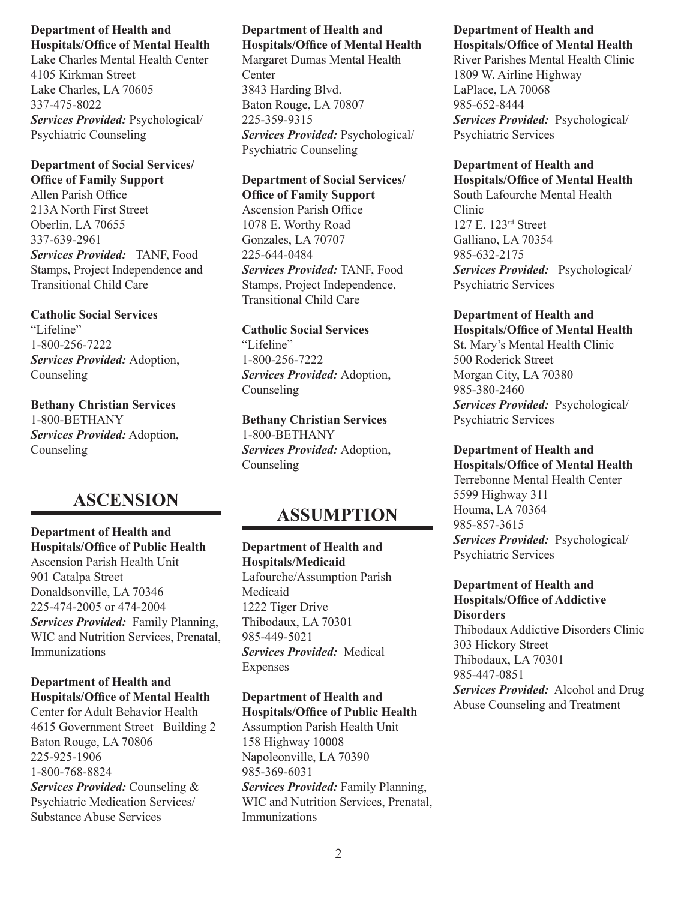**Department of Health and Hospitals/Office of Mental Health**
Lake Charles Mental Health Center
4105 Kirkman Street
Lake Charles, LA 70605
337-475-8022
***Services Provided:*** Psychological/ Psychiatric Counseling

**Department of Social Services/ Office of Family Support**
Allen Parish Office
213A North First Street
Oberlin, LA 70655
337-639-2961
***Services Provided:*** TANF, Food Stamps, Project Independence and Transitional Child Care

**Catholic Social Services**
"Lifeline"
1-800-256-7222
***Services Provided:*** Adoption, Counseling

**Bethany Christian Services**
1-800-BETHANY
***Services Provided:*** Adoption, Counseling

## ASCENSION

**Department of Health and Hospitals/Office of Public Health**
Ascension Parish Health Unit
901 Catalpa Street
Donaldsonville, LA 70346
225-474-2005 or 474-2004
***Services Provided:*** Family Planning, WIC and Nutrition Services, Prenatal, Immunizations

**Department of Health and Hospitals/Office of Mental Health**
Center for Adult Behavior Health
4615 Government Street Building 2
Baton Rouge, LA 70806
225-925-1906
1-800-768-8824
***Services Provided:*** Counseling & Psychiatric Medication Services/ Substance Abuse Services

**Department of Health and Hospitals/Office of Mental Health**
Margaret Dumas Mental Health Center
3843 Harding Blvd.
Baton Rouge, LA 70807
225-359-9315
***Services Provided:*** Psychological/ Psychiatric Counseling

**Department of Social Services/ Office of Family Support**
Ascension Parish Office
1078 E. Worthy Road
Gonzales, LA 70707
225-644-0484
***Services Provided:*** TANF, Food Stamps, Project Independence, Transitional Child Care

**Catholic Social Services**
"Lifeline"
1-800-256-7222
***Services Provided:*** Adoption, Counseling

**Bethany Christian Services**
1-800-BETHANY
***Services Provided:*** Adoption, Counseling

## ASSUMPTION

**Department of Health and Hospitals/Medicaid**
Lafourche/Assumption Parish Medicaid
1222 Tiger Drive
Thibodaux, LA 70301
985-449-5021
***Services Provided:*** Medical Expenses

**Department of Health and Hospitals/Office of Public Health**
Assumption Parish Health Unit
158 Highway 10008
Napoleonville, LA 70390
985-369-6031
***Services Provided:*** Family Planning, WIC and Nutrition Services, Prenatal, Immunizations

**Department of Health and Hospitals/Office of Mental Health**
River Parishes Mental Health Clinic
1809 W. Airline Highway
LaPlace, LA 70068
985-652-8444
***Services Provided:*** Psychological/ Psychiatric Services

**Department of Health and Hospitals/Office of Mental Health**
South Lafourche Mental Health Clinic
127 E. 123rd Street
Galliano, LA 70354
985-632-2175
***Services Provided:*** Psychological/ Psychiatric Services

**Department of Health and Hospitals/Office of Mental Health**
St. Mary's Mental Health Clinic
500 Roderick Street
Morgan City, LA 70380
985-380-2460
***Services Provided:*** Psychological/ Psychiatric Services

**Department of Health and Hospitals/Office of Mental Health**
Terrebonne Mental Health Center
5599 Highway 311
Houma, LA 70364
985-857-3615
***Services Provided:*** Psychological/ Psychiatric Services

**Department of Health and Hospitals/Office of Addictive Disorders**
Thibodaux Addictive Disorders Clinic
303 Hickory Street
Thibodaux, LA 70301
985-447-0851
***Services Provided:*** Alcohol and Drug Abuse Counseling and Treatment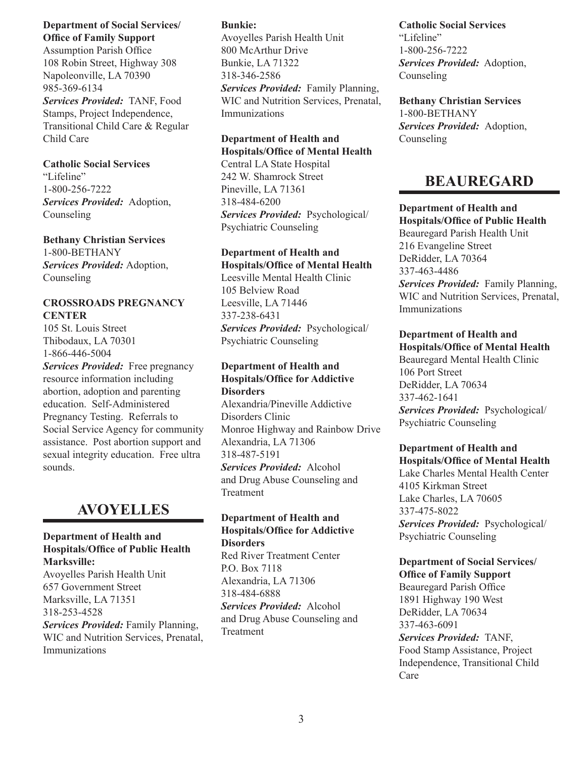**Department of Social Services/ Office of Family Support**
Assumption Parish Office
108 Robin Street, Highway 308
Napoleonville, LA 70390
985-369-6134
***Services Provided:*** TANF, Food Stamps, Project Independence, Transitional Child Care & Regular Child Care

**Catholic Social Services**
"Lifeline"
1-800-256-7222
***Services Provided:*** Adoption, Counseling

**Bethany Christian Services**
1-800-BETHANY
***Services Provided:*** Adoption, Counseling

**CROSSROADS PREGNANCY CENTER**
105 St. Louis Street
Thibodaux, LA 70301
1-866-446-5004
***Services Provided:*** Free pregnancy resource information including abortion, adoption and parenting education. Self-Administered Pregnancy Testing. Referrals to Social Service Agency for community assistance. Post abortion support and sexual integrity education. Free ultra sounds.

## AVOYELLES

**Department of Health and Hospitals/Office of Public Health**
**Marksville:**
Avoyelles Parish Health Unit
657 Government Street
Marksville, LA 71351
318-253-4528
***Services Provided:*** Family Planning, WIC and Nutrition Services, Prenatal, Immunizations

**Bunkie:**
Avoyelles Parish Health Unit
800 McArthur Drive
Bunkie, LA 71322
318-346-2586
***Services Provided:*** Family Planning, WIC and Nutrition Services, Prenatal, Immunizations

**Department of Health and Hospitals/Office of Mental Health**
Central LA State Hospital
242 W. Shamrock Street
Pineville, LA 71361
318-484-6200
***Services Provided:*** Psychological/ Psychiatric Counseling

**Department of Health and Hospitals/Office of Mental Health**
Leesville Mental Health Clinic
105 Belview Road
Leesville, LA 71446
337-238-6431
***Services Provided:*** Psychological/ Psychiatric Counseling

**Department of Health and Hospitals/Office for Addictive Disorders**
Alexandria/Pineville Addictive Disorders Clinic
Monroe Highway and Rainbow Drive
Alexandria, LA 71306
318-487-5191
***Services Provided:*** Alcohol and Drug Abuse Counseling and Treatment

**Department of Health and Hospitals/Office for Addictive Disorders**
Red River Treatment Center
P.O. Box 7118
Alexandria, LA 71306
318-484-6888
***Services Provided:*** Alcohol and Drug Abuse Counseling and Treatment

**Catholic Social Services**
"Lifeline"
1-800-256-7222
***Services Provided:*** Adoption, Counseling

**Bethany Christian Services**
1-800-BETHANY
***Services Provided:*** Adoption, Counseling

## BEAUREGARD

**Department of Health and Hospitals/Office of Public Health**
Beauregard Parish Health Unit
216 Evangeline Street
DeRidder, LA 70364
337-463-4486
***Services Provided:*** Family Planning, WIC and Nutrition Services, Prenatal, Immunizations

**Department of Health and Hospitals/Office of Mental Health**
Beauregard Mental Health Clinic
106 Port Street
DeRidder, LA 70634
337-462-1641
***Services Provided:*** Psychological/ Psychiatric Counseling

**Department of Health and Hospitals/Office of Mental Health**
Lake Charles Mental Health Center
4105 Kirkman Street
Lake Charles, LA 70605
337-475-8022
***Services Provided:*** Psychological/ Psychiatric Counseling

**Department of Social Services/ Office of Family Support**
Beauregard Parish Office
1891 Highway 190 West
DeRidder, LA 70634
337-463-6091
***Services Provided:*** TANF, Food Stamp Assistance, Project Independence, Transitional Child Care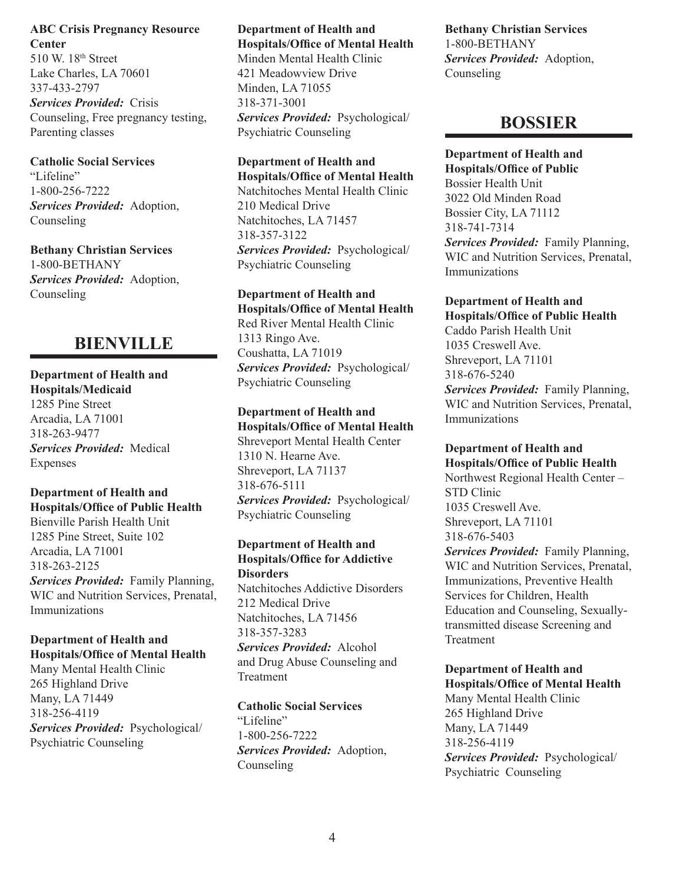**ABC Crisis Pregnancy Resource Center**
510 W. 18th Street
Lake Charles, LA 70601
337-433-2797
***Services Provided:*** Crisis Counseling, Free pregnancy testing, Parenting classes

**Catholic Social Services**
"Lifeline"
1-800-256-7222
***Services Provided:*** Adoption, Counseling

**Bethany Christian Services**
1-800-BETHANY
***Services Provided:*** Adoption, Counseling

## BIENVILLE

**Department of Health and Hospitals/Medicaid**
1285 Pine Street
Arcadia, LA 71001
318-263-9477
***Services Provided:*** Medical Expenses

**Department of Health and Hospitals/Office of Public Health**
Bienville Parish Health Unit
1285 Pine Street, Suite 102
Arcadia, LA 71001
318-263-2125
***Services Provided:*** Family Planning, WIC and Nutrition Services, Prenatal, Immunizations

**Department of Health and Hospitals/Office of Mental Health**
Many Mental Health Clinic
265 Highland Drive
Many, LA 71449
318-256-4119
***Services Provided:*** Psychological/ Psychiatric Counseling

**Department of Health and Hospitals/Office of Mental Health**
Minden Mental Health Clinic
421 Meadowview Drive
Minden, LA 71055
318-371-3001
***Services Provided:*** Psychological/ Psychiatric Counseling

**Department of Health and Hospitals/Office of Mental Health**
Natchitoches Mental Health Clinic
210 Medical Drive
Natchitoches, LA 71457
318-357-3122
***Services Provided:*** Psychological/ Psychiatric Counseling

**Department of Health and Hospitals/Office of Mental Health**
Red River Mental Health Clinic
1313 Ringo Ave.
Coushatta, LA 71019
***Services Provided:*** Psychological/ Psychiatric Counseling

**Department of Health and Hospitals/Office of Mental Health**
Shreveport Mental Health Center
1310 N. Hearne Ave.
Shreveport, LA 71137
318-676-5111
***Services Provided:*** Psychological/ Psychiatric Counseling

**Department of Health and Hospitals/Office for Addictive Disorders**
Natchitoches Addictive Disorders
212 Medical Drive
Natchitoches, LA 71456
318-357-3283
***Services Provided:*** Alcohol and Drug Abuse Counseling and Treatment

**Catholic Social Services**
"Lifeline"
1-800-256-7222
***Services Provided:*** Adoption, Counseling

**Bethany Christian Services**
1-800-BETHANY
***Services Provided:*** Adoption, Counseling

## BOSSIER

**Department of Health and Hospitals/Office of Public**
Bossier Health Unit
3022 Old Minden Road
Bossier City, LA 71112
318-741-7314
***Services Provided:*** Family Planning, WIC and Nutrition Services, Prenatal, Immunizations

**Department of Health and Hospitals/Office of Public Health**
Caddo Parish Health Unit
1035 Creswell Ave.
Shreveport, LA 71101
318-676-5240
***Services Provided:*** Family Planning, WIC and Nutrition Services, Prenatal, Immunizations

**Department of Health and Hospitals/Office of Public Health**
Northwest Regional Health Center – STD Clinic
1035 Creswell Ave.
Shreveport, LA 71101
318-676-5403
***Services Provided:*** Family Planning, WIC and Nutrition Services, Prenatal, Immunizations, Preventive Health Services for Children, Health Education and Counseling, Sexually-transmitted disease Screening and Treatment

**Department of Health and Hospitals/Office of Mental Health**
Many Mental Health Clinic
265 Highland Drive
Many, LA 71449
318-256-4119
***Services Provided:*** Psychological/ Psychiatric Counseling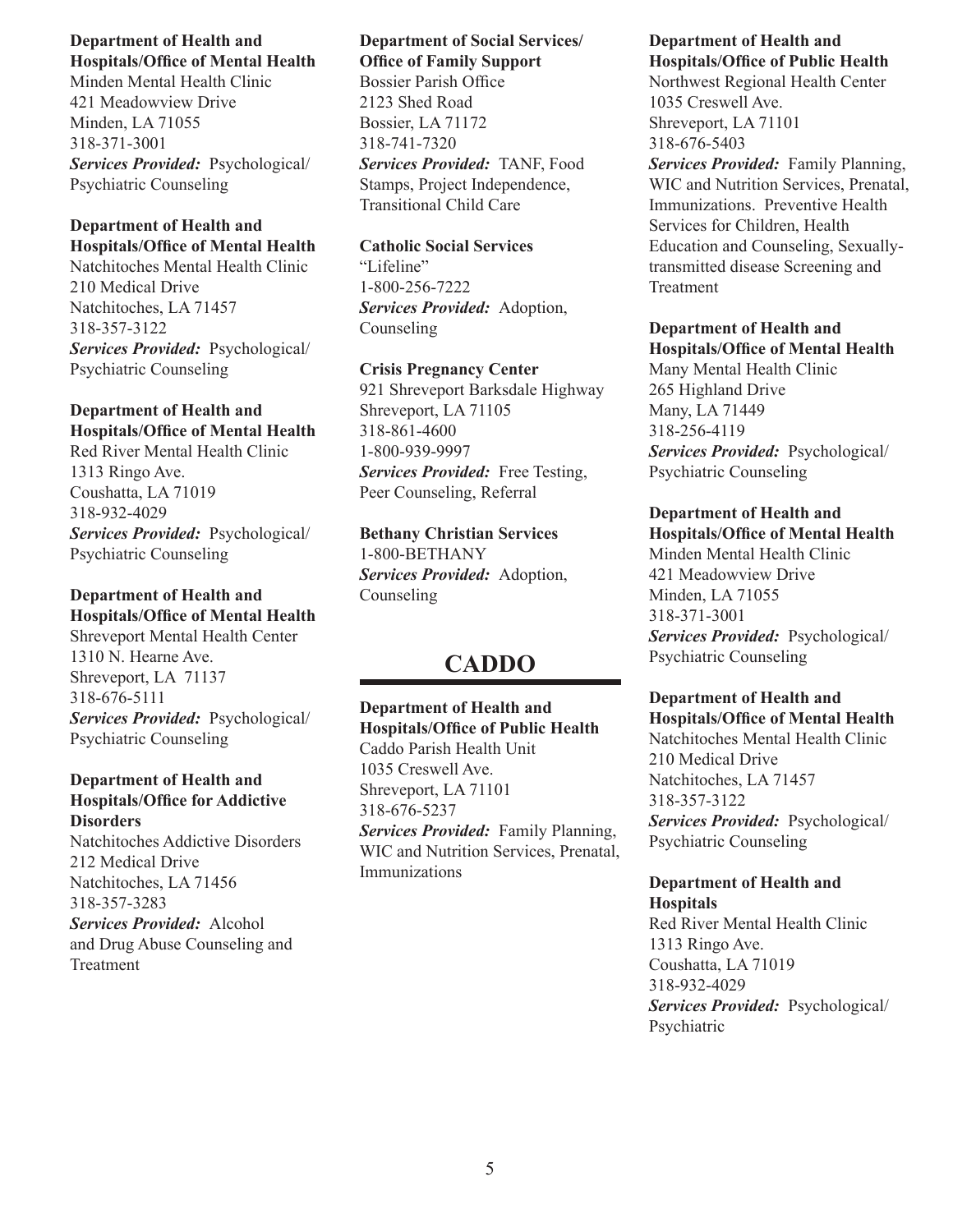**Department of Health and Hospitals/Office of Mental Health**
Minden Mental Health Clinic
421 Meadowview Drive
Minden, LA 71055
318-371-3001
***Services Provided:*** Psychological/ Psychiatric Counseling

**Department of Health and Hospitals/Office of Mental Health**
Natchitoches Mental Health Clinic
210 Medical Drive
Natchitoches, LA 71457
318-357-3122
***Services Provided:*** Psychological/ Psychiatric Counseling

**Department of Health and Hospitals/Office of Mental Health**
Red River Mental Health Clinic
1313 Ringo Ave.
Coushatta, LA 71019
318-932-4029
***Services Provided:*** Psychological/ Psychiatric Counseling

**Department of Health and Hospitals/Office of Mental Health**
Shreveport Mental Health Center
1310 N. Hearne Ave.
Shreveport, LA 71137
318-676-5111
***Services Provided:*** Psychological/ Psychiatric Counseling

**Department of Health and Hospitals/Office for Addictive Disorders**
Natchitoches Addictive Disorders
212 Medical Drive
Natchitoches, LA 71456
318-357-3283
***Services Provided:*** Alcohol and Drug Abuse Counseling and Treatment

**Department of Social Services/ Office of Family Support**
Bossier Parish Office
2123 Shed Road
Bossier, LA 71172
318-741-7320
***Services Provided:*** TANF, Food Stamps, Project Independence, Transitional Child Care

**Catholic Social Services**
"Lifeline"
1-800-256-7222
***Services Provided:*** Adoption, Counseling

**Crisis Pregnancy Center**
921 Shreveport Barksdale Highway
Shreveport, LA 71105
318-861-4600
1-800-939-9997
***Services Provided:*** Free Testing, Peer Counseling, Referral

**Bethany Christian Services**
1-800-BETHANY
***Services Provided:*** Adoption, Counseling

## CADDO

**Department of Health and Hospitals/Office of Public Health**
Caddo Parish Health Unit
1035 Creswell Ave.
Shreveport, LA 71101
318-676-5237
***Services Provided:*** Family Planning, WIC and Nutrition Services, Prenatal, Immunizations

**Department of Health and Hospitals/Office of Public Health**
Northwest Regional Health Center
1035 Creswell Ave.
Shreveport, LA 71101
318-676-5403
***Services Provided:*** Family Planning, WIC and Nutrition Services, Prenatal, Immunizations. Preventive Health Services for Children, Health Education and Counseling, Sexually-transmitted disease Screening and Treatment

**Department of Health and Hospitals/Office of Mental Health**
Many Mental Health Clinic
265 Highland Drive
Many, LA 71449
318-256-4119
***Services Provided:*** Psychological/ Psychiatric Counseling

**Department of Health and Hospitals/Office of Mental Health**
Minden Mental Health Clinic
421 Meadowview Drive
Minden, LA 71055
318-371-3001
***Services Provided:*** Psychological/ Psychiatric Counseling

**Department of Health and Hospitals/Office of Mental Health**
Natchitoches Mental Health Clinic
210 Medical Drive
Natchitoches, LA 71457
318-357-3122
***Services Provided:*** Psychological/ Psychiatric Counseling

**Department of Health and Hospitals**
Red River Mental Health Clinic
1313 Ringo Ave.
Coushatta, LA 71019
318-932-4029
***Services Provided:*** Psychological/ Psychiatric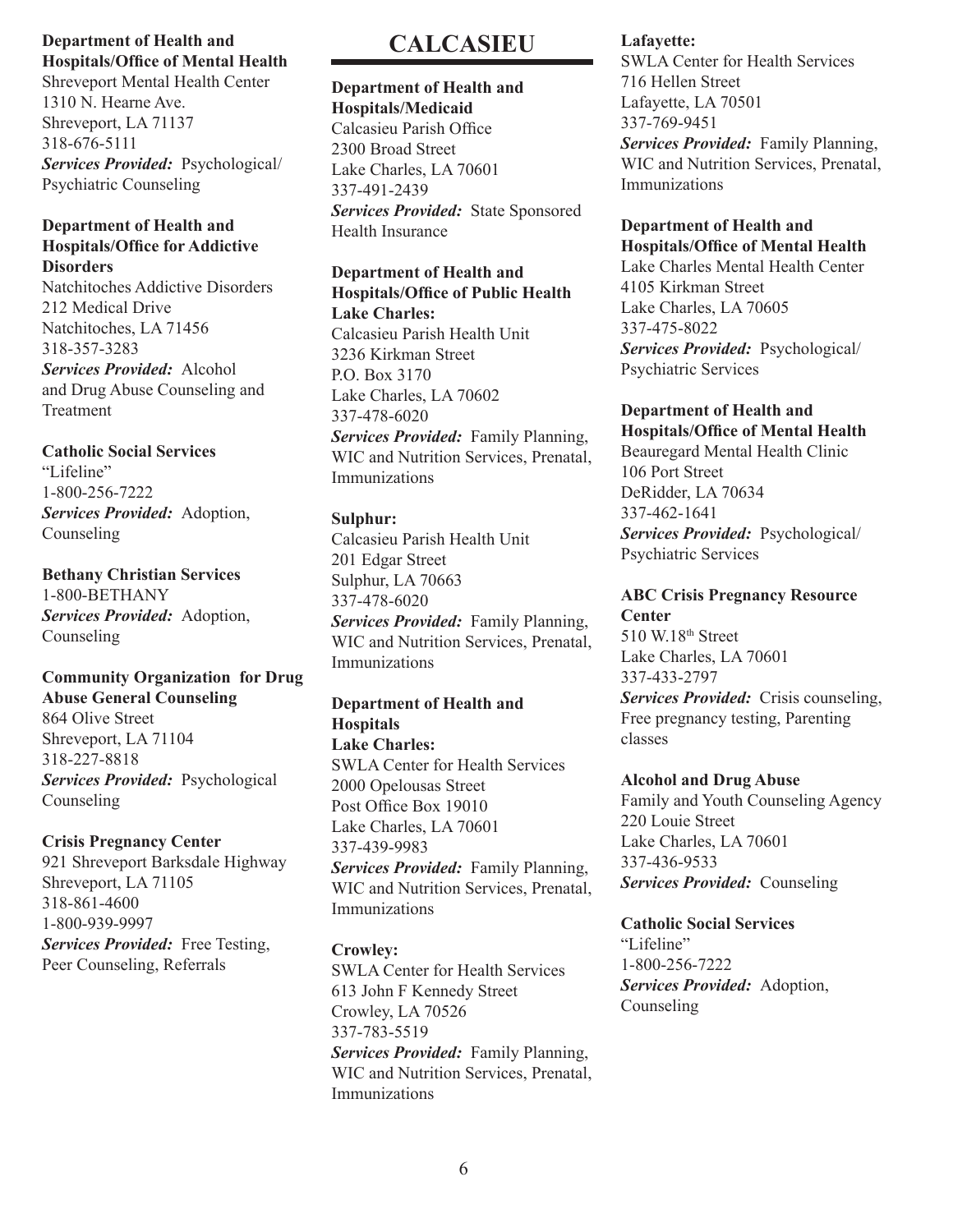**Department of Health and Hospitals/Office of Mental Health**
Shreveport Mental Health Center
1310 N. Hearne Ave.
Shreveport, LA 71137
318-676-5111
***Services Provided:*** Psychological/ Psychiatric Counseling

**Department of Health and Hospitals/Office for Addictive Disorders**
Natchitoches Addictive Disorders
212 Medical Drive
Natchitoches, LA 71456
318-357-3283
***Services Provided:*** Alcohol and Drug Abuse Counseling and Treatment

**Catholic Social Services**
"Lifeline"
1-800-256-7222
***Services Provided:*** Adoption, Counseling

**Bethany Christian Services**
1-800-BETHANY
***Services Provided:*** Adoption, Counseling

**Community Organization for Drug Abuse General Counseling**
864 Olive Street
Shreveport, LA 71104
318-227-8818
***Services Provided:*** Psychological Counseling

**Crisis Pregnancy Center**
921 Shreveport Barksdale Highway
Shreveport, LA 71105
318-861-4600
1-800-939-9997
***Services Provided:*** Free Testing, Peer Counseling, Referrals

# CALCASIEU

**Department of Health and Hospitals/Medicaid**
Calcasieu Parish Office
2300 Broad Street
Lake Charles, LA 70601
337-491-2439
***Services Provided:*** State Sponsored Health Insurance

**Department of Health and Hospitals/Office of Public Health**
**Lake Charles:**
Calcasieu Parish Health Unit
3236 Kirkman Street
P.O. Box 3170
Lake Charles, LA 70602
337-478-6020
***Services Provided:*** Family Planning, WIC and Nutrition Services, Prenatal, Immunizations

**Sulphur:**
Calcasieu Parish Health Unit
201 Edgar Street
Sulphur, LA 70663
337-478-6020
***Services Provided:*** Family Planning, WIC and Nutrition Services, Prenatal, Immunizations

**Department of Health and Hospitals**
**Lake Charles:**
SWLA Center for Health Services
2000 Opelousas Street
Post Office Box 19010
Lake Charles, LA 70601
337-439-9983
***Services Provided:*** Family Planning, WIC and Nutrition Services, Prenatal, Immunizations

**Crowley:**
SWLA Center for Health Services
613 John F Kennedy Street
Crowley, LA 70526
337-783-5519
***Services Provided:*** Family Planning, WIC and Nutrition Services, Prenatal, Immunizations

**Lafayette:**
SWLA Center for Health Services
716 Hellen Street
Lafayette, LA 70501
337-769-9451
***Services Provided:*** Family Planning, WIC and Nutrition Services, Prenatal, Immunizations

**Department of Health and Hospitals/Office of Mental Health**
Lake Charles Mental Health Center
4105 Kirkman Street
Lake Charles, LA 70605
337-475-8022
***Services Provided:*** Psychological/ Psychiatric Services

**Department of Health and Hospitals/Office of Mental Health**
Beauregard Mental Health Clinic
106 Port Street
DeRidder, LA 70634
337-462-1641
***Services Provided:*** Psychological/ Psychiatric Services

**ABC Crisis Pregnancy Resource Center**
510 W.18th Street
Lake Charles, LA 70601
337-433-2797
***Services Provided:*** Crisis counseling, Free pregnancy testing, Parenting classes

**Alcohol and Drug Abuse**
Family and Youth Counseling Agency
220 Louie Street
Lake Charles, LA 70601
337-436-9533
***Services Provided:*** Counseling

**Catholic Social Services**
"Lifeline"
1-800-256-7222
***Services Provided:*** Adoption, Counseling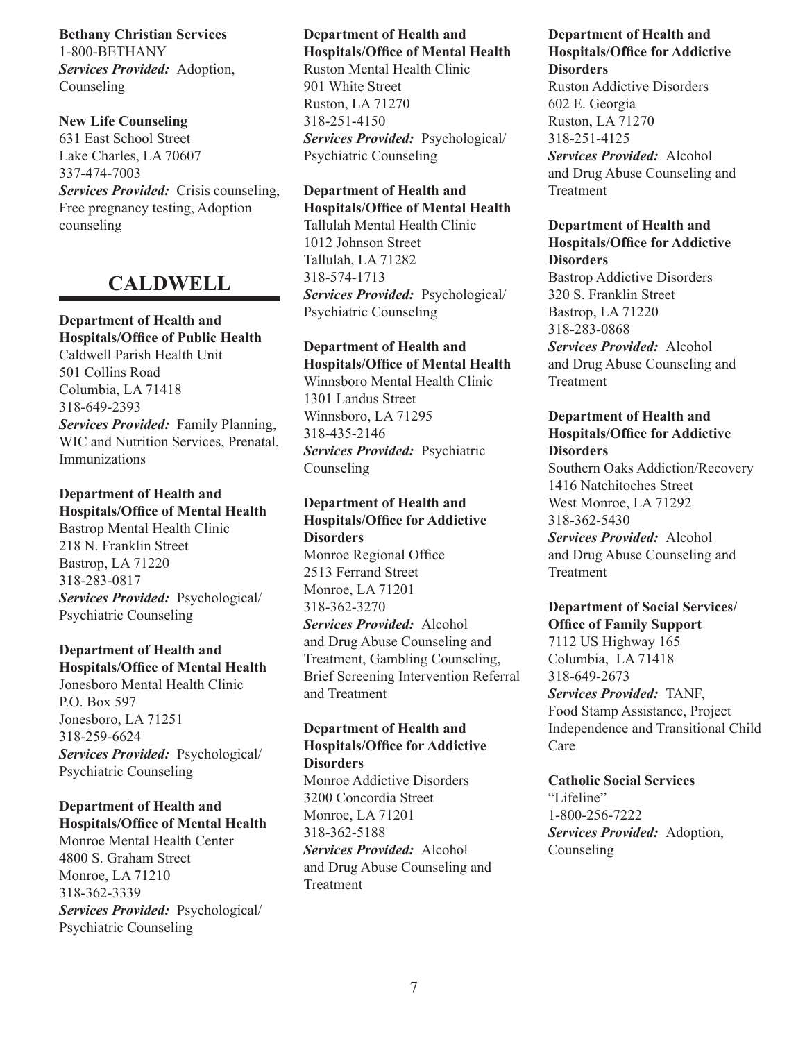**Bethany Christian Services**
1-800-BETHANY
***Services Provided:*** Adoption, Counseling

**New Life Counseling**
631 East School Street
Lake Charles, LA 70607
337-474-7003
***Services Provided:*** Crisis counseling, Free pregnancy testing, Adoption counseling

## CALDWELL

**Department of Health and Hospitals/Office of Public Health**
Caldwell Parish Health Unit
501 Collins Road
Columbia, LA 71418
318-649-2393
***Services Provided:*** Family Planning, WIC and Nutrition Services, Prenatal, Immunizations

**Department of Health and Hospitals/Office of Mental Health**
Bastrop Mental Health Clinic
218 N. Franklin Street
Bastrop, LA 71220
318-283-0817
***Services Provided:*** Psychological/ Psychiatric Counseling

**Department of Health and Hospitals/Office of Mental Health**
Jonesboro Mental Health Clinic
P.O. Box 597
Jonesboro, LA 71251
318-259-6624
***Services Provided:*** Psychological/ Psychiatric Counseling

**Department of Health and Hospitals/Office of Mental Health**
Monroe Mental Health Center
4800 S. Graham Street
Monroe, LA 71210
318-362-3339
***Services Provided:*** Psychological/ Psychiatric Counseling

**Department of Health and Hospitals/Office of Mental Health**
Ruston Mental Health Clinic
901 White Street
Ruston, LA 71270
318-251-4150
***Services Provided:*** Psychological/ Psychiatric Counseling

**Department of Health and Hospitals/Office of Mental Health**
Tallulah Mental Health Clinic
1012 Johnson Street
Tallulah, LA 71282
318-574-1713
***Services Provided:*** Psychological/ Psychiatric Counseling

**Department of Health and Hospitals/Office of Mental Health**
Winnsboro Mental Health Clinic
1301 Landus Street
Winnsboro, LA 71295
318-435-2146
***Services Provided:*** Psychiatric Counseling

**Department of Health and Hospitals/Office for Addictive Disorders**
Monroe Regional Office
2513 Ferrand Street
Monroe, LA 71201
318-362-3270
***Services Provided:*** Alcohol and Drug Abuse Counseling and Treatment, Gambling Counseling, Brief Screening Intervention Referral and Treatment

**Department of Health and Hospitals/Office for Addictive Disorders**
Monroe Addictive Disorders
3200 Concordia Street
Monroe, LA 71201
318-362-5188
***Services Provided:*** Alcohol and Drug Abuse Counseling and Treatment

**Department of Health and Hospitals/Office for Addictive Disorders**
Ruston Addictive Disorders
602 E. Georgia
Ruston, LA 71270
318-251-4125
***Services Provided:*** Alcohol and Drug Abuse Counseling and Treatment

**Department of Health and Hospitals/Office for Addictive Disorders**
Bastrop Addictive Disorders
320 S. Franklin Street
Bastrop, LA 71220
318-283-0868
***Services Provided:*** Alcohol and Drug Abuse Counseling and Treatment

**Department of Health and Hospitals/Office for Addictive Disorders**
Southern Oaks Addiction/Recovery
1416 Natchitoches Street
West Monroe, LA 71292
318-362-5430
***Services Provided:*** Alcohol and Drug Abuse Counseling and Treatment

**Department of Social Services/ Office of Family Support**
7112 US Highway 165
Columbia, LA 71418
318-649-2673
***Services Provided:*** TANF, Food Stamp Assistance, Project Independence and Transitional Child Care

**Catholic Social Services**
"Lifeline"
1-800-256-7222
***Services Provided:*** Adoption, Counseling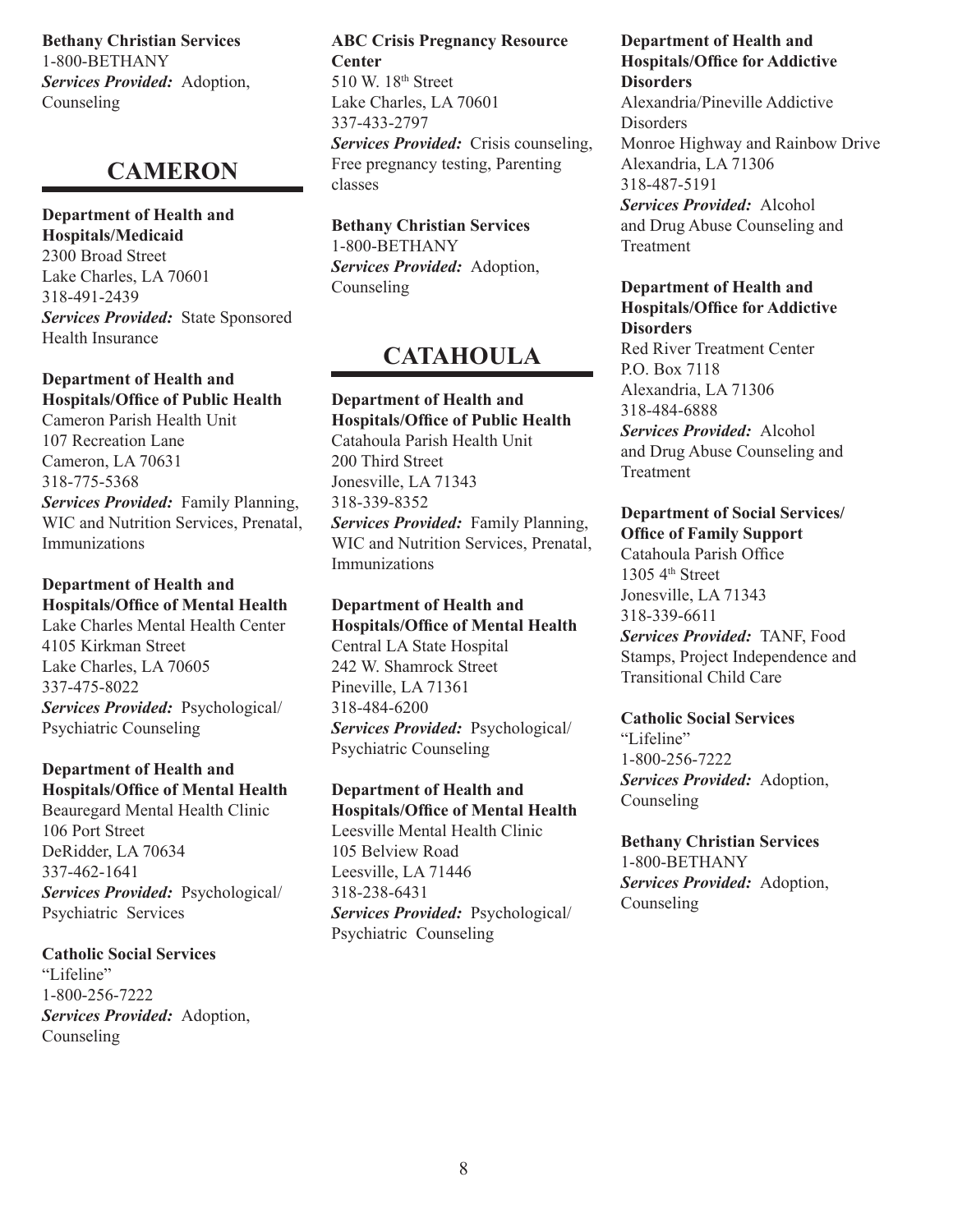**Bethany Christian Services**
1-800-BETHANY
***Services Provided:*** Adoption, Counseling

## CAMERON

**Department of Health and Hospitals/Medicaid**
2300 Broad Street
Lake Charles, LA 70601
318-491-2439
***Services Provided:*** State Sponsored Health Insurance

**Department of Health and Hospitals/Office of Public Health**
Cameron Parish Health Unit
107 Recreation Lane
Cameron, LA 70631
318-775-5368
***Services Provided:*** Family Planning, WIC and Nutrition Services, Prenatal, Immunizations

**Department of Health and Hospitals/Office of Mental Health**
Lake Charles Mental Health Center
4105 Kirkman Street
Lake Charles, LA 70605
337-475-8022
***Services Provided:*** Psychological/ Psychiatric Counseling

**Department of Health and Hospitals/Office of Mental Health**
Beauregard Mental Health Clinic
106 Port Street
DeRidder, LA 70634
337-462-1641
***Services Provided:*** Psychological/ Psychiatric Services

**Catholic Social Services**
"Lifeline"
1-800-256-7222
***Services Provided:*** Adoption, Counseling

**ABC Crisis Pregnancy Resource Center**
510 W. 18th Street
Lake Charles, LA 70601
337-433-2797
***Services Provided:*** Crisis counseling, Free pregnancy testing, Parenting classes

**Bethany Christian Services**
1-800-BETHANY
***Services Provided:*** Adoption, Counseling

## CATAHOULA

**Department of Health and Hospitals/Office of Public Health**
Catahoula Parish Health Unit
200 Third Street
Jonesville, LA 71343
318-339-8352
***Services Provided:*** Family Planning, WIC and Nutrition Services, Prenatal, Immunizations

**Department of Health and Hospitals/Office of Mental Health**
Central LA State Hospital
242 W. Shamrock Street
Pineville, LA 71361
318-484-6200
***Services Provided:*** Psychological/ Psychiatric Counseling

**Department of Health and Hospitals/Office of Mental Health**
Leesville Mental Health Clinic
105 Belview Road
Leesville, LA 71446
318-238-6431
***Services Provided:*** Psychological/ Psychiatric Counseling

**Department of Health and Hospitals/Office for Addictive Disorders**
Alexandria/Pineville Addictive Disorders
Monroe Highway and Rainbow Drive
Alexandria, LA 71306
318-487-5191
***Services Provided:*** Alcohol and Drug Abuse Counseling and Treatment

**Department of Health and Hospitals/Office for Addictive Disorders**
Red River Treatment Center
P.O. Box 7118
Alexandria, LA 71306
318-484-6888
***Services Provided:*** Alcohol and Drug Abuse Counseling and Treatment

**Department of Social Services/ Office of Family Support**
Catahoula Parish Office
1305 4th Street
Jonesville, LA 71343
318-339-6611
***Services Provided:*** TANF, Food Stamps, Project Independence and Transitional Child Care

**Catholic Social Services**
"Lifeline"
1-800-256-7222
***Services Provided:*** Adoption, Counseling

**Bethany Christian Services**
1-800-BETHANY
***Services Provided:*** Adoption, Counseling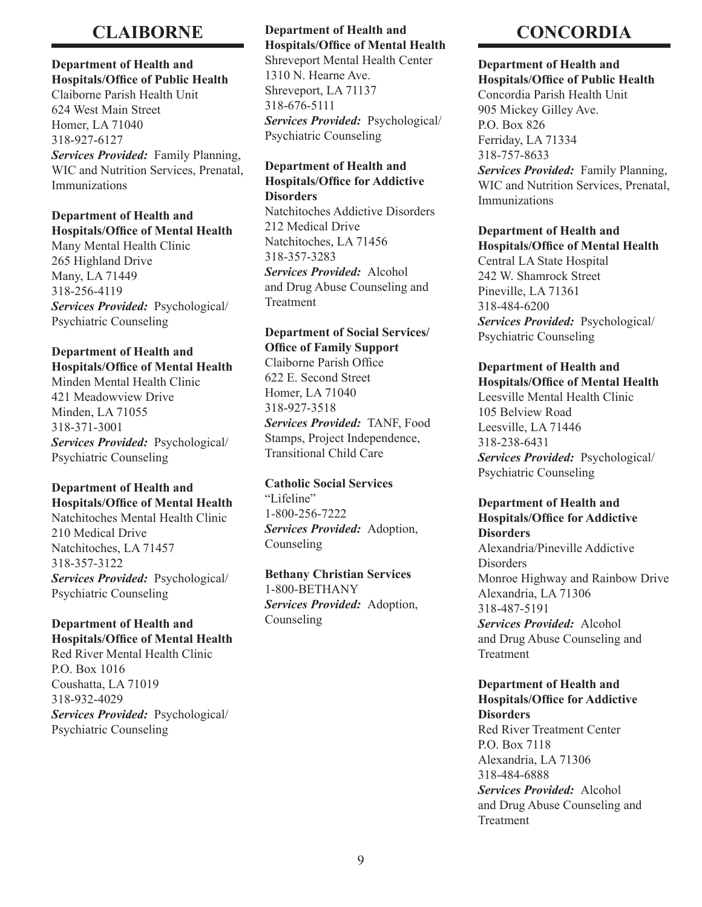## CLAIBORNE

**Department of Health and Hospitals/Office of Public Health**
Claiborne Parish Health Unit
624 West Main Street
Homer, LA 71040
318-927-6127
***Services Provided:*** Family Planning, WIC and Nutrition Services, Prenatal, Immunizations

**Department of Health and Hospitals/Office of Mental Health**
Many Mental Health Clinic
265 Highland Drive
Many, LA 71449
318-256-4119
***Services Provided:*** Psychological/ Psychiatric Counseling

**Department of Health and Hospitals/Office of Mental Health**
Minden Mental Health Clinic
421 Meadowview Drive
Minden, LA 71055
318-371-3001
***Services Provided:*** Psychological/ Psychiatric Counseling

**Department of Health and Hospitals/Office of Mental Health**
Natchitoches Mental Health Clinic
210 Medical Drive
Natchitoches, LA 71457
318-357-3122
***Services Provided:*** Psychological/ Psychiatric Counseling

**Department of Health and Hospitals/Office of Mental Health**
Red River Mental Health Clinic
P.O. Box 1016
Coushatta, LA 71019
318-932-4029
***Services Provided:*** Psychological/ Psychiatric Counseling

**Department of Health and Hospitals/Office of Mental Health**
Shreveport Mental Health Center
1310 N. Hearne Ave.
Shreveport, LA 71137
318-676-5111
***Services Provided:*** Psychological/ Psychiatric Counseling

**Department of Health and Hospitals/Office for Addictive Disorders**
Natchitoches Addictive Disorders
212 Medical Drive
Natchitoches, LA 71456
318-357-3283
***Services Provided:*** Alcohol and Drug Abuse Counseling and Treatment

**Department of Social Services/ Office of Family Support**
Claiborne Parish Office
622 E. Second Street
Homer, LA 71040
318-927-3518
***Services Provided:*** TANF, Food Stamps, Project Independence, Transitional Child Care

**Catholic Social Services**
"Lifeline"
1-800-256-7222
***Services Provided:*** Adoption, Counseling

**Bethany Christian Services**
1-800-BETHANY
***Services Provided:*** Adoption, Counseling

## CONCORDIA

**Department of Health and Hospitals/Office of Public Health**
Concordia Parish Health Unit
905 Mickey Gilley Ave.
P.O. Box 826
Ferriday, LA 71334
318-757-8633
***Services Provided:*** Family Planning, WIC and Nutrition Services, Prenatal, Immunizations

**Department of Health and Hospitals/Office of Mental Health**
Central LA State Hospital
242 W. Shamrock Street
Pineville, LA 71361
318-484-6200
***Services Provided:*** Psychological/ Psychiatric Counseling

**Department of Health and Hospitals/Office of Mental Health**
Leesville Mental Health Clinic
105 Belview Road
Leesville, LA 71446
318-238-6431
***Services Provided:*** Psychological/ Psychiatric Counseling

**Department of Health and Hospitals/Office for Addictive Disorders**
Alexandria/Pineville Addictive Disorders
Monroe Highway and Rainbow Drive
Alexandria, LA 71306
318-487-5191
***Services Provided:*** Alcohol and Drug Abuse Counseling and Treatment

**Department of Health and Hospitals/Office for Addictive Disorders**
Red River Treatment Center
P.O. Box 7118
Alexandria, LA 71306
318-484-6888
***Services Provided:*** Alcohol and Drug Abuse Counseling and Treatment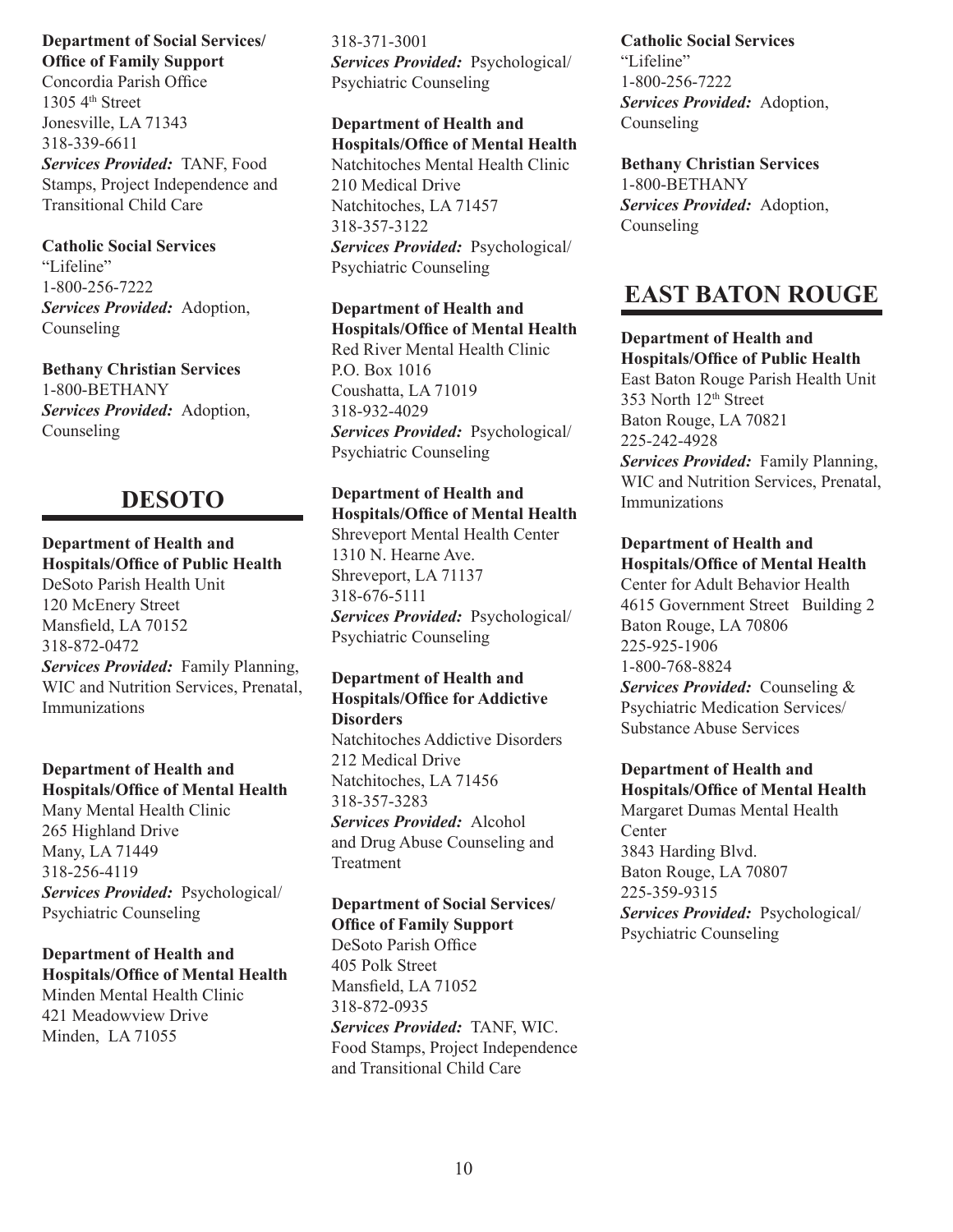**Department of Social Services/ Office of Family Support**
Concordia Parish Office
1305 4th Street
Jonesville, LA 71343
318-339-6611
***Services Provided:*** TANF, Food Stamps, Project Independence and Transitional Child Care

**Catholic Social Services**
"Lifeline"
1-800-256-7222
***Services Provided:*** Adoption, Counseling

**Bethany Christian Services**
1-800-BETHANY
***Services Provided:*** Adoption, Counseling

## DESOTO

**Department of Health and Hospitals/Office of Public Health**
DeSoto Parish Health Unit
120 McEnery Street
Mansfield, LA 70152
318-872-0472
***Services Provided:*** Family Planning, WIC and Nutrition Services, Prenatal, Immunizations

**Department of Health and Hospitals/Office of Mental Health**
Many Mental Health Clinic
265 Highland Drive
Many, LA 71449
318-256-4119
***Services Provided:*** Psychological/ Psychiatric Counseling

**Department of Health and Hospitals/Office of Mental Health**
Minden Mental Health Clinic
421 Meadowview Drive
Minden, LA 71055
318-371-3001
***Services Provided:*** Psychological/ Psychiatric Counseling

**Department of Health and Hospitals/Office of Mental Health**
Natchitoches Mental Health Clinic
210 Medical Drive
Natchitoches, LA 71457
318-357-3122
***Services Provided:*** Psychological/ Psychiatric Counseling

**Department of Health and Hospitals/Office of Mental Health**
Red River Mental Health Clinic
P.O. Box 1016
Coushatta, LA 71019
318-932-4029
***Services Provided:*** Psychological/ Psychiatric Counseling

**Department of Health and Hospitals/Office of Mental Health**
Shreveport Mental Health Center
1310 N. Hearne Ave.
Shreveport, LA 71137
318-676-5111
***Services Provided:*** Psychological/ Psychiatric Counseling

**Department of Health and Hospitals/Office for Addictive Disorders**
Natchitoches Addictive Disorders
212 Medical Drive
Natchitoches, LA 71456
318-357-3283
***Services Provided:*** Alcohol and Drug Abuse Counseling and Treatment

**Department of Social Services/ Office of Family Support**
DeSoto Parish Office
405 Polk Street
Mansfield, LA 71052
318-872-0935
***Services Provided:*** TANF, WIC. Food Stamps, Project Independence and Transitional Child Care

**Catholic Social Services**
"Lifeline"
1-800-256-7222
***Services Provided:*** Adoption, Counseling

**Bethany Christian Services**
1-800-BETHANY
***Services Provided:*** Adoption, Counseling

## EAST BATON ROUGE

**Department of Health and Hospitals/Office of Public Health**
East Baton Rouge Parish Health Unit
353 North 12th Street
Baton Rouge, LA 70821
225-242-4928
***Services Provided:*** Family Planning, WIC and Nutrition Services, Prenatal, Immunizations

**Department of Health and Hospitals/Office of Mental Health**
Center for Adult Behavior Health
4615 Government Street Building 2
Baton Rouge, LA 70806
225-925-1906
1-800-768-8824
***Services Provided:*** Counseling & Psychiatric Medication Services/ Substance Abuse Services

**Department of Health and Hospitals/Office of Mental Health**
Margaret Dumas Mental Health Center
3843 Harding Blvd.
Baton Rouge, LA 70807
225-359-9315
***Services Provided:*** Psychological/ Psychiatric Counseling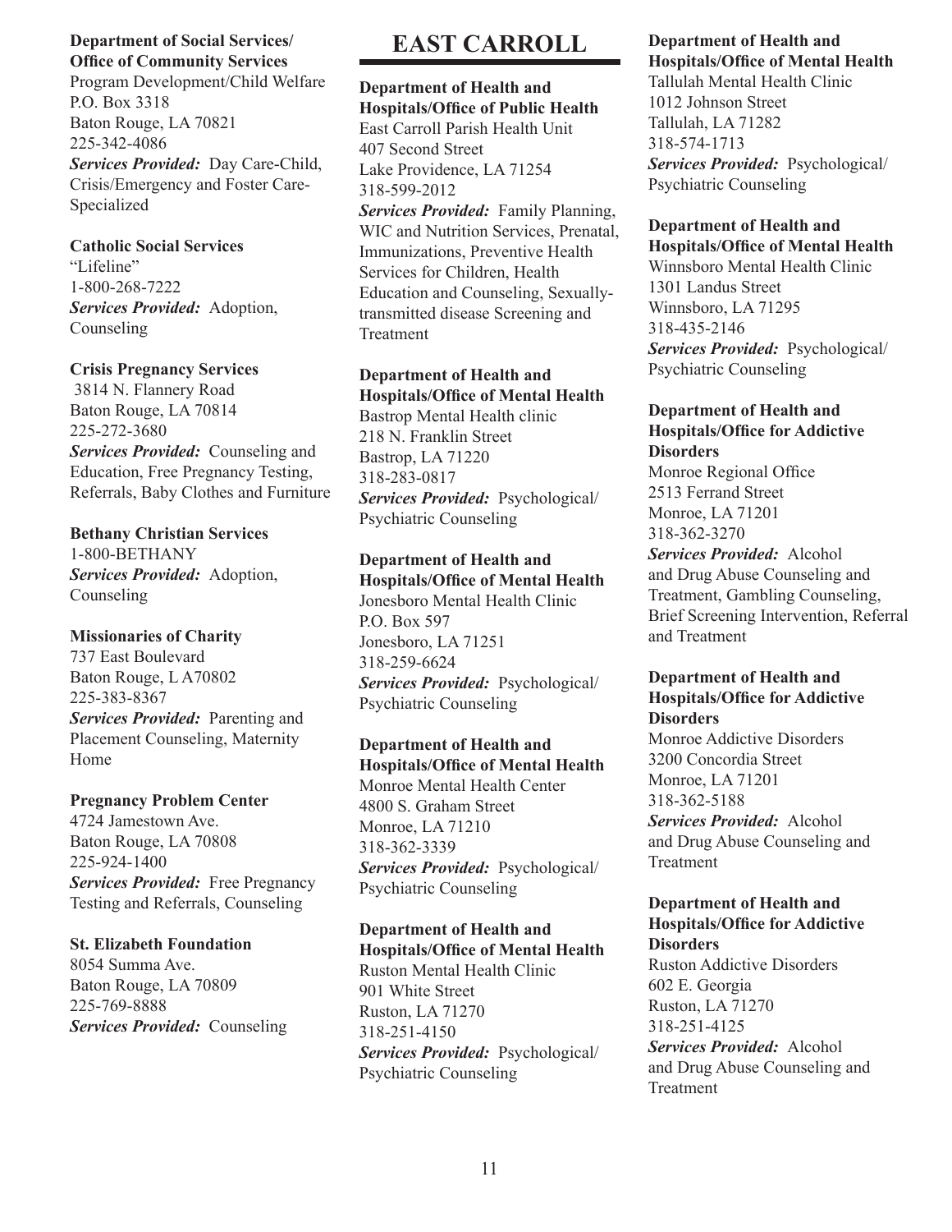**Department of Social Services/ Office of Community Services**
Program Development/Child Welfare
P.O. Box 3318
Baton Rouge, LA 70821
225-342-4086
***Services Provided:*** Day Care-Child, Crisis/Emergency and Foster Care-Specialized

**Catholic Social Services**
"Lifeline"
1-800-268-7222
***Services Provided:*** Adoption, Counseling

**Crisis Pregnancy Services**
3814 N. Flannery Road
Baton Rouge, LA 70814
225-272-3680
***Services Provided:*** Counseling and Education, Free Pregnancy Testing, Referrals, Baby Clothes and Furniture

**Bethany Christian Services**
1-800-BETHANY
***Services Provided:*** Adoption, Counseling

**Missionaries of Charity**
737 East Boulevard
Baton Rouge, L A70802
225-383-8367
***Services Provided:*** Parenting and Placement Counseling, Maternity Home

**Pregnancy Problem Center**
4724 Jamestown Ave.
Baton Rouge, LA 70808
225-924-1400
***Services Provided:*** Free Pregnancy Testing and Referrals, Counseling

**St. Elizabeth Foundation**
8054 Summa Ave.
Baton Rouge, LA 70809
225-769-8888
***Services Provided:*** Counseling

# EAST CARROLL

**Department of Health and Hospitals/Office of Public Health**
East Carroll Parish Health Unit
407 Second Street
Lake Providence, LA 71254
318-599-2012
***Services Provided:*** Family Planning, WIC and Nutrition Services, Prenatal, Immunizations, Preventive Health Services for Children, Health Education and Counseling, Sexually-transmitted disease Screening and Treatment

**Department of Health and Hospitals/Office of Mental Health**
Bastrop Mental Health clinic
218 N. Franklin Street
Bastrop, LA 71220
318-283-0817
***Services Provided:*** Psychological/ Psychiatric Counseling

**Department of Health and Hospitals/Office of Mental Health**
Jonesboro Mental Health Clinic
P.O. Box 597
Jonesboro, LA 71251
318-259-6624
***Services Provided:*** Psychological/ Psychiatric Counseling

**Department of Health and Hospitals/Office of Mental Health**
Monroe Mental Health Center
4800 S. Graham Street
Monroe, LA 71210
318-362-3339
***Services Provided:*** Psychological/ Psychiatric Counseling

**Department of Health and Hospitals/Office of Mental Health**
Ruston Mental Health Clinic
901 White Street
Ruston, LA 71270
318-251-4150
***Services Provided:*** Psychological/ Psychiatric Counseling

**Department of Health and Hospitals/Office of Mental Health**
Tallulah Mental Health Clinic
1012 Johnson Street
Tallulah, LA 71282
318-574-1713
***Services Provided:*** Psychological/ Psychiatric Counseling

**Department of Health and Hospitals/Office of Mental Health**
Winnsboro Mental Health Clinic
1301 Landus Street
Winnsboro, LA 71295
318-435-2146
***Services Provided:*** Psychological/ Psychiatric Counseling

**Department of Health and Hospitals/Office for Addictive Disorders**
Monroe Regional Office
2513 Ferrand Street
Monroe, LA 71201
318-362-3270
***Services Provided:*** Alcohol and Drug Abuse Counseling and Treatment, Gambling Counseling, Brief Screening Intervention, Referral and Treatment

**Department of Health and Hospitals/Office for Addictive Disorders**
Monroe Addictive Disorders
3200 Concordia Street
Monroe, LA 71201
318-362-5188
***Services Provided:*** Alcohol and Drug Abuse Counseling and Treatment

**Department of Health and Hospitals/Office for Addictive Disorders**
Ruston Addictive Disorders
602 E. Georgia
Ruston, LA 71270
318-251-4125
***Services Provided:*** Alcohol and Drug Abuse Counseling and Treatment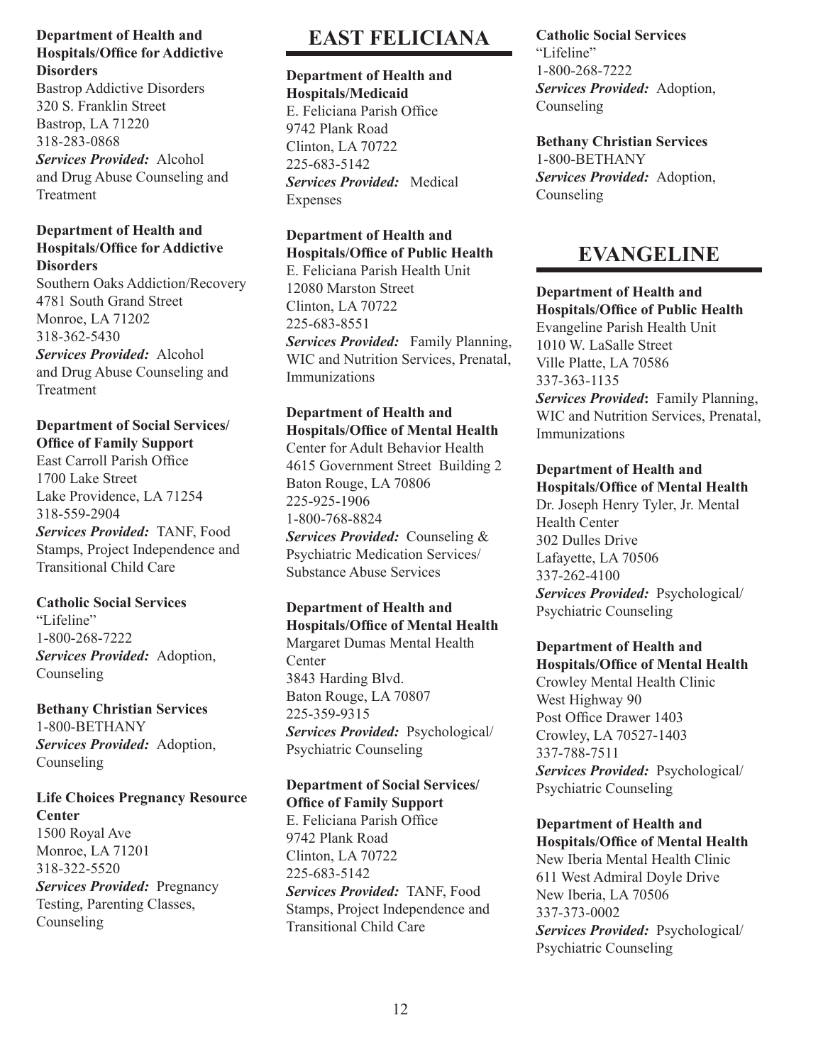**Department of Health and Hospitals/Office for Addictive Disorders**
Bastrop Addictive Disorders
320 S. Franklin Street
Bastrop, LA 71220
318-283-0868
***Services Provided:*** Alcohol and Drug Abuse Counseling and Treatment

**Department of Health and Hospitals/Office for Addictive Disorders**
Southern Oaks Addiction/Recovery
4781 South Grand Street
Monroe, LA 71202
318-362-5430
***Services Provided:*** Alcohol and Drug Abuse Counseling and Treatment

**Department of Social Services/ Office of Family Support**
East Carroll Parish Office
1700 Lake Street
Lake Providence, LA 71254
318-559-2904
***Services Provided:*** TANF, Food Stamps, Project Independence and Transitional Child Care

**Catholic Social Services**
"Lifeline"
1-800-268-7222
***Services Provided:*** Adoption, Counseling

**Bethany Christian Services**
1-800-BETHANY
***Services Provided:*** Adoption, Counseling

**Life Choices Pregnancy Resource Center**
1500 Royal Ave
Monroe, LA 71201
318-322-5520
***Services Provided:*** Pregnancy Testing, Parenting Classes, Counseling

## EAST FELICIANA

**Department of Health and Hospitals/Medicaid**
E. Feliciana Parish Office
9742 Plank Road
Clinton, LA 70722
225-683-5142
***Services Provided:*** Medical Expenses

**Department of Health and Hospitals/Office of Public Health**
E. Feliciana Parish Health Unit
12080 Marston Street
Clinton, LA 70722
225-683-8551
***Services Provided:*** Family Planning, WIC and Nutrition Services, Prenatal, Immunizations

**Department of Health and Hospitals/Office of Mental Health**
Center for Adult Behavior Health
4615 Government Street Building 2
Baton Rouge, LA 70806
225-925-1906
1-800-768-8824
***Services Provided:*** Counseling & Psychiatric Medication Services/ Substance Abuse Services

**Department of Health and Hospitals/Office of Mental Health**
Margaret Dumas Mental Health Center
3843 Harding Blvd.
Baton Rouge, LA 70807
225-359-9315
***Services Provided:*** Psychological/ Psychiatric Counseling

**Department of Social Services/ Office of Family Support**
E. Feliciana Parish Office
9742 Plank Road
Clinton, LA 70722
225-683-5142
***Services Provided:*** TANF, Food Stamps, Project Independence and Transitional Child Care

**Catholic Social Services**
"Lifeline"
1-800-268-7222
***Services Provided:*** Adoption, Counseling

**Bethany Christian Services**
1-800-BETHANY
***Services Provided:*** Adoption, Counseling

## EVANGELINE

**Department of Health and Hospitals/Office of Public Health**
Evangeline Parish Health Unit
1010 W. LaSalle Street
Ville Platte, LA 70586
337-363-1135
***Services Provided*****:** Family Planning, WIC and Nutrition Services, Prenatal, Immunizations

**Department of Health and Hospitals/Office of Mental Health**
Dr. Joseph Henry Tyler, Jr. Mental Health Center
302 Dulles Drive
Lafayette, LA 70506
337-262-4100
***Services Provided:*** Psychological/ Psychiatric Counseling

**Department of Health and Hospitals/Office of Mental Health**
Crowley Mental Health Clinic
West Highway 90
Post Office Drawer 1403
Crowley, LA 70527-1403
337-788-7511
***Services Provided:*** Psychological/ Psychiatric Counseling

**Department of Health and Hospitals/Office of Mental Health**
New Iberia Mental Health Clinic
611 West Admiral Doyle Drive
New Iberia, LA 70506
337-373-0002
***Services Provided:*** Psychological/ Psychiatric Counseling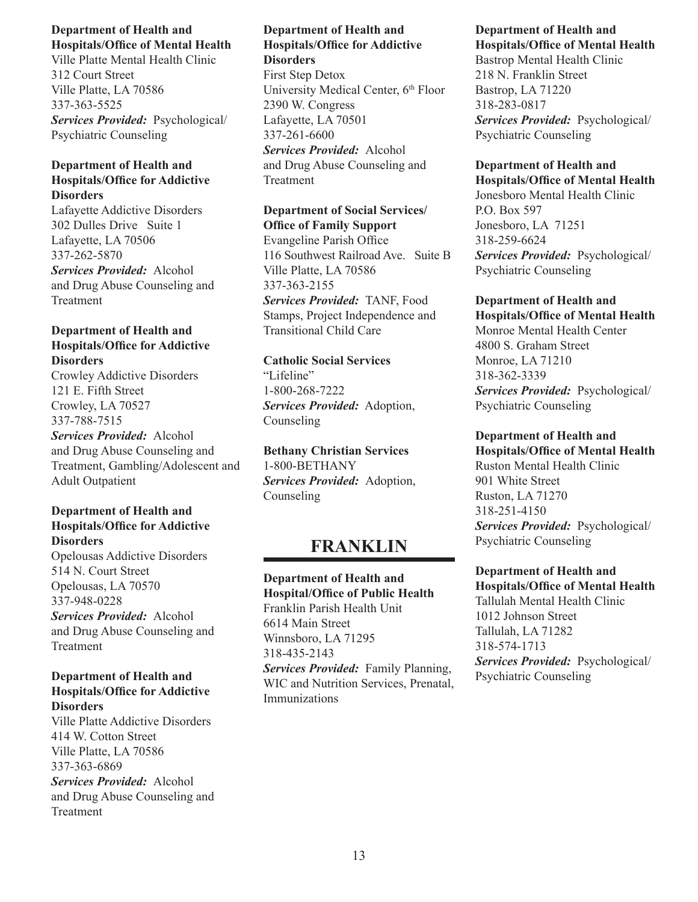**Department of Health and Hospitals/Office of Mental Health**
Ville Platte Mental Health Clinic
312 Court Street
Ville Platte, LA 70586
337-363-5525
***Services Provided:*** Psychological/ Psychiatric Counseling

**Department of Health and Hospitals/Office for Addictive Disorders**
Lafayette Addictive Disorders
302 Dulles Drive Suite 1
Lafayette, LA 70506
337-262-5870
***Services Provided:*** Alcohol and Drug Abuse Counseling and Treatment

**Department of Health and Hospitals/Office for Addictive Disorders**
Crowley Addictive Disorders
121 E. Fifth Street
Crowley, LA 70527
337-788-7515
***Services Provided:*** Alcohol and Drug Abuse Counseling and Treatment, Gambling/Adolescent and Adult Outpatient

**Department of Health and Hospitals/Office for Addictive Disorders**
Opelousas Addictive Disorders
514 N. Court Street
Opelousas, LA 70570
337-948-0228
***Services Provided:*** Alcohol and Drug Abuse Counseling and Treatment

**Department of Health and Hospitals/Office for Addictive Disorders**
Ville Platte Addictive Disorders
414 W. Cotton Street
Ville Platte, LA 70586
337-363-6869
***Services Provided:*** Alcohol and Drug Abuse Counseling and Treatment

**Department of Health and Hospitals/Office for Addictive Disorders**
First Step Detox
University Medical Center, 6th Floor
2390 W. Congress
Lafayette, LA 70501
337-261-6600
***Services Provided:*** Alcohol and Drug Abuse Counseling and Treatment

**Department of Social Services/ Office of Family Support**
Evangeline Parish Office
116 Southwest Railroad Ave. Suite B
Ville Platte, LA 70586
337-363-2155
***Services Provided:*** TANF, Food Stamps, Project Independence and Transitional Child Care

**Catholic Social Services**
"Lifeline"
1-800-268-7222
***Services Provided:*** Adoption, Counseling

**Bethany Christian Services**
1-800-BETHANY
***Services Provided:*** Adoption, Counseling

## FRANKLIN

**Department of Health and Hospital/Office of Public Health**
Franklin Parish Health Unit
6614 Main Street
Winnsboro, LA 71295
318-435-2143
***Services Provided:*** Family Planning, WIC and Nutrition Services, Prenatal, Immunizations

**Department of Health and Hospitals/Office of Mental Health**
Bastrop Mental Health Clinic
218 N. Franklin Street
Bastrop, LA 71220
318-283-0817
***Services Provided:*** Psychological/ Psychiatric Counseling

**Department of Health and Hospitals/Office of Mental Health**
Jonesboro Mental Health Clinic
P.O. Box 597
Jonesboro, LA 71251
318-259-6624
***Services Provided:*** Psychological/ Psychiatric Counseling

**Department of Health and Hospitals/Office of Mental Health**
Monroe Mental Health Center
4800 S. Graham Street
Monroe, LA 71210
318-362-3339
***Services Provided:*** Psychological/ Psychiatric Counseling

**Department of Health and Hospitals/Office of Mental Health**
Ruston Mental Health Clinic
901 White Street
Ruston, LA 71270
318-251-4150
***Services Provided:*** Psychological/ Psychiatric Counseling

**Department of Health and Hospitals/Office of Mental Health**
Tallulah Mental Health Clinic
1012 Johnson Street
Tallulah, LA 71282
318-574-1713
***Services Provided:*** Psychological/ Psychiatric Counseling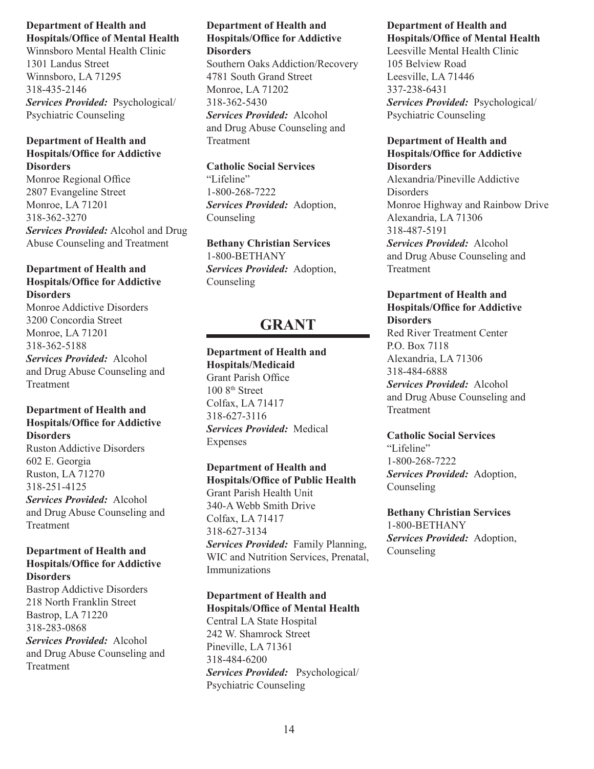**Department of Health and Hospitals/Office of Mental Health**
Winnsboro Mental Health Clinic
1301 Landus Street
Winnsboro, LA 71295
318-435-2146
***Services Provided:*** Psychological/Psychiatric Counseling

**Department of Health and Hospitals/Office for Addictive Disorders**
Monroe Regional Office
2807 Evangeline Street
Monroe, LA 71201
318-362-3270
***Services Provided:*** Alcohol and Drug Abuse Counseling and Treatment

**Department of Health and Hospitals/Office for Addictive Disorders**
Monroe Addictive Disorders
3200 Concordia Street
Monroe, LA 71201
318-362-5188
***Services Provided:*** Alcohol and Drug Abuse Counseling and Treatment

**Department of Health and Hospitals/Office for Addictive Disorders**
Ruston Addictive Disorders
602 E. Georgia
Ruston, LA 71270
318-251-4125
***Services Provided:*** Alcohol and Drug Abuse Counseling and Treatment

**Department of Health and Hospitals/Office for Addictive Disorders**
Bastrop Addictive Disorders
218 North Franklin Street
Bastrop, LA 71220
318-283-0868
***Services Provided:*** Alcohol and Drug Abuse Counseling and Treatment

**Department of Health and Hospitals/Office for Addictive Disorders**
Southern Oaks Addiction/Recovery
4781 South Grand Street
Monroe, LA 71202
318-362-5430
***Services Provided:*** Alcohol and Drug Abuse Counseling and Treatment

**Catholic Social Services**
"Lifeline"
1-800-268-7222
***Services Provided:*** Adoption, Counseling

**Bethany Christian Services**
1-800-BETHANY
***Services Provided:*** Adoption, Counseling

## GRANT

**Department of Health and Hospitals/Medicaid**
Grant Parish Office
100 8th Street
Colfax, LA 71417
318-627-3116
***Services Provided:*** Medical Expenses

**Department of Health and Hospitals/Office of Public Health**
Grant Parish Health Unit
340-A Webb Smith Drive
Colfax, LA 71417
318-627-3134
***Services Provided:*** Family Planning, WIC and Nutrition Services, Prenatal, Immunizations

**Department of Health and Hospitals/Office of Mental Health**
Central LA State Hospital
242 W. Shamrock Street
Pineville, LA 71361
318-484-6200
***Services Provided:*** Psychological/Psychiatric Counseling

**Department of Health and Hospitals/Office of Mental Health**
Leesville Mental Health Clinic
105 Belview Road
Leesville, LA 71446
337-238-6431
***Services Provided:*** Psychological/Psychiatric Counseling

**Department of Health and Hospitals/Office for Addictive Disorders**
Alexandria/Pineville Addictive Disorders
Monroe Highway and Rainbow Drive
Alexandria, LA 71306
318-487-5191
***Services Provided:*** Alcohol and Drug Abuse Counseling and Treatment

**Department of Health and Hospitals/Office for Addictive Disorders**
Red River Treatment Center
P.O. Box 7118
Alexandria, LA 71306
318-484-6888
***Services Provided:*** Alcohol and Drug Abuse Counseling and Treatment

**Catholic Social Services**
"Lifeline"
1-800-268-7222
***Services Provided:*** Adoption, Counseling

**Bethany Christian Services**
1-800-BETHANY
***Services Provided:*** Adoption, Counseling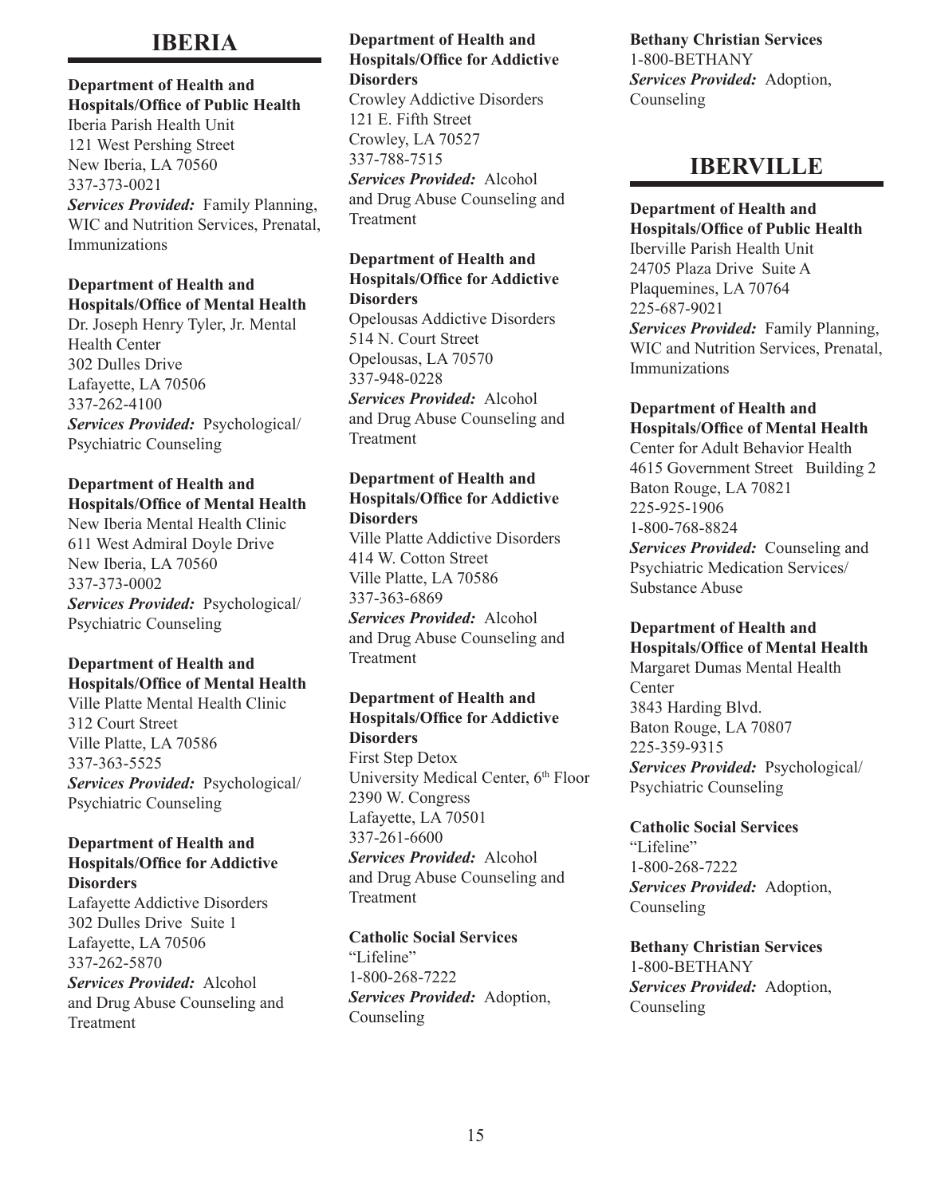## IBERIA

**Department of Health and Hospitals/Office of Public Health**
Iberia Parish Health Unit
121 West Pershing Street
New Iberia, LA 70560
337-373-0021
***Services Provided:*** Family Planning, WIC and Nutrition Services, Prenatal, Immunizations

**Department of Health and Hospitals/Office of Mental Health**
Dr. Joseph Henry Tyler, Jr. Mental Health Center
302 Dulles Drive
Lafayette, LA 70506
337-262-4100
***Services Provided:*** Psychological/ Psychiatric Counseling

**Department of Health and Hospitals/Office of Mental Health**
New Iberia Mental Health Clinic
611 West Admiral Doyle Drive
New Iberia, LA 70560
337-373-0002
***Services Provided:*** Psychological/ Psychiatric Counseling

**Department of Health and Hospitals/Office of Mental Health**
Ville Platte Mental Health Clinic
312 Court Street
Ville Platte, LA 70586
337-363-5525
***Services Provided:*** Psychological/ Psychiatric Counseling

**Department of Health and Hospitals/Office for Addictive Disorders**
Lafayette Addictive Disorders
302 Dulles Drive Suite 1
Lafayette, LA 70506
337-262-5870
***Services Provided:*** Alcohol and Drug Abuse Counseling and Treatment

**Department of Health and Hospitals/Office for Addictive Disorders**
Crowley Addictive Disorders
121 E. Fifth Street
Crowley, LA 70527
337-788-7515
***Services Provided:*** Alcohol and Drug Abuse Counseling and Treatment

**Department of Health and Hospitals/Office for Addictive Disorders**
Opelousas Addictive Disorders
514 N. Court Street
Opelousas, LA 70570
337-948-0228
***Services Provided:*** Alcohol and Drug Abuse Counseling and Treatment

**Department of Health and Hospitals/Office for Addictive Disorders**
Ville Platte Addictive Disorders
414 W. Cotton Street
Ville Platte, LA 70586
337-363-6869
***Services Provided:*** Alcohol and Drug Abuse Counseling and Treatment

**Department of Health and Hospitals/Office for Addictive Disorders**
First Step Detox
University Medical Center, 6th Floor
2390 W. Congress
Lafayette, LA 70501
337-261-6600
***Services Provided:*** Alcohol and Drug Abuse Counseling and Treatment

**Catholic Social Services**
"Lifeline"
1-800-268-7222
***Services Provided:*** Adoption, Counseling

**Bethany Christian Services**
1-800-BETHANY
***Services Provided:*** Adoption, Counseling

## IBERVILLE

**Department of Health and Hospitals/Office of Public Health**
Iberville Parish Health Unit
24705 Plaza Drive Suite A
Plaquemines, LA 70764
225-687-9021
***Services Provided:*** Family Planning, WIC and Nutrition Services, Prenatal, Immunizations

**Department of Health and Hospitals/Office of Mental Health**
Center for Adult Behavior Health
4615 Government Street Building 2
Baton Rouge, LA 70821
225-925-1906
1-800-768-8824
***Services Provided:*** Counseling and Psychiatric Medication Services/ Substance Abuse

**Department of Health and Hospitals/Office of Mental Health**
Margaret Dumas Mental Health Center
3843 Harding Blvd.
Baton Rouge, LA 70807
225-359-9315
***Services Provided:*** Psychological/ Psychiatric Counseling

**Catholic Social Services**
"Lifeline"
1-800-268-7222
***Services Provided:*** Adoption, Counseling

**Bethany Christian Services**
1-800-BETHANY
***Services Provided:*** Adoption, Counseling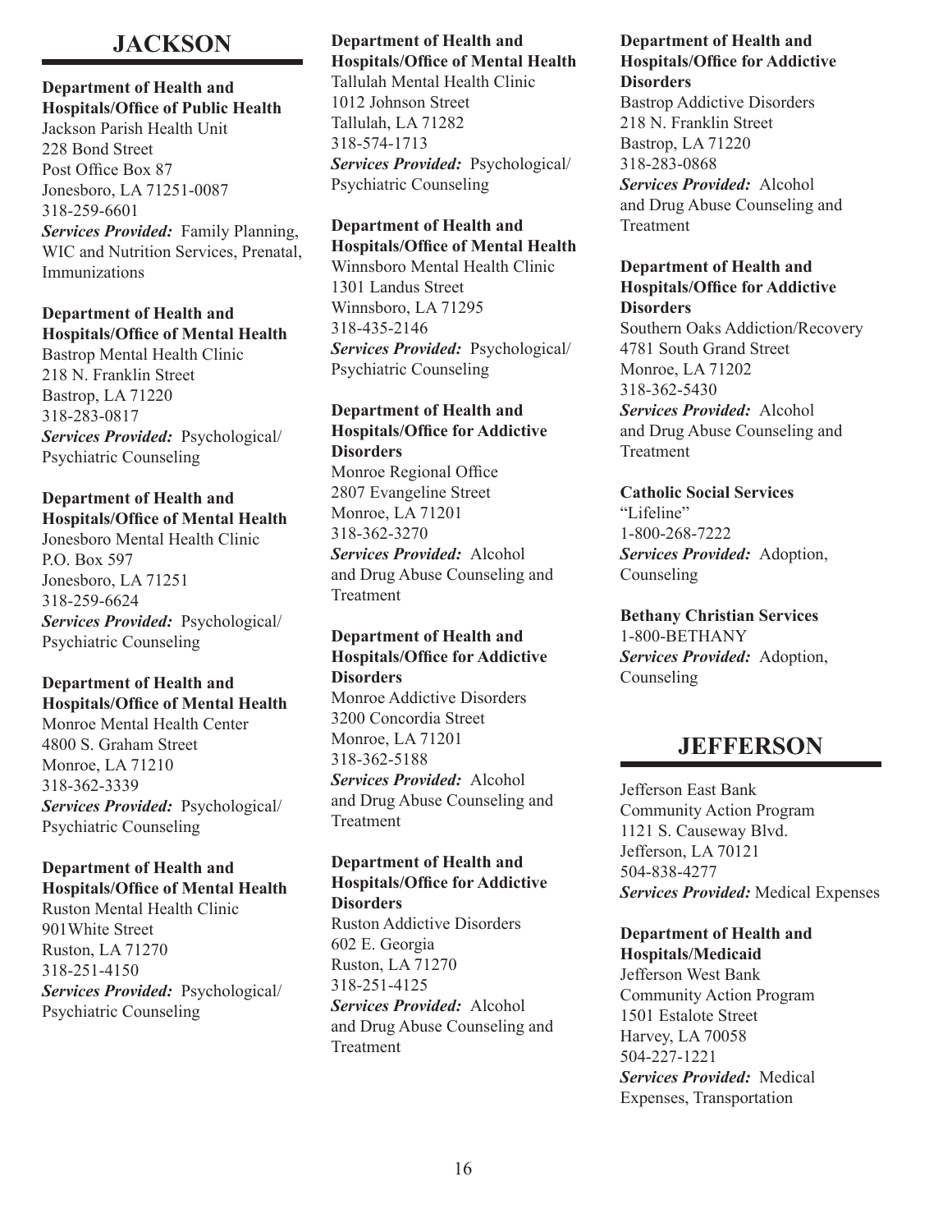## JACKSON

**Department of Health and Hospitals/Office of Public Health**
Jackson Parish Health Unit
228 Bond Street
Post Office Box 87
Jonesboro, LA 71251-0087
318-259-6601
***Services Provided:*** Family Planning, WIC and Nutrition Services, Prenatal, Immunizations

**Department of Health and Hospitals/Office of Mental Health**
Bastrop Mental Health Clinic
218 N. Franklin Street
Bastrop, LA 71220
318-283-0817
***Services Provided:*** Psychological/ Psychiatric Counseling

**Department of Health and Hospitals/Office of Mental Health**
Jonesboro Mental Health Clinic
P.O. Box 597
Jonesboro, LA 71251
318-259-6624
***Services Provided:*** Psychological/ Psychiatric Counseling

**Department of Health and Hospitals/Office of Mental Health**
Monroe Mental Health Center
4800 S. Graham Street
Monroe, LA 71210
318-362-3339
***Services Provided:*** Psychological/ Psychiatric Counseling

**Department of Health and Hospitals/Office of Mental Health**
Ruston Mental Health Clinic
901White Street
Ruston, LA 71270
318-251-4150
***Services Provided:*** Psychological/ Psychiatric Counseling

**Department of Health and Hospitals/Office of Mental Health**
Tallulah Mental Health Clinic
1012 Johnson Street
Tallulah, LA 71282
318-574-1713
***Services Provided:*** Psychological/ Psychiatric Counseling

**Department of Health and Hospitals/Office of Mental Health**
Winnsboro Mental Health Clinic
1301 Landus Street
Winnsboro, LA 71295
318-435-2146
***Services Provided:*** Psychological/ Psychiatric Counseling

**Department of Health and Hospitals/Office for Addictive Disorders**
Monroe Regional Office
2807 Evangeline Street
Monroe, LA 71201
318-362-3270
***Services Provided:*** Alcohol and Drug Abuse Counseling and Treatment

**Department of Health and Hospitals/Office for Addictive Disorders**
Monroe Addictive Disorders
3200 Concordia Street
Monroe, LA 71201
318-362-5188
***Services Provided:*** Alcohol and Drug Abuse Counseling and Treatment

**Department of Health and Hospitals/Office for Addictive Disorders**
Ruston Addictive Disorders
602 E. Georgia
Ruston, LA 71270
318-251-4125
***Services Provided:*** Alcohol and Drug Abuse Counseling and Treatment

**Department of Health and Hospitals/Office for Addictive Disorders**
Bastrop Addictive Disorders
218 N. Franklin Street
Bastrop, LA 71220
318-283-0868
***Services Provided:*** Alcohol and Drug Abuse Counseling and Treatment

**Department of Health and Hospitals/Office for Addictive Disorders**
Southern Oaks Addiction/Recovery
4781 South Grand Street
Monroe, LA 71202
318-362-5430
***Services Provided:*** Alcohol and Drug Abuse Counseling and Treatment

**Catholic Social Services**
"Lifeline"
1-800-268-7222
***Services Provided:*** Adoption, Counseling

**Bethany Christian Services**
1-800-BETHANY
***Services Provided:*** Adoption, Counseling

## JEFFERSON

Jefferson East Bank
Community Action Program
1121 S. Causeway Blvd.
Jefferson, LA 70121
504-838-4277
***Services Provided:*** Medical Expenses

**Department of Health and Hospitals/Medicaid**
Jefferson West Bank
Community Action Program
1501 Estalote Street
Harvey, LA 70058
504-227-1221
***Services Provided:*** Medical Expenses, Transportation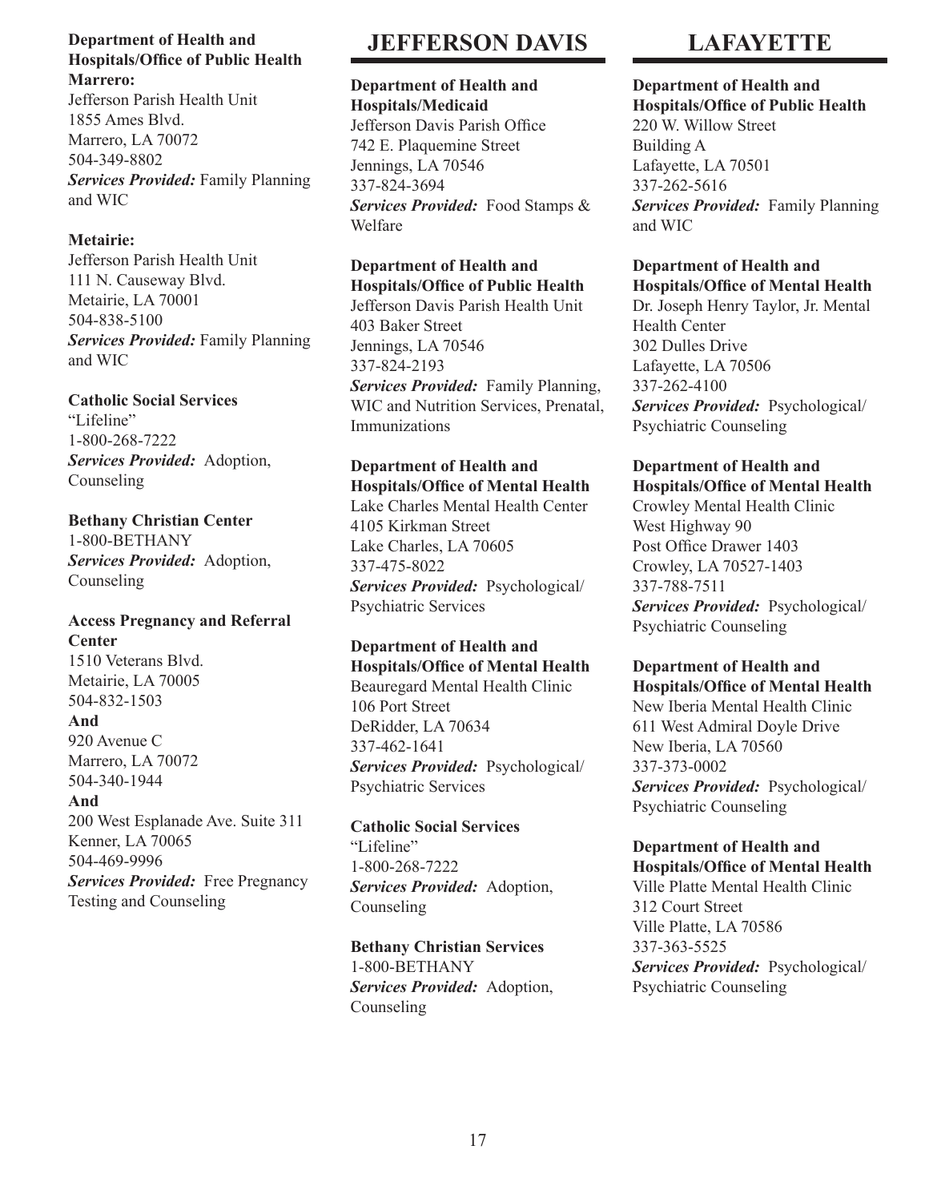**Department of Health and Hospitals/Office of Public Health**

**Marrero:**
Jefferson Parish Health Unit
1855 Ames Blvd.
Marrero, LA 70072
504-349-8802
***Services Provided:*** Family Planning and WIC

**Metairie:**
Jefferson Parish Health Unit
111 N. Causeway Blvd.
Metairie, LA 70001
504-838-5100
***Services Provided:*** Family Planning and WIC

**Catholic Social Services**
"Lifeline"
1-800-268-7222
***Services Provided:*** Adoption, Counseling

**Bethany Christian Center**
1-800-BETHANY
***Services Provided:*** Adoption, Counseling

**Access Pregnancy and Referral Center**
1510 Veterans Blvd.
Metairie, LA 70005
504-832-1503
**And**
920 Avenue C
Marrero, LA 70072
504-340-1944
**And**
200 West Esplanade Ave. Suite 311
Kenner, LA 70065
504-469-9996
***Services Provided:*** Free Pregnancy Testing and Counseling

# JEFFERSON DAVIS

**Department of Health and Hospitals/Medicaid**
Jefferson Davis Parish Office
742 E. Plaquemine Street
Jennings, LA 70546
337-824-3694
***Services Provided:*** Food Stamps & Welfare

**Department of Health and Hospitals/Office of Public Health**
Jefferson Davis Parish Health Unit
403 Baker Street
Jennings, LA 70546
337-824-2193
***Services Provided:*** Family Planning, WIC and Nutrition Services, Prenatal, Immunizations

**Department of Health and Hospitals/Office of Mental Health**
Lake Charles Mental Health Center
4105 Kirkman Street
Lake Charles, LA 70605
337-475-8022
***Services Provided:*** Psychological/Psychiatric Services

**Department of Health and Hospitals/Office of Mental Health**
Beauregard Mental Health Clinic
106 Port Street
DeRidder, LA 70634
337-462-1641
***Services Provided:*** Psychological/Psychiatric Services

**Catholic Social Services**
"Lifeline"
1-800-268-7222
***Services Provided:*** Adoption, Counseling

**Bethany Christian Services**
1-800-BETHANY
***Services Provided:*** Adoption, Counseling

# LAFAYETTE

**Department of Health and Hospitals/Office of Public Health**
220 W. Willow Street
Building A
Lafayette, LA 70501
337-262-5616
***Services Provided:*** Family Planning and WIC

**Department of Health and Hospitals/Office of Mental Health**
Dr. Joseph Henry Taylor, Jr. Mental Health Center
302 Dulles Drive
Lafayette, LA 70506
337-262-4100
***Services Provided:*** Psychological/Psychiatric Counseling

**Department of Health and Hospitals/Office of Mental Health**
Crowley Mental Health Clinic
West Highway 90
Post Office Drawer 1403
Crowley, LA 70527-1403
337-788-7511
***Services Provided:*** Psychological/Psychiatric Counseling

**Department of Health and Hospitals/Office of Mental Health**
New Iberia Mental Health Clinic
611 West Admiral Doyle Drive
New Iberia, LA 70560
337-373-0002
***Services Provided:*** Psychological/Psychiatric Counseling

**Department of Health and Hospitals/Office of Mental Health**
Ville Platte Mental Health Clinic
312 Court Street
Ville Platte, LA 70586
337-363-5525
***Services Provided:*** Psychological/Psychiatric Counseling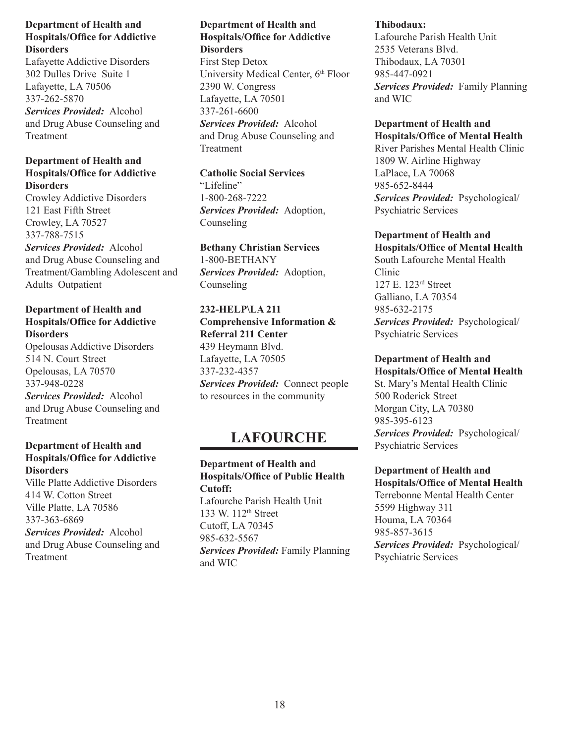**Department of Health and Hospitals/Office for Addictive Disorders**
Lafayette Addictive Disorders
302 Dulles Drive Suite 1
Lafayette, LA 70506
337-262-5870
***Services Provided:*** Alcohol and Drug Abuse Counseling and Treatment

**Department of Health and Hospitals/Office for Addictive Disorders**
Crowley Addictive Disorders
121 East Fifth Street
Crowley, LA 70527
337-788-7515
***Services Provided:*** Alcohol and Drug Abuse Counseling and Treatment/Gambling Adolescent and Adults Outpatient

**Department of Health and Hospitals/Office for Addictive Disorders**
Opelousas Addictive Disorders
514 N. Court Street
Opelousas, LA 70570
337-948-0228
***Services Provided:*** Alcohol and Drug Abuse Counseling and Treatment

**Department of Health and Hospitals/Office for Addictive Disorders**
Ville Platte Addictive Disorders
414 W. Cotton Street
Ville Platte, LA 70586
337-363-6869
***Services Provided:*** Alcohol and Drug Abuse Counseling and Treatment

**Department of Health and Hospitals/Office for Addictive Disorders**
First Step Detox
University Medical Center, 6th Floor
2390 W. Congress
Lafayette, LA 70501
337-261-6600
***Services Provided:*** Alcohol and Drug Abuse Counseling and Treatment

**Catholic Social Services**
"Lifeline"
1-800-268-7222
***Services Provided:*** Adoption, Counseling

**Bethany Christian Services**
1-800-BETHANY
***Services Provided:*** Adoption, Counseling

**232-HELP\LA 211 Comprehensive Information & Referral 211 Center**
439 Heymann Blvd.
Lafayette, LA 70505
337-232-4357
***Services Provided:*** Connect people to resources in the community

## LAFOURCHE

**Department of Health and Hospitals/Office of Public Health**
**Cutoff:**
Lafourche Parish Health Unit
133 W. 112th Street
Cutoff, LA 70345
985-632-5567
***Services Provided:*** Family Planning and WIC

**Thibodaux:**
Lafourche Parish Health Unit
2535 Veterans Blvd.
Thibodaux, LA 70301
985-447-0921
***Services Provided:*** Family Planning and WIC

**Department of Health and Hospitals/Office of Mental Health**
River Parishes Mental Health Clinic
1809 W. Airline Highway
LaPlace, LA 70068
985-652-8444
***Services Provided:*** Psychological/Psychiatric Services

**Department of Health and Hospitals/Office of Mental Health**
South Lafourche Mental Health Clinic
127 E. 123rd Street
Galliano, LA 70354
985-632-2175
***Services Provided:*** Psychological/Psychiatric Services

**Department of Health and Hospitals/Office of Mental Health**
St. Mary's Mental Health Clinic
500 Roderick Street
Morgan City, LA 70380
985-395-6123
***Services Provided:*** Psychological/Psychiatric Services

**Department of Health and Hospitals/Office of Mental Health**
Terrebonne Mental Health Center
5599 Highway 311
Houma, LA 70364
985-857-3615
***Services Provided:*** Psychological/Psychiatric Services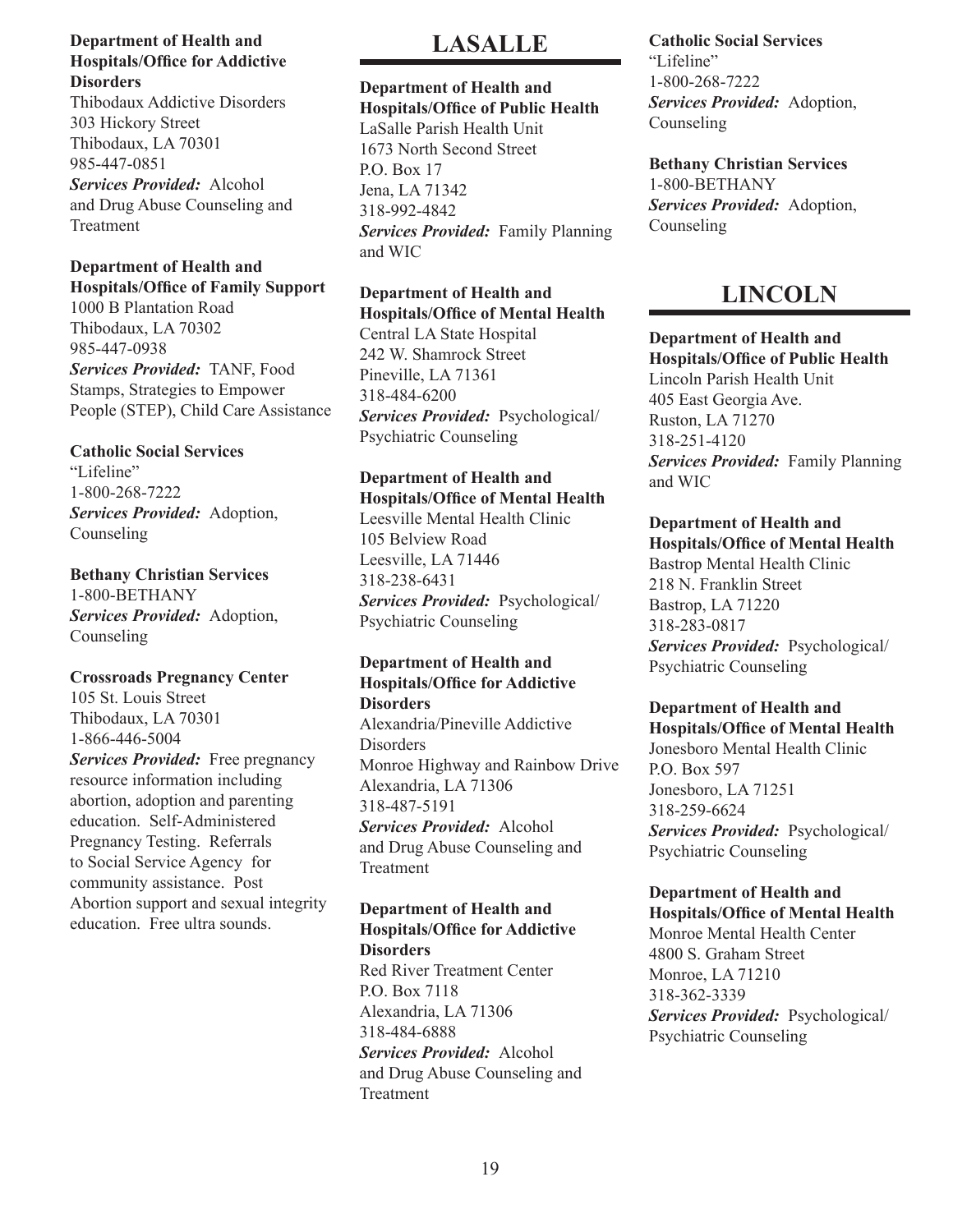**Department of Health and Hospitals/Office for Addictive Disorders**
Thibodaux Addictive Disorders
303 Hickory Street
Thibodaux, LA 70301
985-447-0851
***Services Provided:*** Alcohol and Drug Abuse Counseling and Treatment

**Department of Health and Hospitals/Office of Family Support**
1000 B Plantation Road
Thibodaux, LA 70302
985-447-0938
***Services Provided:*** TANF, Food Stamps, Strategies to Empower People (STEP), Child Care Assistance

**Catholic Social Services**
"Lifeline"
1-800-268-7222
***Services Provided:*** Adoption, Counseling

**Bethany Christian Services**
1-800-BETHANY
***Services Provided:*** Adoption, Counseling

**Crossroads Pregnancy Center**
105 St. Louis Street
Thibodaux, LA 70301
1-866-446-5004
***Services Provided:*** Free pregnancy resource information including abortion, adoption and parenting education. Self-Administered Pregnancy Testing. Referrals to Social Service Agency for community assistance. Post Abortion support and sexual integrity education. Free ultra sounds.

## LASALLE

**Department of Health and Hospitals/Office of Public Health**
LaSalle Parish Health Unit
1673 North Second Street
P.O. Box 17
Jena, LA 71342
318-992-4842
***Services Provided:*** Family Planning and WIC

**Department of Health and Hospitals/Office of Mental Health**
Central LA State Hospital
242 W. Shamrock Street
Pineville, LA 71361
318-484-6200
***Services Provided:*** Psychological/ Psychiatric Counseling

**Department of Health and Hospitals/Office of Mental Health**
Leesville Mental Health Clinic
105 Belview Road
Leesville, LA 71446
318-238-6431
***Services Provided:*** Psychological/ Psychiatric Counseling

**Department of Health and Hospitals/Office for Addictive Disorders**
Alexandria/Pineville Addictive Disorders
Monroe Highway and Rainbow Drive
Alexandria, LA 71306
318-487-5191
***Services Provided:*** Alcohol and Drug Abuse Counseling and Treatment

**Department of Health and Hospitals/Office for Addictive Disorders**
Red River Treatment Center
P.O. Box 7118
Alexandria, LA 71306
318-484-6888
***Services Provided:*** Alcohol and Drug Abuse Counseling and Treatment

**Catholic Social Services**
"Lifeline"
1-800-268-7222
***Services Provided:*** Adoption, Counseling

**Bethany Christian Services**
1-800-BETHANY
***Services Provided:*** Adoption, Counseling

## LINCOLN

**Department of Health and Hospitals/Office of Public Health**
Lincoln Parish Health Unit
405 East Georgia Ave.
Ruston, LA 71270
318-251-4120
***Services Provided:*** Family Planning and WIC

**Department of Health and Hospitals/Office of Mental Health**
Bastrop Mental Health Clinic
218 N. Franklin Street
Bastrop, LA 71220
318-283-0817
***Services Provided:*** Psychological/ Psychiatric Counseling

**Department of Health and Hospitals/Office of Mental Health**
Jonesboro Mental Health Clinic
P.O. Box 597
Jonesboro, LA 71251
318-259-6624
***Services Provided:*** Psychological/ Psychiatric Counseling

**Department of Health and Hospitals/Office of Mental Health**
Monroe Mental Health Center
4800 S. Graham Street
Monroe, LA 71210
318-362-3339
***Services Provided:*** Psychological/ Psychiatric Counseling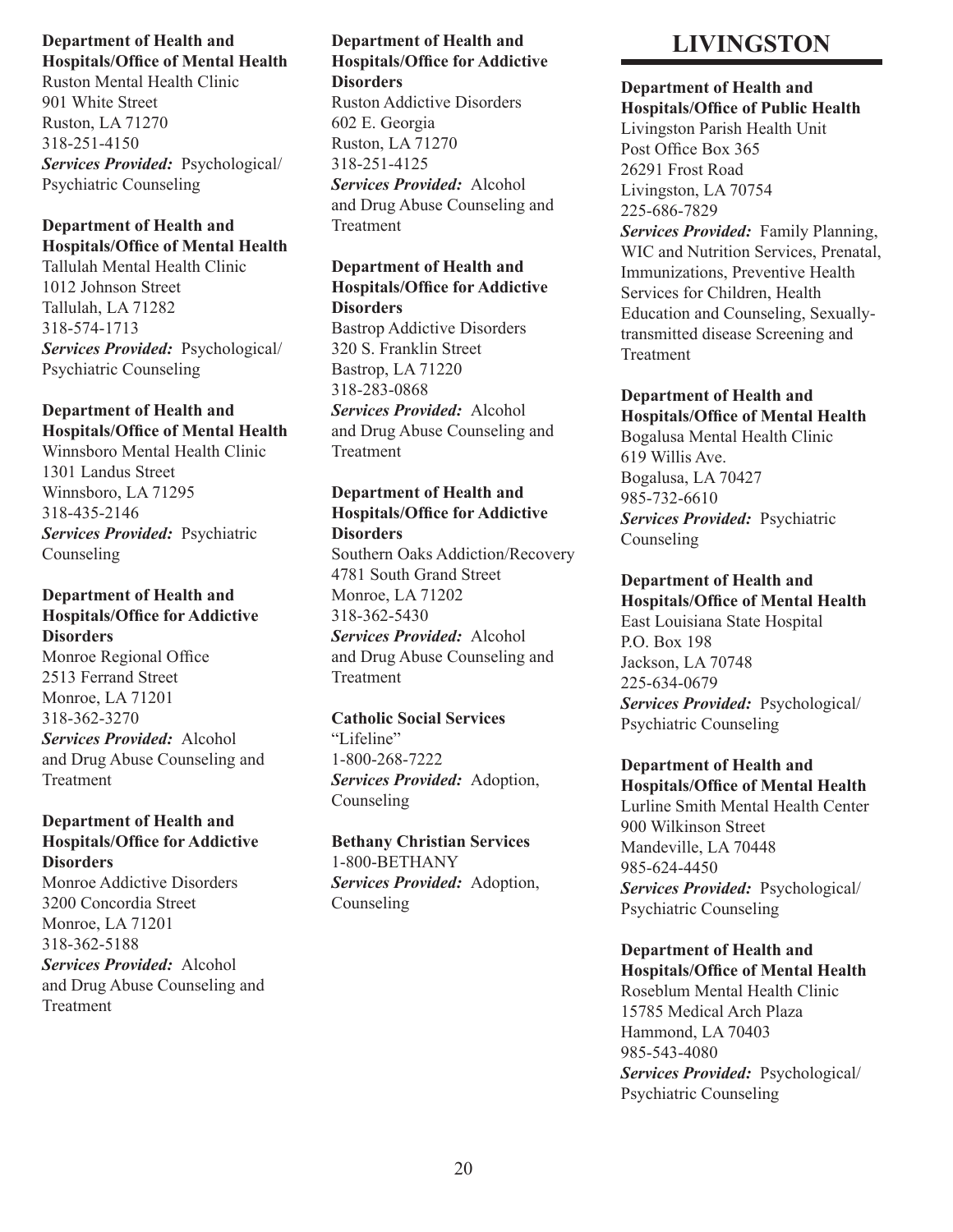**Department of Health and Hospitals/Office of Mental Health**
Ruston Mental Health Clinic
901 White Street
Ruston, LA 71270
318-251-4150
***Services Provided:*** Psychological/ Psychiatric Counseling

**Department of Health and Hospitals/Office of Mental Health**
Tallulah Mental Health Clinic
1012 Johnson Street
Tallulah, LA 71282
318-574-1713
***Services Provided:*** Psychological/ Psychiatric Counseling

**Department of Health and Hospitals/Office of Mental Health**
Winnsboro Mental Health Clinic
1301 Landus Street
Winnsboro, LA 71295
318-435-2146
***Services Provided:*** Psychiatric Counseling

**Department of Health and Hospitals/Office for Addictive Disorders**
Monroe Regional Office
2513 Ferrand Street
Monroe, LA 71201
318-362-3270
***Services Provided:*** Alcohol and Drug Abuse Counseling and Treatment

**Department of Health and Hospitals/Office for Addictive Disorders**
Monroe Addictive Disorders
3200 Concordia Street
Monroe, LA 71201
318-362-5188
***Services Provided:*** Alcohol and Drug Abuse Counseling and Treatment

**Department of Health and Hospitals/Office for Addictive Disorders**
Ruston Addictive Disorders
602 E. Georgia
Ruston, LA 71270
318-251-4125
***Services Provided:*** Alcohol and Drug Abuse Counseling and Treatment

**Department of Health and Hospitals/Office for Addictive Disorders**
Bastrop Addictive Disorders
320 S. Franklin Street
Bastrop, LA 71220
318-283-0868
***Services Provided:*** Alcohol and Drug Abuse Counseling and Treatment

**Department of Health and Hospitals/Office for Addictive Disorders**
Southern Oaks Addiction/Recovery
4781 South Grand Street
Monroe, LA 71202
318-362-5430
***Services Provided:*** Alcohol and Drug Abuse Counseling and Treatment

**Catholic Social Services**
"Lifeline"
1-800-268-7222
***Services Provided:*** Adoption, Counseling

**Bethany Christian Services**
1-800-BETHANY
***Services Provided:*** Adoption, Counseling

# LIVINGSTON

**Department of Health and Hospitals/Office of Public Health**
Livingston Parish Health Unit
Post Office Box 365
26291 Frost Road
Livingston, LA 70754
225-686-7829
***Services Provided:*** Family Planning, WIC and Nutrition Services, Prenatal, Immunizations, Preventive Health Services for Children, Health Education and Counseling, Sexually-transmitted disease Screening and Treatment

**Department of Health and Hospitals/Office of Mental Health**
Bogalusa Mental Health Clinic
619 Willis Ave.
Bogalusa, LA 70427
985-732-6610
***Services Provided:*** Psychiatric Counseling

**Department of Health and Hospitals/Office of Mental Health**
East Louisiana State Hospital
P.O. Box 198
Jackson, LA 70748
225-634-0679
***Services Provided:*** Psychological/ Psychiatric Counseling

**Department of Health and Hospitals/Office of Mental Health**
Lurline Smith Mental Health Center
900 Wilkinson Street
Mandeville, LA 70448
985-624-4450
***Services Provided:*** Psychological/ Psychiatric Counseling

**Department of Health and Hospitals/Office of Mental Health**
Roseblum Mental Health Clinic
15785 Medical Arch Plaza
Hammond, LA 70403
985-543-4080
***Services Provided:*** Psychological/ Psychiatric Counseling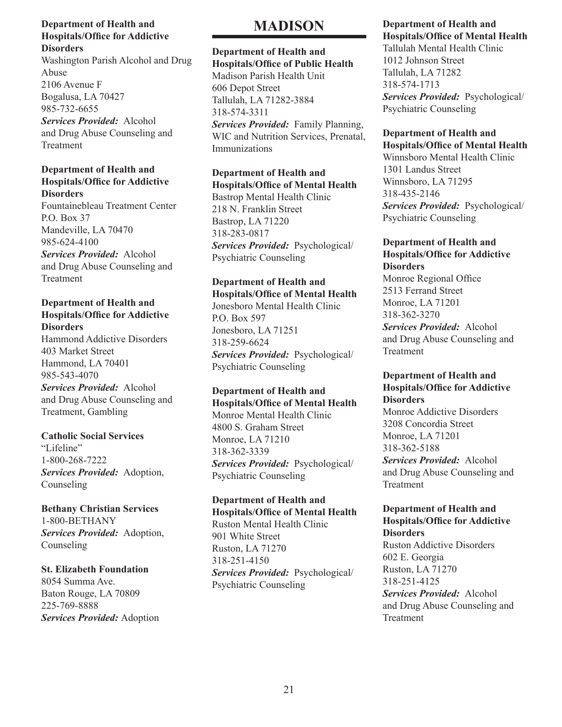**Department of Health and Hospitals/Office for Addictive Disorders**
Washington Parish Alcohol and Drug Abuse
2106 Avenue F
Bogalusa, LA 70427
985-732-6655
***Services Provided:*** Alcohol and Drug Abuse Counseling and Treatment

**Department of Health and Hospitals/Office for Addictive Disorders**
Fountainebleau Treatment Center
P.O. Box 37
Mandeville, LA 70470
985-624-4100
***Services Provided:*** Alcohol and Drug Abuse Counseling and Treatment

**Department of Health and Hospitals/Office for Addictive Disorders**
Hammond Addictive Disorders
403 Market Street
Hammond, LA 70401
985-543-4070
***Services Provided:*** Alcohol and Drug Abuse Counseling and Treatment, Gambling

**Catholic Social Services**
"Lifeline"
1-800-268-7222
***Services Provided:*** Adoption, Counseling

**Bethany Christian Services**
1-800-BETHANY
***Services Provided:*** Adoption, Counseling

**St. Elizabeth Foundation**
8054 Summa Ave.
Baton Rouge, LA 70809
225-769-8888
***Services Provided:*** Adoption

# MADISON

**Department of Health and Hospitals/Office of Public Health**
Madison Parish Health Unit
606 Depot Street
Tallulah, LA 71282-3884
318-574-3311
***Services Provided:*** Family Planning, WIC and Nutrition Services, Prenatal, Immunizations

**Department of Health and Hospitals/Office of Mental Health**
Bastrop Mental Health Clinic
218 N. Franklin Street
Bastrop, LA 71220
318-283-0817
***Services Provided:*** Psychological/ Psychiatric Counseling

**Department of Health and Hospitals/Office of Mental Health**
Jonesboro Mental Health Clinic
P.O. Box 597
Jonesboro, LA 71251
318-259-6624
***Services Provided:*** Psychological/ Psychiatric Counseling

**Department of Health and Hospitals/Office of Mental Health**
Monroe Mental Health Clinic
4800 S. Graham Street
Monroe, LA 71210
318-362-3339
***Services Provided:*** Psychological/ Psychiatric Counseling

**Department of Health and Hospitals/Office of Mental Health**
Ruston Mental Health Clinic
901 White Street
Ruston, LA 71270
318-251-4150
***Services Provided:*** Psychological/ Psychiatric Counseling

**Department of Health and Hospitals/Office of Mental Health**
Tallulah Mental Health Clinic
1012 Johnson Street
Tallulah, LA 71282
318-574-1713
***Services Provided:*** Psychological/ Psychiatric Counseling

**Department of Health and Hospitals/Office of Mental Health**
Winnsboro Mental Health Clinic
1301 Landus Street
Winnsboro, LA 71295
318-435-2146
***Services Provided:*** Psychological/ Psychiatric Counseling

**Department of Health and Hospitals/Office for Addictive Disorders**
Monroe Regional Office
2513 Ferrand Street
Monroe, LA 71201
318-362-3270
***Services Provided:*** Alcohol and Drug Abuse Counseling and Treatment

**Department of Health and Hospitals/Office for Addictive Disorders**
Monroe Addictive Disorders
3208 Concordia Street
Monroe, LA 71201
318-362-5188
***Services Provided:*** Alcohol and Drug Abuse Counseling and Treatment

**Department of Health and Hospitals/Office for Addictive Disorders**
Ruston Addictive Disorders
602 E. Georgia
Ruston, LA 71270
318-251-4125
***Services Provided:*** Alcohol and Drug Abuse Counseling and Treatment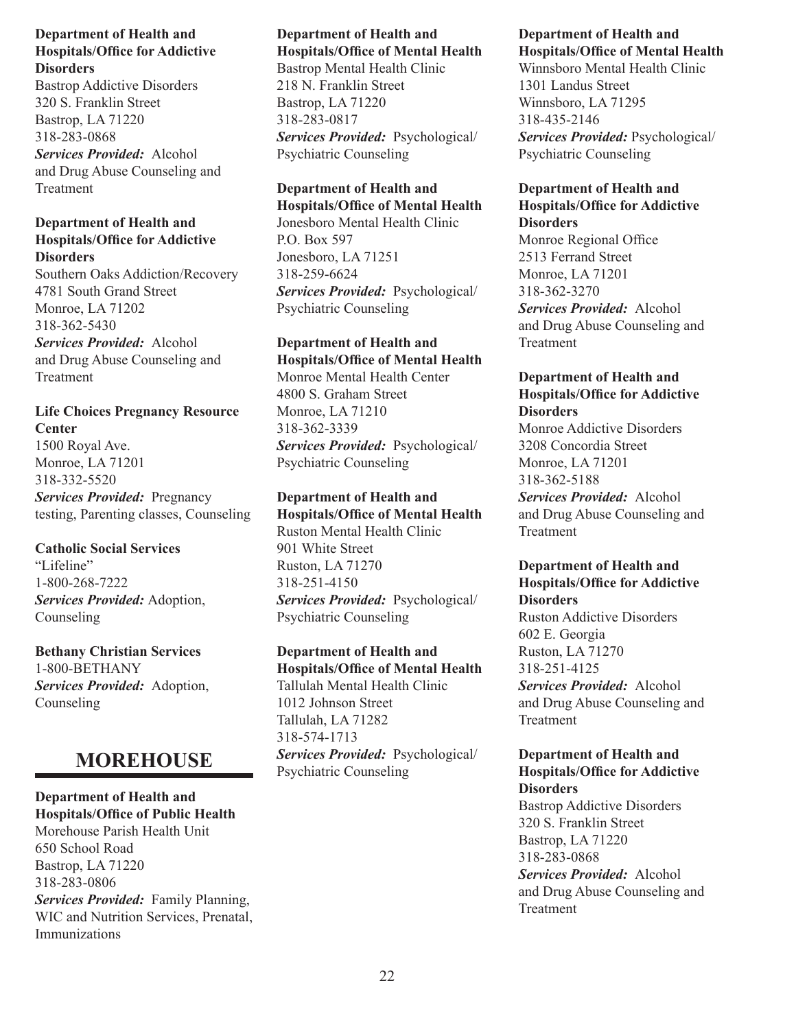**Department of Health and Hospitals/Office for Addictive Disorders**
Bastrop Addictive Disorders
320 S. Franklin Street
Bastrop, LA 71220
318-283-0868
***Services Provided:*** Alcohol and Drug Abuse Counseling and Treatment

**Department of Health and Hospitals/Office for Addictive Disorders**
Southern Oaks Addiction/Recovery
4781 South Grand Street
Monroe, LA 71202
318-362-5430
***Services Provided:*** Alcohol and Drug Abuse Counseling and Treatment

**Life Choices Pregnancy Resource Center**
1500 Royal Ave.
Monroe, LA 71201
318-332-5520
***Services Provided:*** Pregnancy testing, Parenting classes, Counseling

**Catholic Social Services**
"Lifeline"
1-800-268-7222
***Services Provided:*** Adoption, Counseling

**Bethany Christian Services**
1-800-BETHANY
***Services Provided:*** Adoption, Counseling

## MOREHOUSE

**Department of Health and Hospitals/Office of Public Health**
Morehouse Parish Health Unit
650 School Road
Bastrop, LA 71220
318-283-0806
***Services Provided:*** Family Planning, WIC and Nutrition Services, Prenatal, Immunizations

**Department of Health and Hospitals/Office of Mental Health**
Bastrop Mental Health Clinic
218 N. Franklin Street
Bastrop, LA 71220
318-283-0817
***Services Provided:*** Psychological/ Psychiatric Counseling

**Department of Health and Hospitals/Office of Mental Health**
Jonesboro Mental Health Clinic
P.O. Box 597
Jonesboro, LA 71251
318-259-6624
***Services Provided:*** Psychological/ Psychiatric Counseling

**Department of Health and Hospitals/Office of Mental Health**
Monroe Mental Health Center
4800 S. Graham Street
Monroe, LA 71210
318-362-3339
***Services Provided:*** Psychological/ Psychiatric Counseling

**Department of Health and Hospitals/Office of Mental Health**
Ruston Mental Health Clinic
901 White Street
Ruston, LA 71270
318-251-4150
***Services Provided:*** Psychological/ Psychiatric Counseling

**Department of Health and Hospitals/Office of Mental Health**
Tallulah Mental Health Clinic
1012 Johnson Street
Tallulah, LA 71282
318-574-1713
***Services Provided:*** Psychological/ Psychiatric Counseling

**Department of Health and Hospitals/Office of Mental Health**
Winnsboro Mental Health Clinic
1301 Landus Street
Winnsboro, LA 71295
318-435-2146
***Services Provided:*** Psychological/ Psychiatric Counseling

**Department of Health and Hospitals/Office for Addictive Disorders**
Monroe Regional Office
2513 Ferrand Street
Monroe, LA 71201
318-362-3270
***Services Provided:*** Alcohol and Drug Abuse Counseling and Treatment

**Department of Health and Hospitals/Office for Addictive Disorders**
Monroe Addictive Disorders
3208 Concordia Street
Monroe, LA 71201
318-362-5188
***Services Provided:*** Alcohol and Drug Abuse Counseling and Treatment

**Department of Health and Hospitals/Office for Addictive Disorders**
Ruston Addictive Disorders
602 E. Georgia
Ruston, LA 71270
318-251-4125
***Services Provided:*** Alcohol and Drug Abuse Counseling and Treatment

**Department of Health and Hospitals/Office for Addictive Disorders**
Bastrop Addictive Disorders
320 S. Franklin Street
Bastrop, LA 71220
318-283-0868
***Services Provided:*** Alcohol and Drug Abuse Counseling and Treatment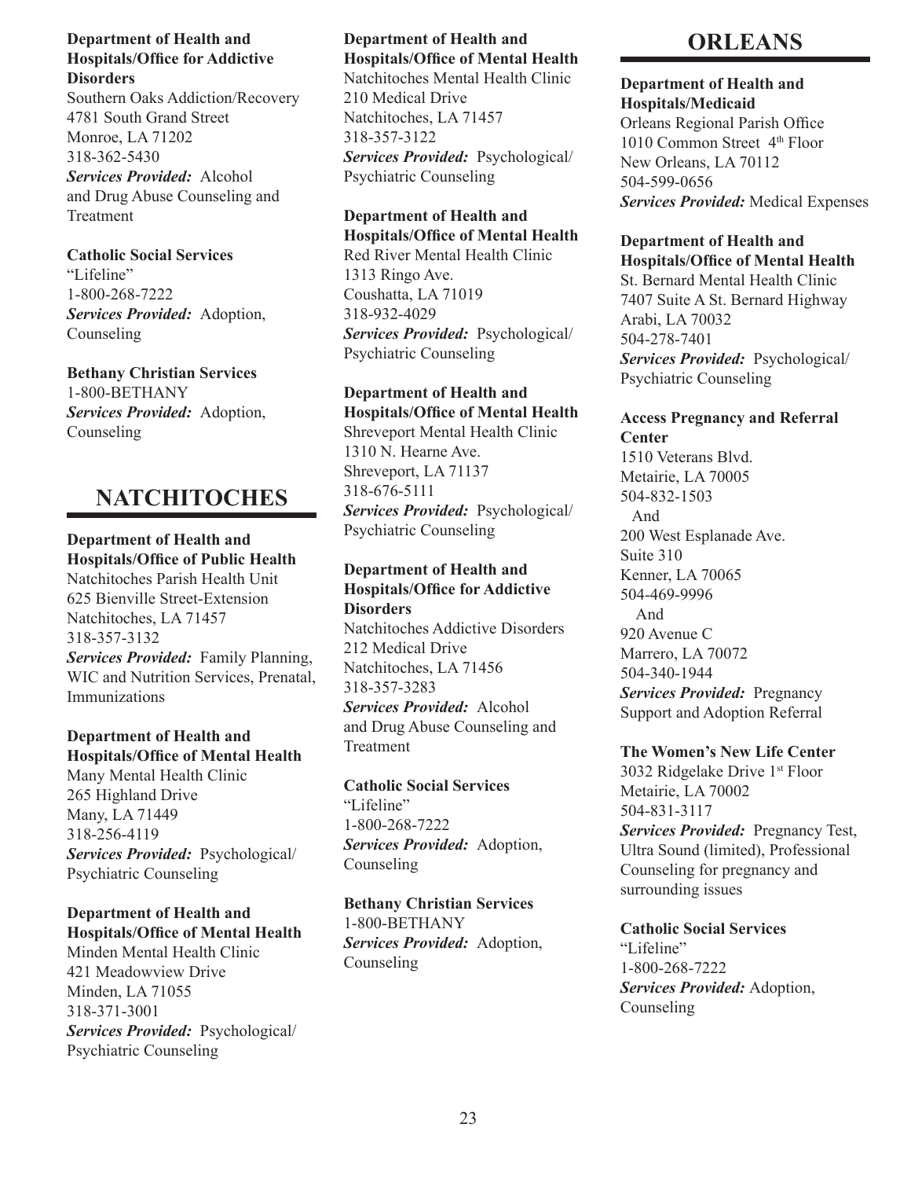**Department of Health and Hospitals/Office for Addictive Disorders**
Southern Oaks Addiction/Recovery
4781 South Grand Street
Monroe, LA 71202
318-362-5430
***Services Provided:*** Alcohol and Drug Abuse Counseling and Treatment

**Catholic Social Services**
"Lifeline"
1-800-268-7222
***Services Provided:*** Adoption, Counseling

**Bethany Christian Services**
1-800-BETHANY
***Services Provided:*** Adoption, Counseling

## NATCHITOCHES

**Department of Health and Hospitals/Office of Public Health**
Natchitoches Parish Health Unit
625 Bienville Street-Extension
Natchitoches, LA 71457
318-357-3132
***Services Provided:*** Family Planning, WIC and Nutrition Services, Prenatal, Immunizations

**Department of Health and Hospitals/Office of Mental Health**
Many Mental Health Clinic
265 Highland Drive
Many, LA 71449
318-256-4119
***Services Provided:*** Psychological/Psychiatric Counseling

**Department of Health and Hospitals/Office of Mental Health**
Minden Mental Health Clinic
421 Meadowview Drive
Minden, LA 71055
318-371-3001
***Services Provided:*** Psychological/Psychiatric Counseling

**Department of Health and Hospitals/Office of Mental Health**
Natchitoches Mental Health Clinic
210 Medical Drive
Natchitoches, LA 71457
318-357-3122
***Services Provided:*** Psychological/Psychiatric Counseling

**Department of Health and Hospitals/Office of Mental Health**
Red River Mental Health Clinic
1313 Ringo Ave.
Coushatta, LA 71019
318-932-4029
***Services Provided:*** Psychological/Psychiatric Counseling

**Department of Health and Hospitals/Office of Mental Health**
Shreveport Mental Health Clinic
1310 N. Hearne Ave.
Shreveport, LA 71137
318-676-5111
***Services Provided:*** Psychological/Psychiatric Counseling

**Department of Health and Hospitals/Office for Addictive Disorders**
Natchitoches Addictive Disorders
212 Medical Drive
Natchitoches, LA 71456
318-357-3283
***Services Provided:*** Alcohol and Drug Abuse Counseling and Treatment

**Catholic Social Services**
"Lifeline"
1-800-268-7222
***Services Provided:*** Adoption, Counseling

**Bethany Christian Services**
1-800-BETHANY
***Services Provided:*** Adoption, Counseling

## ORLEANS

**Department of Health and Hospitals/Medicaid**
Orleans Regional Parish Office
1010 Common Street 4th Floor
New Orleans, LA 70112
504-599-0656
***Services Provided:*** Medical Expenses

**Department of Health and Hospitals/Office of Mental Health**
St. Bernard Mental Health Clinic
7407 Suite A St. Bernard Highway
Arabi, LA 70032
504-278-7401
***Services Provided:*** Psychological/Psychiatric Counseling

**Access Pregnancy and Referral Center**
1510 Veterans Blvd.
Metairie, LA 70005
504-832-1503
And
200 West Esplanade Ave.
Suite 310
Kenner, LA 70065
504-469-9996
And
920 Avenue C
Marrero, LA 70072
504-340-1944
***Services Provided:*** Pregnancy Support and Adoption Referral

**The Women's New Life Center**
3032 Ridgelake Drive 1st Floor
Metairie, LA 70002
504-831-3117
***Services Provided:*** Pregnancy Test, Ultra Sound (limited), Professional Counseling for pregnancy and surrounding issues

**Catholic Social Services**
"Lifeline"
1-800-268-7222
***Services Provided:*** Adoption, Counseling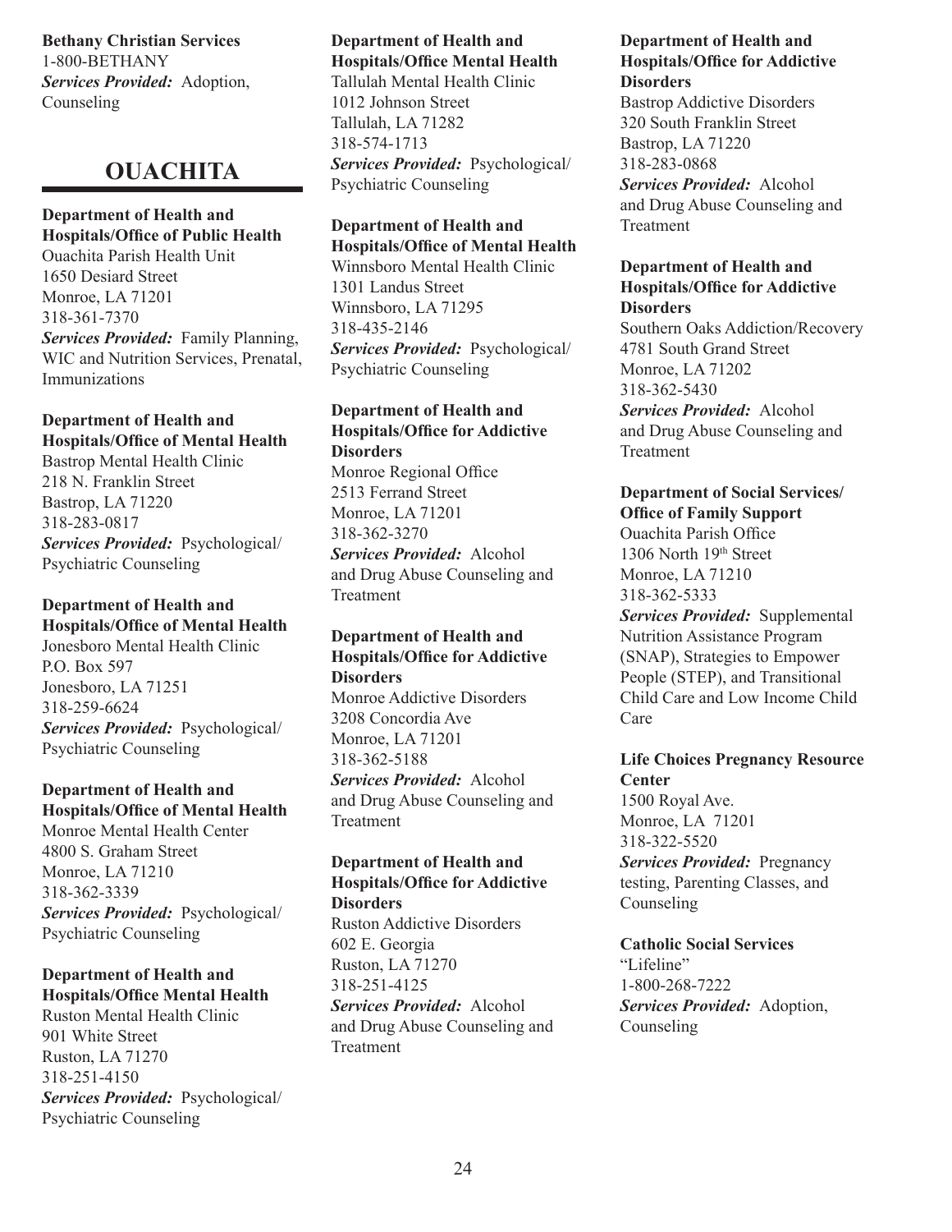**Bethany Christian Services**
1-800-BETHANY
***Services Provided:*** Adoption, Counseling

## OUACHITA

**Department of Health and Hospitals/Office of Public Health**
Ouachita Parish Health Unit
1650 Desiard Street
Monroe, LA 71201
318-361-7370
***Services Provided:*** Family Planning, WIC and Nutrition Services, Prenatal, Immunizations

**Department of Health and Hospitals/Office of Mental Health**
Bastrop Mental Health Clinic
218 N. Franklin Street
Bastrop, LA 71220
318-283-0817
***Services Provided:*** Psychological/ Psychiatric Counseling

**Department of Health and Hospitals/Office of Mental Health**
Jonesboro Mental Health Clinic
P.O. Box 597
Jonesboro, LA 71251
318-259-6624
***Services Provided:*** Psychological/ Psychiatric Counseling

**Department of Health and Hospitals/Office of Mental Health**
Monroe Mental Health Center
4800 S. Graham Street
Monroe, LA 71210
318-362-3339
***Services Provided:*** Psychological/ Psychiatric Counseling

**Department of Health and Hospitals/Office Mental Health**
Ruston Mental Health Clinic
901 White Street
Ruston, LA 71270
318-251-4150
***Services Provided:*** Psychological/ Psychiatric Counseling

**Department of Health and Hospitals/Office Mental Health**
Tallulah Mental Health Clinic
1012 Johnson Street
Tallulah, LA 71282
318-574-1713
***Services Provided:*** Psychological/ Psychiatric Counseling

**Department of Health and Hospitals/Office of Mental Health**
Winnsboro Mental Health Clinic
1301 Landus Street
Winnsboro, LA 71295
318-435-2146
***Services Provided:*** Psychological/ Psychiatric Counseling

**Department of Health and Hospitals/Office for Addictive Disorders**
Monroe Regional Office
2513 Ferrand Street
Monroe, LA 71201
318-362-3270
***Services Provided:*** Alcohol and Drug Abuse Counseling and Treatment

**Department of Health and Hospitals/Office for Addictive Disorders**
Monroe Addictive Disorders
3208 Concordia Ave
Monroe, LA 71201
318-362-5188
***Services Provided:*** Alcohol and Drug Abuse Counseling and Treatment

**Department of Health and Hospitals/Office for Addictive Disorders**
Ruston Addictive Disorders
602 E. Georgia
Ruston, LA 71270
318-251-4125
***Services Provided:*** Alcohol and Drug Abuse Counseling and Treatment

**Department of Health and Hospitals/Office for Addictive Disorders**
Bastrop Addictive Disorders
320 South Franklin Street
Bastrop, LA 71220
318-283-0868
***Services Provided:*** Alcohol and Drug Abuse Counseling and Treatment

**Department of Health and Hospitals/Office for Addictive Disorders**
Southern Oaks Addiction/Recovery
4781 South Grand Street
Monroe, LA 71202
318-362-5430
***Services Provided:*** Alcohol and Drug Abuse Counseling and Treatment

**Department of Social Services/ Office of Family Support**
Ouachita Parish Office
1306 North 19th Street
Monroe, LA 71210
318-362-5333
***Services Provided:*** Supplemental Nutrition Assistance Program (SNAP), Strategies to Empower People (STEP), and Transitional Child Care and Low Income Child Care

**Life Choices Pregnancy Resource Center**
1500 Royal Ave.
Monroe, LA 71201
318-322-5520
***Services Provided:*** Pregnancy testing, Parenting Classes, and Counseling

**Catholic Social Services**
"Lifeline"
1-800-268-7222
***Services Provided:*** Adoption, Counseling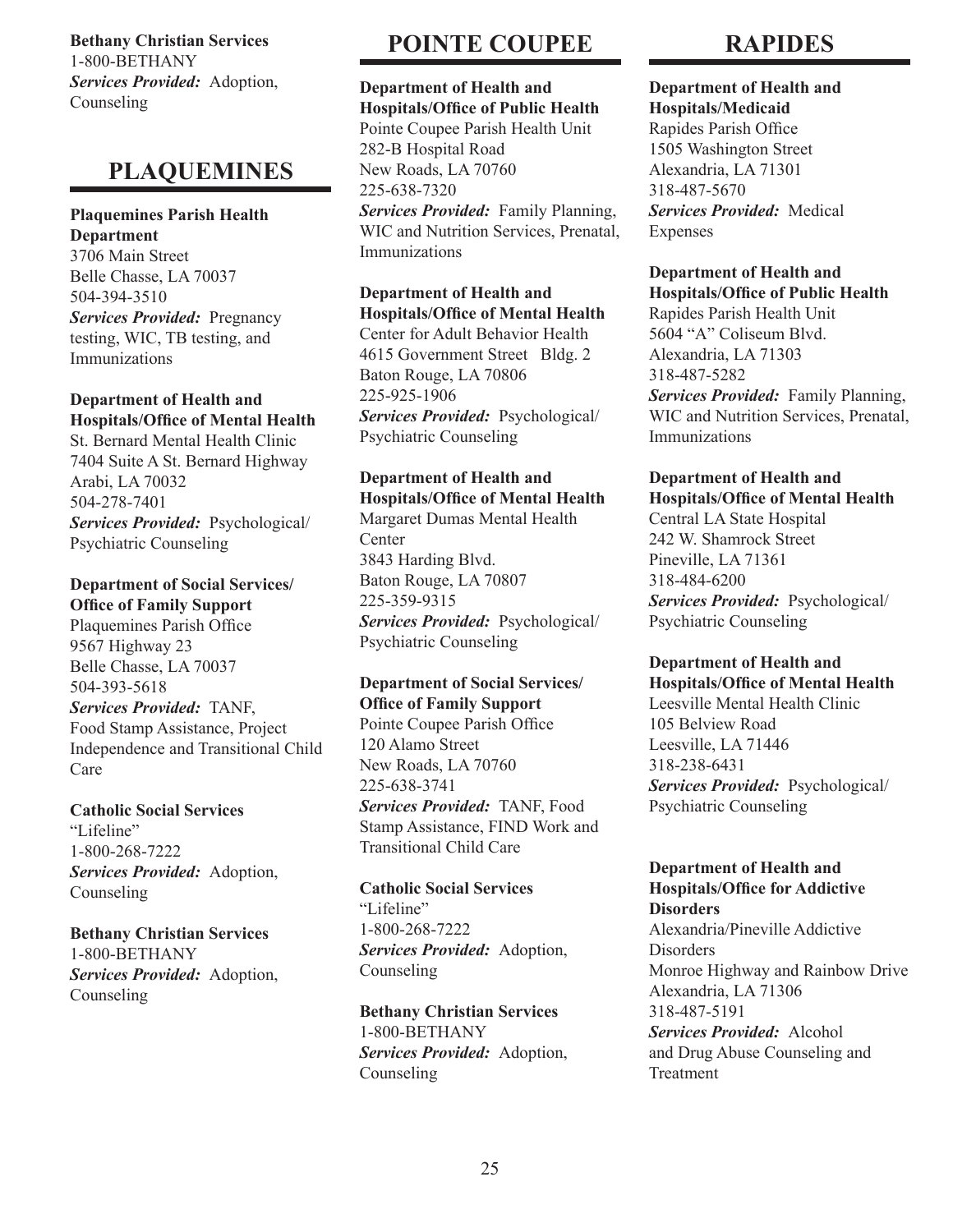**Bethany Christian Services**
1-800-BETHANY
***Services Provided:*** Adoption, Counseling

## PLAQUEMINES

**Plaquemines Parish Health Department**
3706 Main Street
Belle Chasse, LA 70037
504-394-3510
***Services Provided:*** Pregnancy testing, WIC, TB testing, and Immunizations

**Department of Health and Hospitals/Office of Mental Health**
St. Bernard Mental Health Clinic
7404 Suite A St. Bernard Highway
Arabi, LA 70032
504-278-7401
***Services Provided:*** Psychological/ Psychiatric Counseling

**Department of Social Services/ Office of Family Support**
Plaquemines Parish Office
9567 Highway 23
Belle Chasse, LA 70037
504-393-5618
***Services Provided:*** TANF, Food Stamp Assistance, Project Independence and Transitional Child Care

**Catholic Social Services**
"Lifeline"
1-800-268-7222
***Services Provided:*** Adoption, Counseling

**Bethany Christian Services**
1-800-BETHANY
***Services Provided:*** Adoption, Counseling

## POINTE COUPEE

**Department of Health and Hospitals/Office of Public Health**
Pointe Coupee Parish Health Unit
282-B Hospital Road
New Roads, LA 70760
225-638-7320
***Services Provided:*** Family Planning, WIC and Nutrition Services, Prenatal, Immunizations

**Department of Health and Hospitals/Office of Mental Health**
Center for Adult Behavior Health
4615 Government Street Bldg. 2
Baton Rouge, LA 70806
225-925-1906
***Services Provided:*** Psychological/ Psychiatric Counseling

**Department of Health and Hospitals/Office of Mental Health**
Margaret Dumas Mental Health Center
3843 Harding Blvd.
Baton Rouge, LA 70807
225-359-9315
***Services Provided:*** Psychological/ Psychiatric Counseling

**Department of Social Services/ Office of Family Support**
Pointe Coupee Parish Office
120 Alamo Street
New Roads, LA 70760
225-638-3741
***Services Provided:*** TANF, Food Stamp Assistance, FIND Work and Transitional Child Care

**Catholic Social Services**
"Lifeline"
1-800-268-7222
***Services Provided:*** Adoption, Counseling

**Bethany Christian Services**
1-800-BETHANY
***Services Provided:*** Adoption, Counseling

## RAPIDES

**Department of Health and Hospitals/Medicaid**
Rapides Parish Office
1505 Washington Street
Alexandria, LA 71301
318-487-5670
***Services Provided:*** Medical Expenses

**Department of Health and Hospitals/Office of Public Health**
Rapides Parish Health Unit
5604 "A" Coliseum Blvd.
Alexandria, LA 71303
318-487-5282
***Services Provided:*** Family Planning, WIC and Nutrition Services, Prenatal, Immunizations

**Department of Health and Hospitals/Office of Mental Health**
Central LA State Hospital
242 W. Shamrock Street
Pineville, LA 71361
318-484-6200
***Services Provided:*** Psychological/ Psychiatric Counseling

**Department of Health and Hospitals/Office of Mental Health**
Leesville Mental Health Clinic
105 Belview Road
Leesville, LA 71446
318-238-6431
***Services Provided:*** Psychological/ Psychiatric Counseling

**Department of Health and Hospitals/Office for Addictive Disorders**
Alexandria/Pineville Addictive Disorders
Monroe Highway and Rainbow Drive
Alexandria, LA 71306
318-487-5191
***Services Provided:*** Alcohol and Drug Abuse Counseling and Treatment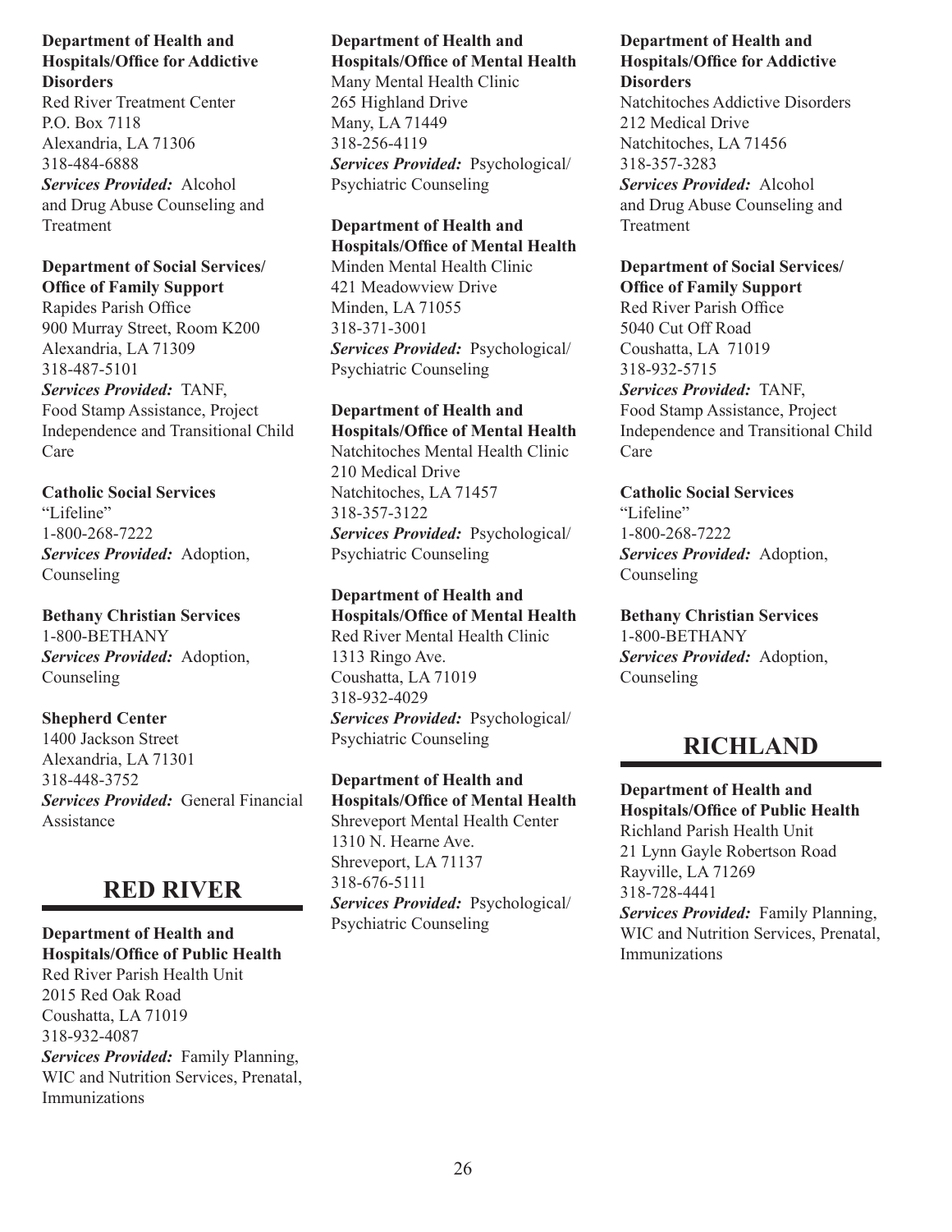**Department of Health and Hospitals/Office for Addictive Disorders**
Red River Treatment Center
P.O. Box 7118
Alexandria, LA 71306
318-484-6888
***Services Provided:*** Alcohol and Drug Abuse Counseling and Treatment

**Department of Social Services/ Office of Family Support**
Rapides Parish Office
900 Murray Street, Room K200
Alexandria, LA 71309
318-487-5101
***Services Provided:*** TANF, Food Stamp Assistance, Project Independence and Transitional Child Care

**Catholic Social Services**
"Lifeline"
1-800-268-7222
***Services Provided:*** Adoption, Counseling

**Bethany Christian Services**
1-800-BETHANY
***Services Provided:*** Adoption, Counseling

**Shepherd Center**
1400 Jackson Street
Alexandria, LA 71301
318-448-3752
***Services Provided:*** General Financial Assistance

## RED RIVER

**Department of Health and Hospitals/Office of Public Health**
Red River Parish Health Unit
2015 Red Oak Road
Coushatta, LA 71019
318-932-4087
***Services Provided:*** Family Planning, WIC and Nutrition Services, Prenatal, Immunizations

**Department of Health and Hospitals/Office of Mental Health**
Many Mental Health Clinic
265 Highland Drive
Many, LA 71449
318-256-4119
***Services Provided:*** Psychological/ Psychiatric Counseling

**Department of Health and Hospitals/Office of Mental Health**
Minden Mental Health Clinic
421 Meadowview Drive
Minden, LA 71055
318-371-3001
***Services Provided:*** Psychological/ Psychiatric Counseling

**Department of Health and Hospitals/Office of Mental Health**
Natchitoches Mental Health Clinic
210 Medical Drive
Natchitoches, LA 71457
318-357-3122
***Services Provided:*** Psychological/ Psychiatric Counseling

**Department of Health and Hospitals/Office of Mental Health**
Red River Mental Health Clinic
1313 Ringo Ave.
Coushatta, LA 71019
318-932-4029
***Services Provided:*** Psychological/ Psychiatric Counseling

**Department of Health and Hospitals/Office of Mental Health**
Shreveport Mental Health Center
1310 N. Hearne Ave.
Shreveport, LA 71137
318-676-5111
***Services Provided:*** Psychological/ Psychiatric Counseling

**Department of Health and Hospitals/Office for Addictive Disorders**
Natchitoches Addictive Disorders
212 Medical Drive
Natchitoches, LA 71456
318-357-3283
***Services Provided:*** Alcohol and Drug Abuse Counseling and Treatment

**Department of Social Services/ Office of Family Support**
Red River Parish Office
5040 Cut Off Road
Coushatta, LA 71019
318-932-5715
***Services Provided:*** TANF, Food Stamp Assistance, Project Independence and Transitional Child Care

**Catholic Social Services**
"Lifeline"
1-800-268-7222
***Services Provided:*** Adoption, Counseling

**Bethany Christian Services**
1-800-BETHANY
***Services Provided:*** Adoption, Counseling

## RICHLAND

**Department of Health and Hospitals/Office of Public Health**
Richland Parish Health Unit
21 Lynn Gayle Robertson Road
Rayville, LA 71269
318-728-4441
***Services Provided:*** Family Planning, WIC and Nutrition Services, Prenatal, Immunizations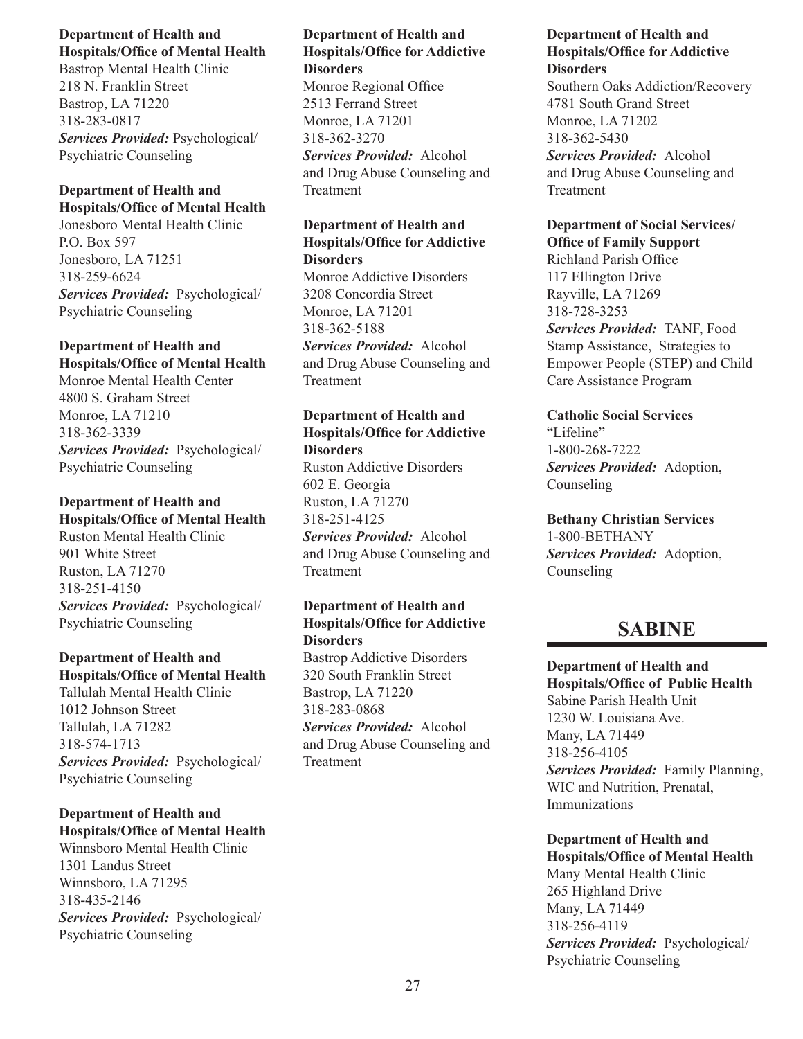**Department of Health and Hospitals/Office of Mental Health**
Bastrop Mental Health Clinic
218 N. Franklin Street
Bastrop, LA 71220
318-283-0817
***Services Provided:*** Psychological/Psychiatric Counseling

**Department of Health and Hospitals/Office of Mental Health**
Jonesboro Mental Health Clinic
P.O. Box 597
Jonesboro, LA 71251
318-259-6624
***Services Provided:*** Psychological/Psychiatric Counseling

**Department of Health and Hospitals/Office of Mental Health**
Monroe Mental Health Center
4800 S. Graham Street
Monroe, LA 71210
318-362-3339
***Services Provided:*** Psychological/Psychiatric Counseling

**Department of Health and Hospitals/Office of Mental Health**
Ruston Mental Health Clinic
901 White Street
Ruston, LA 71270
318-251-4150
***Services Provided:*** Psychological/Psychiatric Counseling

**Department of Health and Hospitals/Office of Mental Health**
Tallulah Mental Health Clinic
1012 Johnson Street
Tallulah, LA 71282
318-574-1713
***Services Provided:*** Psychological/Psychiatric Counseling

**Department of Health and Hospitals/Office of Mental Health**
Winnsboro Mental Health Clinic
1301 Landus Street
Winnsboro, LA 71295
318-435-2146
***Services Provided:*** Psychological/Psychiatric Counseling

**Department of Health and Hospitals/Office for Addictive Disorders**
Monroe Regional Office
2513 Ferrand Street
Monroe, LA 71201
318-362-3270
***Services Provided:*** Alcohol and Drug Abuse Counseling and Treatment

**Department of Health and Hospitals/Office for Addictive Disorders**
Monroe Addictive Disorders
3208 Concordia Street
Monroe, LA 71201
318-362-5188
***Services Provided:*** Alcohol and Drug Abuse Counseling and Treatment

**Department of Health and Hospitals/Office for Addictive Disorders**
Ruston Addictive Disorders
602 E. Georgia
Ruston, LA 71270
318-251-4125
***Services Provided:*** Alcohol and Drug Abuse Counseling and Treatment

**Department of Health and Hospitals/Office for Addictive Disorders**
Bastrop Addictive Disorders
320 South Franklin Street
Bastrop, LA 71220
318-283-0868
***Services Provided:*** Alcohol and Drug Abuse Counseling and Treatment

**Department of Health and Hospitals/Office for Addictive Disorders**
Southern Oaks Addiction/Recovery
4781 South Grand Street
Monroe, LA 71202
318-362-5430
***Services Provided:*** Alcohol and Drug Abuse Counseling and Treatment

**Department of Social Services/Office of Family Support**
Richland Parish Office
117 Ellington Drive
Rayville, LA 71269
318-728-3253
***Services Provided:*** TANF, Food Stamp Assistance, Strategies to Empower People (STEP) and Child Care Assistance Program

**Catholic Social Services**
"Lifeline"
1-800-268-7222
***Services Provided:*** Adoption, Counseling

**Bethany Christian Services**
1-800-BETHANY
***Services Provided:*** Adoption, Counseling

## SABINE

**Department of Health and Hospitals/Office of Public Health**
Sabine Parish Health Unit
1230 W. Louisiana Ave.
Many, LA 71449
318-256-4105
***Services Provided:*** Family Planning, WIC and Nutrition, Prenatal, Immunizations

**Department of Health and Hospitals/Office of Mental Health**
Many Mental Health Clinic
265 Highland Drive
Many, LA 71449
318-256-4119
***Services Provided:*** Psychological/Psychiatric Counseling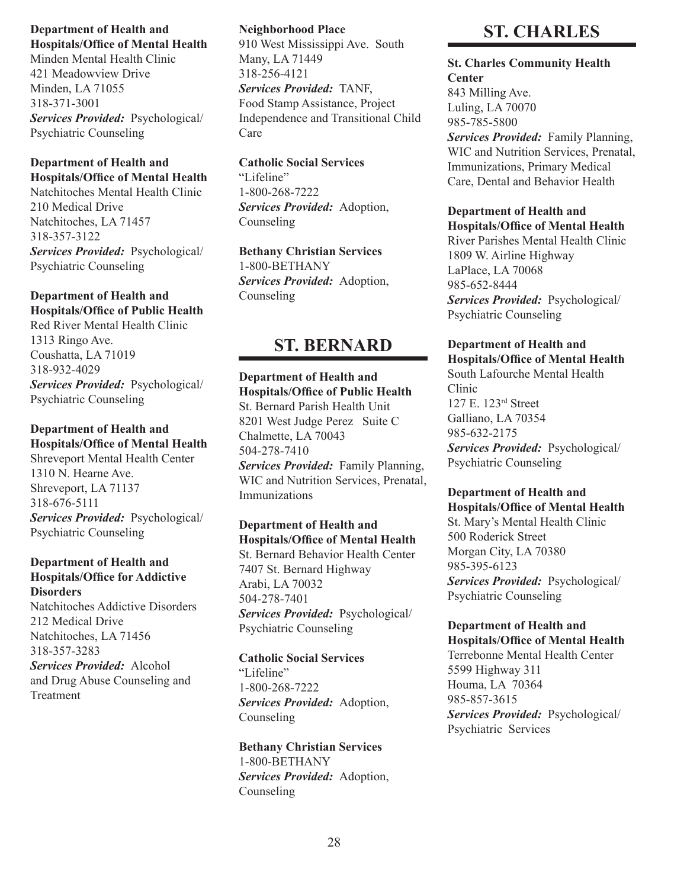**Department of Health and Hospitals/Office of Mental Health**
Minden Mental Health Clinic
421 Meadowview Drive
Minden, LA 71055
318-371-3001
***Services Provided:*** Psychological/ Psychiatric Counseling

**Department of Health and Hospitals/Office of Mental Health**
Natchitoches Mental Health Clinic
210 Medical Drive
Natchitoches, LA 71457
318-357-3122
***Services Provided:*** Psychological/ Psychiatric Counseling

**Department of Health and Hospitals/Office of Public Health**
Red River Mental Health Clinic
1313 Ringo Ave.
Coushatta, LA 71019
318-932-4029
***Services Provided:*** Psychological/ Psychiatric Counseling

**Department of Health and Hospitals/Office of Mental Health**
Shreveport Mental Health Center
1310 N. Hearne Ave.
Shreveport, LA 71137
318-676-5111
***Services Provided:*** Psychological/ Psychiatric Counseling

**Department of Health and Hospitals/Office for Addictive Disorders**
Natchitoches Addictive Disorders
212 Medical Drive
Natchitoches, LA 71456
318-357-3283
***Services Provided:*** Alcohol and Drug Abuse Counseling and Treatment

**Neighborhood Place**
910 West Mississippi Ave. South
Many, LA 71449
318-256-4121
***Services Provided:*** TANF, Food Stamp Assistance, Project Independence and Transitional Child Care

**Catholic Social Services**
"Lifeline"
1-800-268-7222
***Services Provided:*** Adoption, Counseling

**Bethany Christian Services**
1-800-BETHANY
***Services Provided:*** Adoption, Counseling

## ST. BERNARD

**Department of Health and Hospitals/Office of Public Health**
St. Bernard Parish Health Unit
8201 West Judge Perez Suite C
Chalmette, LA 70043
504-278-7410
***Services Provided:*** Family Planning, WIC and Nutrition Services, Prenatal, Immunizations

**Department of Health and Hospitals/Office of Mental Health**
St. Bernard Behavior Health Center
7407 St. Bernard Highway
Arabi, LA 70032
504-278-7401
***Services Provided:*** Psychological/ Psychiatric Counseling

**Catholic Social Services**
"Lifeline"
1-800-268-7222
***Services Provided:*** Adoption, Counseling

**Bethany Christian Services**
1-800-BETHANY
***Services Provided:*** Adoption, Counseling

## ST. CHARLES

**St. Charles Community Health Center**
843 Milling Ave.
Luling, LA 70070
985-785-5800
***Services Provided:*** Family Planning, WIC and Nutrition Services, Prenatal, Immunizations, Primary Medical Care, Dental and Behavior Health

**Department of Health and Hospitals/Office of Mental Health**
River Parishes Mental Health Clinic
1809 W. Airline Highway
LaPlace, LA 70068
985-652-8444
***Services Provided:*** Psychological/ Psychiatric Counseling

**Department of Health and Hospitals/Office of Mental Health**
South Lafourche Mental Health Clinic
127 E. 123rd Street
Galliano, LA 70354
985-632-2175
***Services Provided:*** Psychological/ Psychiatric Counseling

**Department of Health and Hospitals/Office of Mental Health**
St. Mary's Mental Health Clinic
500 Roderick Street
Morgan City, LA 70380
985-395-6123
***Services Provided:*** Psychological/ Psychiatric Counseling

**Department of Health and Hospitals/Office of Mental Health**
Terrebonne Mental Health Center
5599 Highway 311
Houma, LA 70364
985-857-3615
***Services Provided:*** Psychological/ Psychiatric Services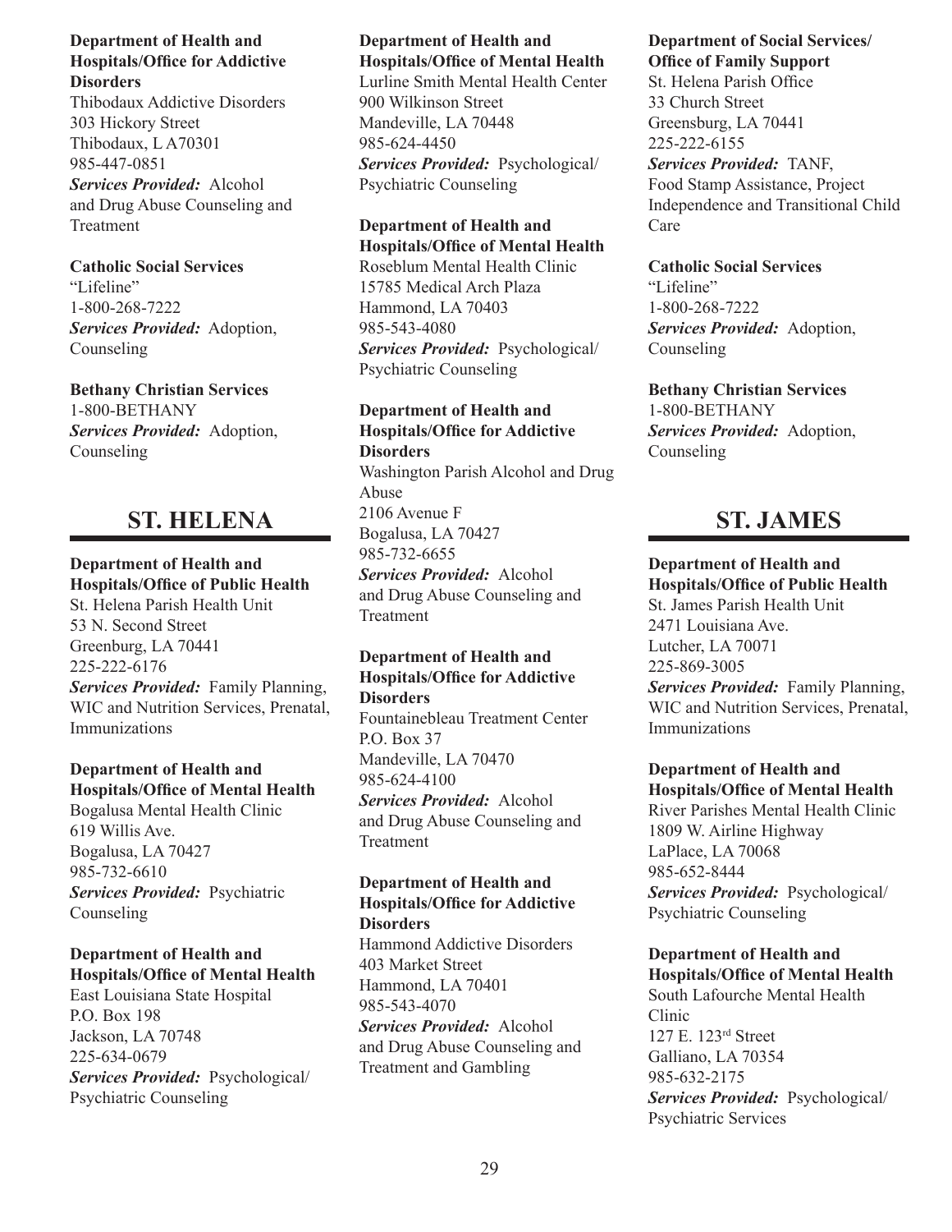**Department of Health and Hospitals/Office for Addictive Disorders**
Thibodaux Addictive Disorders
303 Hickory Street
Thibodaux, L A70301
985-447-0851
***Services Provided:*** Alcohol and Drug Abuse Counseling and Treatment

**Catholic Social Services**
"Lifeline"
1-800-268-7222
***Services Provided:*** Adoption, Counseling

**Bethany Christian Services**
1-800-BETHANY
***Services Provided:*** Adoption, Counseling

## ST. HELENA

**Department of Health and Hospitals/Office of Public Health**
St. Helena Parish Health Unit
53 N. Second Street
Greenburg, LA 70441
225-222-6176
***Services Provided:*** Family Planning, WIC and Nutrition Services, Prenatal, Immunizations

**Department of Health and Hospitals/Office of Mental Health**
Bogalusa Mental Health Clinic
619 Willis Ave.
Bogalusa, LA 70427
985-732-6610
***Services Provided:*** Psychiatric Counseling

**Department of Health and Hospitals/Office of Mental Health**
East Louisiana State Hospital
P.O. Box 198
Jackson, LA 70748
225-634-0679
***Services Provided:*** Psychological/ Psychiatric Counseling

**Department of Health and Hospitals/Office of Mental Health**
Lurline Smith Mental Health Center
900 Wilkinson Street
Mandeville, LA 70448
985-624-4450
***Services Provided:*** Psychological/ Psychiatric Counseling

**Department of Health and Hospitals/Office of Mental Health**
Roseblum Mental Health Clinic
15785 Medical Arch Plaza
Hammond, LA 70403
985-543-4080
***Services Provided:*** Psychological/ Psychiatric Counseling

**Department of Health and Hospitals/Office for Addictive Disorders**
Washington Parish Alcohol and Drug Abuse
2106 Avenue F
Bogalusa, LA 70427
985-732-6655
***Services Provided:*** Alcohol and Drug Abuse Counseling and Treatment

**Department of Health and Hospitals/Office for Addictive Disorders**
Fountainebleau Treatment Center
P.O. Box 37
Mandeville, LA 70470
985-624-4100
***Services Provided:*** Alcohol and Drug Abuse Counseling and Treatment

**Department of Health and Hospitals/Office for Addictive Disorders**
Hammond Addictive Disorders
403 Market Street
Hammond, LA 70401
985-543-4070
***Services Provided:*** Alcohol and Drug Abuse Counseling and Treatment and Gambling

**Department of Social Services/ Office of Family Support**
St. Helena Parish Office
33 Church Street
Greensburg, LA 70441
225-222-6155
***Services Provided:*** TANF, Food Stamp Assistance, Project Independence and Transitional Child Care

**Catholic Social Services**
"Lifeline"
1-800-268-7222
***Services Provided:*** Adoption, Counseling

**Bethany Christian Services**
1-800-BETHANY
***Services Provided:*** Adoption, Counseling

## ST. JAMES

**Department of Health and Hospitals/Office of Public Health**
St. James Parish Health Unit
2471 Louisiana Ave.
Lutcher, LA 70071
225-869-3005
***Services Provided:*** Family Planning, WIC and Nutrition Services, Prenatal, Immunizations

**Department of Health and Hospitals/Office of Mental Health**
River Parishes Mental Health Clinic
1809 W. Airline Highway
LaPlace, LA 70068
985-652-8444
***Services Provided:*** Psychological/ Psychiatric Counseling

**Department of Health and Hospitals/Office of Mental Health**
South Lafourche Mental Health Clinic
127 E. 123rd Street
Galliano, LA 70354
985-632-2175
***Services Provided:*** Psychological/ Psychiatric Services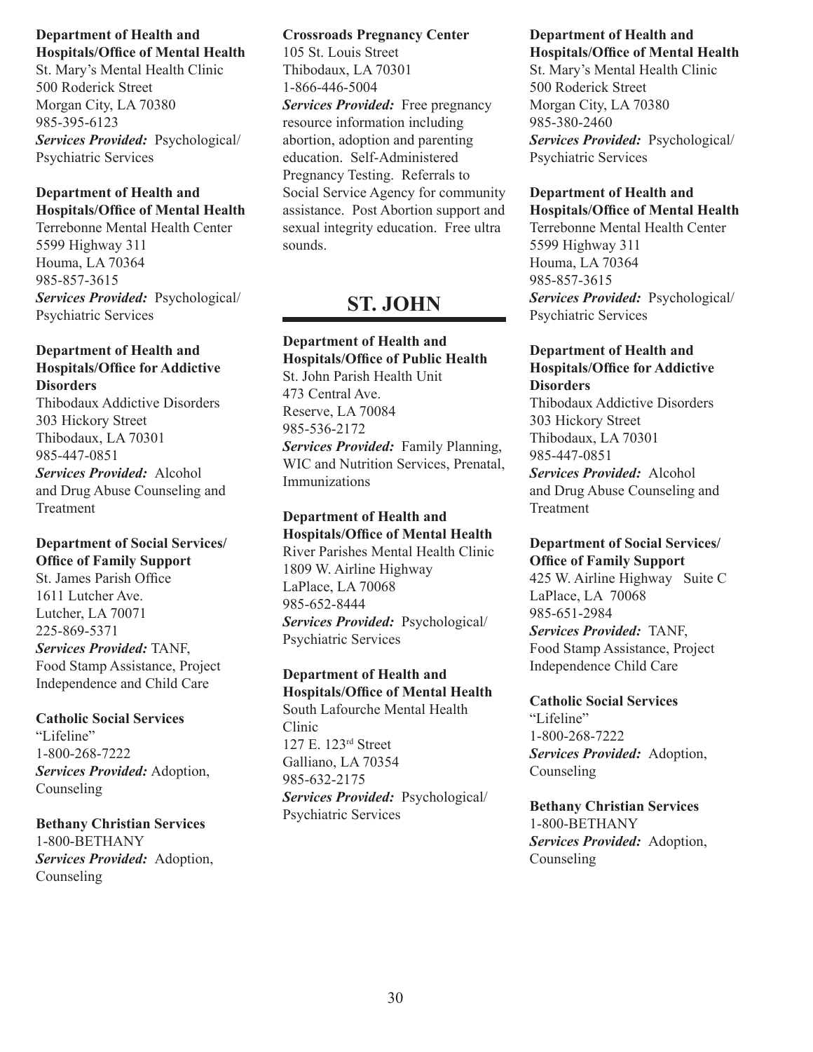**Department of Health and Hospitals/Office of Mental Health**
St. Mary's Mental Health Clinic
500 Roderick Street
Morgan City, LA 70380
985-395-6123
***Services Provided:*** Psychological/Psychiatric Services

**Department of Health and Hospitals/Office of Mental Health**
Terrebonne Mental Health Center
5599 Highway 311
Houma, LA 70364
985-857-3615
***Services Provided:*** Psychological/Psychiatric Services

**Department of Health and Hospitals/Office for Addictive Disorders**
Thibodaux Addictive Disorders
303 Hickory Street
Thibodaux, LA 70301
985-447-0851
***Services Provided:*** Alcohol and Drug Abuse Counseling and Treatment

**Department of Social Services/Office of Family Support**
St. James Parish Office
1611 Lutcher Ave.
Lutcher, LA 70071
225-869-5371
***Services Provided:*** TANF, Food Stamp Assistance, Project Independence and Child Care

**Catholic Social Services**
"Lifeline"
1-800-268-7222
***Services Provided:*** Adoption, Counseling

**Bethany Christian Services**
1-800-BETHANY
***Services Provided:*** Adoption, Counseling

**Crossroads Pregnancy Center**
105 St. Louis Street
Thibodaux, LA 70301
1-866-446-5004
***Services Provided:*** Free pregnancy resource information including abortion, adoption and parenting education. Self-Administered Pregnancy Testing. Referrals to Social Service Agency for community assistance. Post Abortion support and sexual integrity education. Free ultra sounds.

## ST. JOHN

**Department of Health and Hospitals/Office of Public Health**
St. John Parish Health Unit
473 Central Ave.
Reserve, LA 70084
985-536-2172
***Services Provided:*** Family Planning, WIC and Nutrition Services, Prenatal, Immunizations

**Department of Health and Hospitals/Office of Mental Health**
River Parishes Mental Health Clinic
1809 W. Airline Highway
LaPlace, LA 70068
985-652-8444
***Services Provided:*** Psychological/Psychiatric Services

**Department of Health and Hospitals/Office of Mental Health**
South Lafourche Mental Health Clinic
127 E. 123rd Street
Galliano, LA 70354
985-632-2175
***Services Provided:*** Psychological/Psychiatric Services

**Department of Health and Hospitals/Office of Mental Health**
St. Mary's Mental Health Clinic
500 Roderick Street
Morgan City, LA 70380
985-380-2460
***Services Provided:*** Psychological/Psychiatric Services

**Department of Health and Hospitals/Office of Mental Health**
Terrebonne Mental Health Center
5599 Highway 311
Houma, LA 70364
985-857-3615
***Services Provided:*** Psychological/Psychiatric Services

**Department of Health and Hospitals/Office for Addictive Disorders**
Thibodaux Addictive Disorders
303 Hickory Street
Thibodaux, LA 70301
985-447-0851
***Services Provided:*** Alcohol and Drug Abuse Counseling and Treatment

**Department of Social Services/Office of Family Support**
425 W. Airline Highway Suite C
LaPlace, LA 70068
985-651-2984
***Services Provided:*** TANF, Food Stamp Assistance, Project Independence Child Care

**Catholic Social Services**
"Lifeline"
1-800-268-7222
***Services Provided:*** Adoption, Counseling

**Bethany Christian Services**
1-800-BETHANY
***Services Provided:*** Adoption, Counseling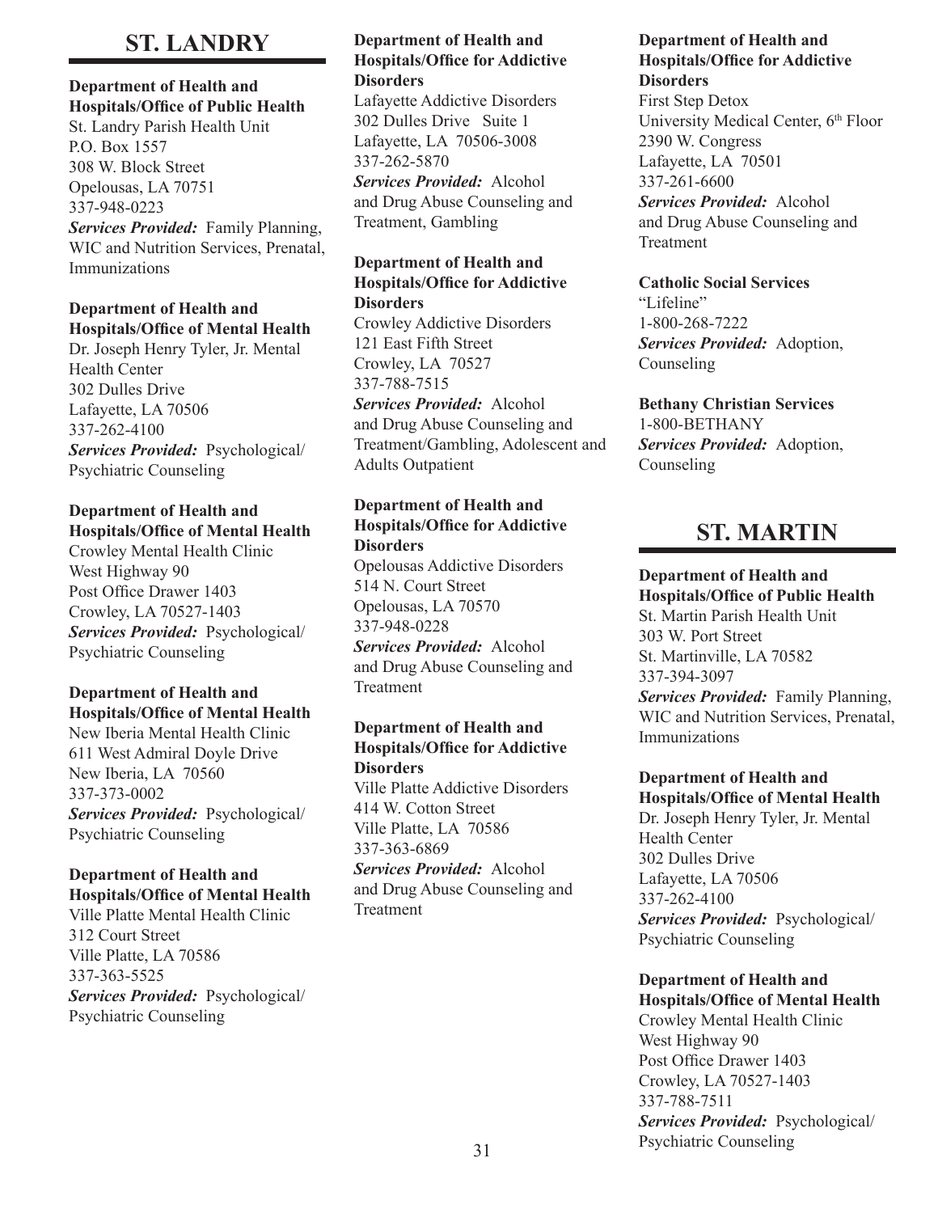## ST. LANDRY

**Department of Health and Hospitals/Office of Public Health**
St. Landry Parish Health Unit
P.O. Box 1557
308 W. Block Street
Opelousas, LA 70751
337-948-0223
***Services Provided:*** Family Planning, WIC and Nutrition Services, Prenatal, Immunizations

**Department of Health and Hospitals/Office of Mental Health**
Dr. Joseph Henry Tyler, Jr. Mental Health Center
302 Dulles Drive
Lafayette, LA 70506
337-262-4100
***Services Provided:*** Psychological/ Psychiatric Counseling

**Department of Health and Hospitals/Office of Mental Health**
Crowley Mental Health Clinic
West Highway 90
Post Office Drawer 1403
Crowley, LA 70527-1403
***Services Provided:*** Psychological/ Psychiatric Counseling

**Department of Health and Hospitals/Office of Mental Health**
New Iberia Mental Health Clinic
611 West Admiral Doyle Drive
New Iberia, LA 70560
337-373-0002
***Services Provided:*** Psychological/ Psychiatric Counseling

**Department of Health and Hospitals/Office of Mental Health**
Ville Platte Mental Health Clinic
312 Court Street
Ville Platte, LA 70586
337-363-5525
***Services Provided:*** Psychological/ Psychiatric Counseling

**Department of Health and Hospitals/Office for Addictive Disorders**
Lafayette Addictive Disorders
302 Dulles Drive Suite 1
Lafayette, LA 70506-3008
337-262-5870
***Services Provided:*** Alcohol and Drug Abuse Counseling and Treatment, Gambling

**Department of Health and Hospitals/Office for Addictive Disorders**
Crowley Addictive Disorders
121 East Fifth Street
Crowley, LA 70527
337-788-7515
***Services Provided:*** Alcohol and Drug Abuse Counseling and Treatment/Gambling, Adolescent and Adults Outpatient

**Department of Health and Hospitals/Office for Addictive Disorders**
Opelousas Addictive Disorders
514 N. Court Street
Opelousas, LA 70570
337-948-0228
***Services Provided:*** Alcohol and Drug Abuse Counseling and Treatment

**Department of Health and Hospitals/Office for Addictive Disorders**
Ville Platte Addictive Disorders
414 W. Cotton Street
Ville Platte, LA 70586
337-363-6869
***Services Provided:*** Alcohol and Drug Abuse Counseling and Treatment

**Department of Health and Hospitals/Office for Addictive Disorders**
First Step Detox
University Medical Center, 6th Floor
2390 W. Congress
Lafayette, LA 70501
337-261-6600
***Services Provided:*** Alcohol and Drug Abuse Counseling and Treatment

**Catholic Social Services**
"Lifeline"
1-800-268-7222
***Services Provided:*** Adoption, Counseling

**Bethany Christian Services**
1-800-BETHANY
***Services Provided:*** Adoption, Counseling

## ST. MARTIN

**Department of Health and Hospitals/Office of Public Health**
St. Martin Parish Health Unit
303 W. Port Street
St. Martinville, LA 70582
337-394-3097
***Services Provided:*** Family Planning, WIC and Nutrition Services, Prenatal, Immunizations

**Department of Health and Hospitals/Office of Mental Health**
Dr. Joseph Henry Tyler, Jr. Mental Health Center
302 Dulles Drive
Lafayette, LA 70506
337-262-4100
***Services Provided:*** Psychological/ Psychiatric Counseling

**Department of Health and Hospitals/Office of Mental Health**
Crowley Mental Health Clinic
West Highway 90
Post Office Drawer 1403
Crowley, LA 70527-1403
337-788-7511
***Services Provided:*** Psychological/ Psychiatric Counseling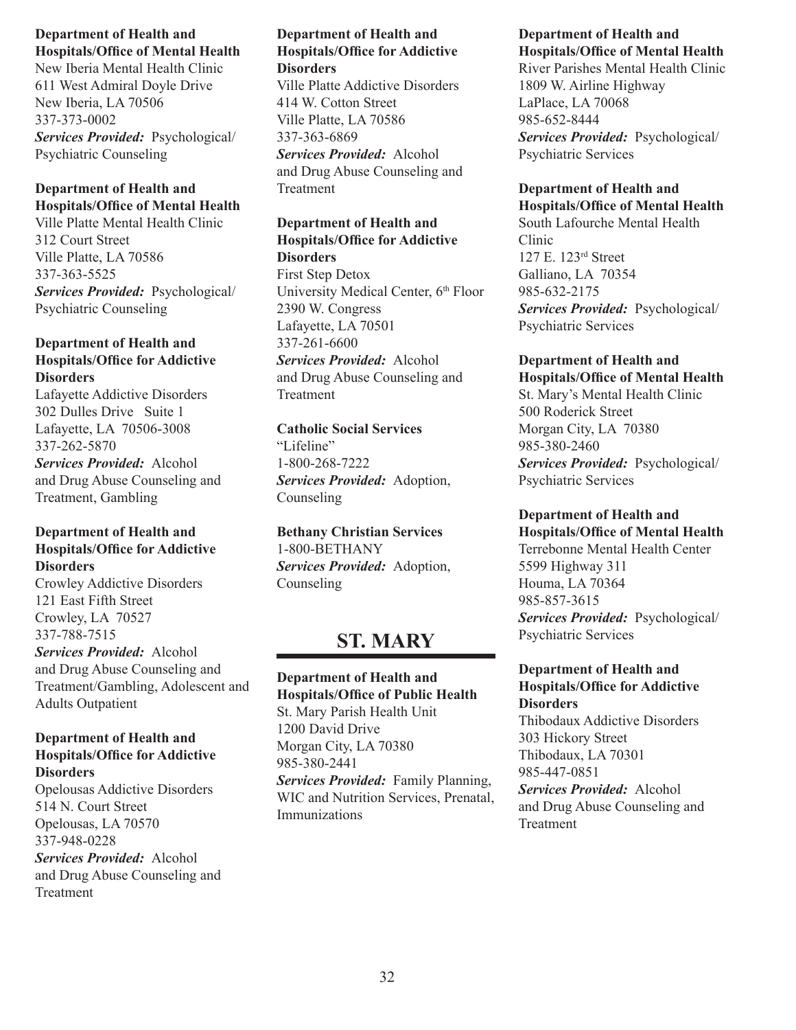**Department of Health and Hospitals/Office of Mental Health**
New Iberia Mental Health Clinic
611 West Admiral Doyle Drive
New Iberia, LA 70506
337-373-0002
***Services Provided:*** Psychological/Psychiatric Counseling

**Department of Health and Hospitals/Office of Mental Health**
Ville Platte Mental Health Clinic
312 Court Street
Ville Platte, LA 70586
337-363-5525
***Services Provided:*** Psychological/Psychiatric Counseling

**Department of Health and Hospitals/Office for Addictive Disorders**
Lafayette Addictive Disorders
302 Dulles Drive Suite 1
Lafayette, LA 70506-3008
337-262-5870
***Services Provided:*** Alcohol and Drug Abuse Counseling and Treatment, Gambling

**Department of Health and Hospitals/Office for Addictive Disorders**
Crowley Addictive Disorders
121 East Fifth Street
Crowley, LA 70527
337-788-7515
***Services Provided:*** Alcohol and Drug Abuse Counseling and Treatment/Gambling, Adolescent and Adults Outpatient

**Department of Health and Hospitals/Office for Addictive Disorders**
Opelousas Addictive Disorders
514 N. Court Street
Opelousas, LA 70570
337-948-0228
***Services Provided:*** Alcohol and Drug Abuse Counseling and Treatment

**Department of Health and Hospitals/Office for Addictive Disorders**
Ville Platte Addictive Disorders
414 W. Cotton Street
Ville Platte, LA 70586
337-363-6869
***Services Provided:*** Alcohol and Drug Abuse Counseling and Treatment

**Department of Health and Hospitals/Office for Addictive Disorders**
First Step Detox
University Medical Center, 6th Floor
2390 W. Congress
Lafayette, LA 70501
337-261-6600
***Services Provided:*** Alcohol and Drug Abuse Counseling and Treatment

**Catholic Social Services**
"Lifeline"
1-800-268-7222
***Services Provided:*** Adoption, Counseling

**Bethany Christian Services**
1-800-BETHANY
***Services Provided:*** Adoption, Counseling

## ST. MARY

**Department of Health and Hospitals/Office of Public Health**
St. Mary Parish Health Unit
1200 David Drive
Morgan City, LA 70380
985-380-2441
***Services Provided:*** Family Planning, WIC and Nutrition Services, Prenatal, Immunizations

**Department of Health and Hospitals/Office of Mental Health**
River Parishes Mental Health Clinic
1809 W. Airline Highway
LaPlace, LA 70068
985-652-8444
***Services Provided:*** Psychological/Psychiatric Services

**Department of Health and Hospitals/Office of Mental Health**
South Lafourche Mental Health Clinic
127 E. 123rd Street
Galliano, LA 70354
985-632-2175
***Services Provided:*** Psychological/Psychiatric Services

**Department of Health and Hospitals/Office of Mental Health**
St. Mary's Mental Health Clinic
500 Roderick Street
Morgan City, LA 70380
985-380-2460
***Services Provided:*** Psychological/Psychiatric Services

**Department of Health and Hospitals/Office of Mental Health**
Terrebonne Mental Health Center
5599 Highway 311
Houma, LA 70364
985-857-3615
***Services Provided:*** Psychological/Psychiatric Services

**Department of Health and Hospitals/Office for Addictive Disorders**
Thibodaux Addictive Disorders
303 Hickory Street
Thibodaux, LA 70301
985-447-0851
***Services Provided:*** Alcohol and Drug Abuse Counseling and Treatment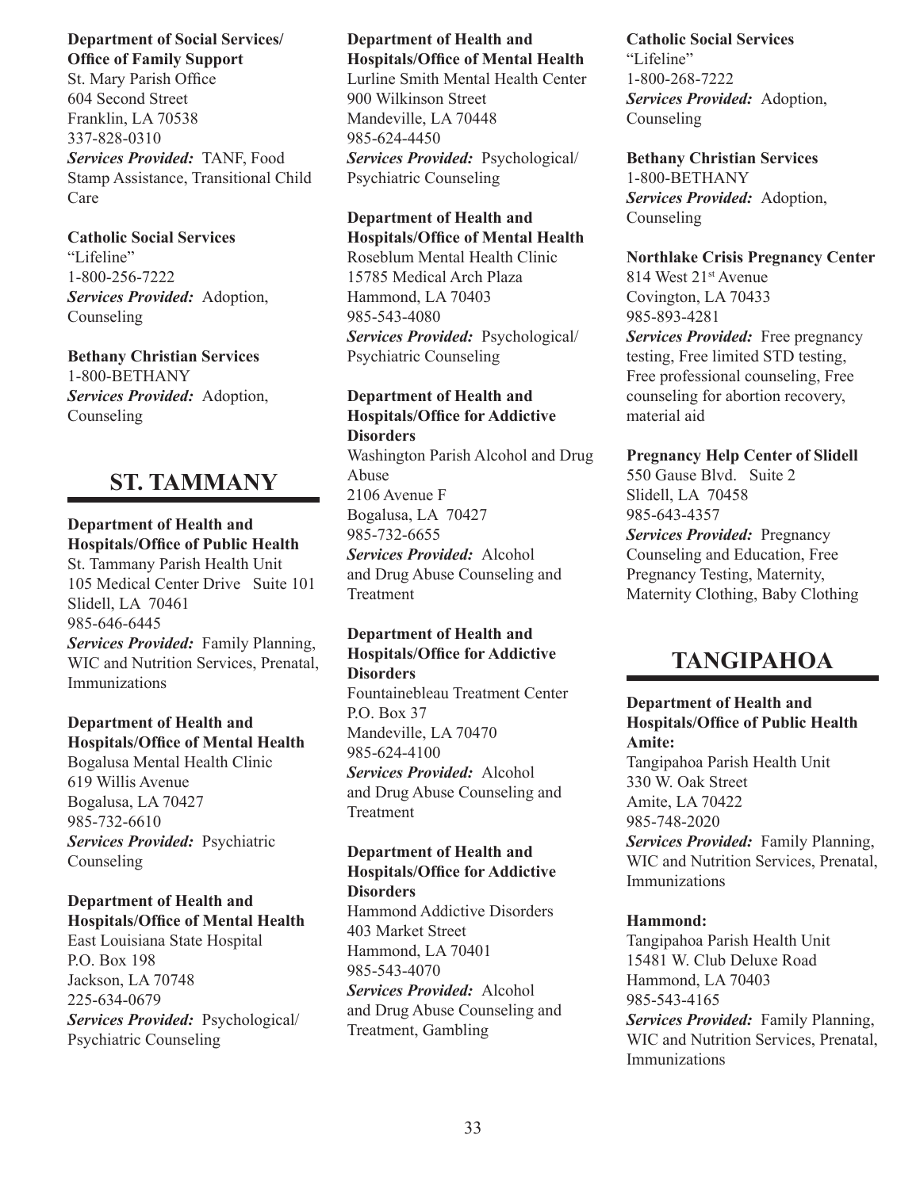**Department of Social Services/ Office of Family Support**
St. Mary Parish Office
604 Second Street
Franklin, LA 70538
337-828-0310
***Services Provided:*** TANF, Food Stamp Assistance, Transitional Child Care

**Catholic Social Services**
"Lifeline"
1-800-256-7222
***Services Provided:*** Adoption, Counseling

**Bethany Christian Services**
1-800-BETHANY
***Services Provided:*** Adoption, Counseling

## ST. TAMMANY

**Department of Health and Hospitals/Office of Public Health**
St. Tammany Parish Health Unit
105 Medical Center Drive Suite 101
Slidell, LA 70461
985-646-6445
***Services Provided:*** Family Planning, WIC and Nutrition Services, Prenatal, Immunizations

**Department of Health and Hospitals/Office of Mental Health**
Bogalusa Mental Health Clinic
619 Willis Avenue
Bogalusa, LA 70427
985-732-6610
***Services Provided:*** Psychiatric Counseling

**Department of Health and Hospitals/Office of Mental Health**
East Louisiana State Hospital
P.O. Box 198
Jackson, LA 70748
225-634-0679
***Services Provided:*** Psychological/ Psychiatric Counseling

**Department of Health and Hospitals/Office of Mental Health**
Lurline Smith Mental Health Center
900 Wilkinson Street
Mandeville, LA 70448
985-624-4450
***Services Provided:*** Psychological/ Psychiatric Counseling

**Department of Health and Hospitals/Office of Mental Health**
Roseblum Mental Health Clinic
15785 Medical Arch Plaza
Hammond, LA 70403
985-543-4080
***Services Provided:*** Psychological/ Psychiatric Counseling

**Department of Health and Hospitals/Office for Addictive Disorders**
Washington Parish Alcohol and Drug Abuse
2106 Avenue F
Bogalusa, LA 70427
985-732-6655
***Services Provided:*** Alcohol and Drug Abuse Counseling and Treatment

**Department of Health and Hospitals/Office for Addictive Disorders**
Fountainebleau Treatment Center
P.O. Box 37
Mandeville, LA 70470
985-624-4100
***Services Provided:*** Alcohol and Drug Abuse Counseling and Treatment

**Department of Health and Hospitals/Office for Addictive Disorders**
Hammond Addictive Disorders
403 Market Street
Hammond, LA 70401
985-543-4070
***Services Provided:*** Alcohol and Drug Abuse Counseling and Treatment, Gambling

**Catholic Social Services**
"Lifeline"
1-800-268-7222
***Services Provided:*** Adoption, Counseling

**Bethany Christian Services**
1-800-BETHANY
***Services Provided:*** Adoption, Counseling

**Northlake Crisis Pregnancy Center**
814 West 21st Avenue
Covington, LA 70433
985-893-4281
***Services Provided:*** Free pregnancy testing, Free limited STD testing, Free professional counseling, Free counseling for abortion recovery, material aid

**Pregnancy Help Center of Slidell**
550 Gause Blvd. Suite 2
Slidell, LA 70458
985-643-4357
***Services Provided:*** Pregnancy Counseling and Education, Free Pregnancy Testing, Maternity, Maternity Clothing, Baby Clothing

## TANGIPAHOA

**Department of Health and Hospitals/Office of Public Health**
**Amite:**
Tangipahoa Parish Health Unit
330 W. Oak Street
Amite, LA 70422
985-748-2020
***Services Provided:*** Family Planning, WIC and Nutrition Services, Prenatal, Immunizations

**Hammond:**
Tangipahoa Parish Health Unit
15481 W. Club Deluxe Road
Hammond, LA 70403
985-543-4165
***Services Provided:*** Family Planning, WIC and Nutrition Services, Prenatal, Immunizations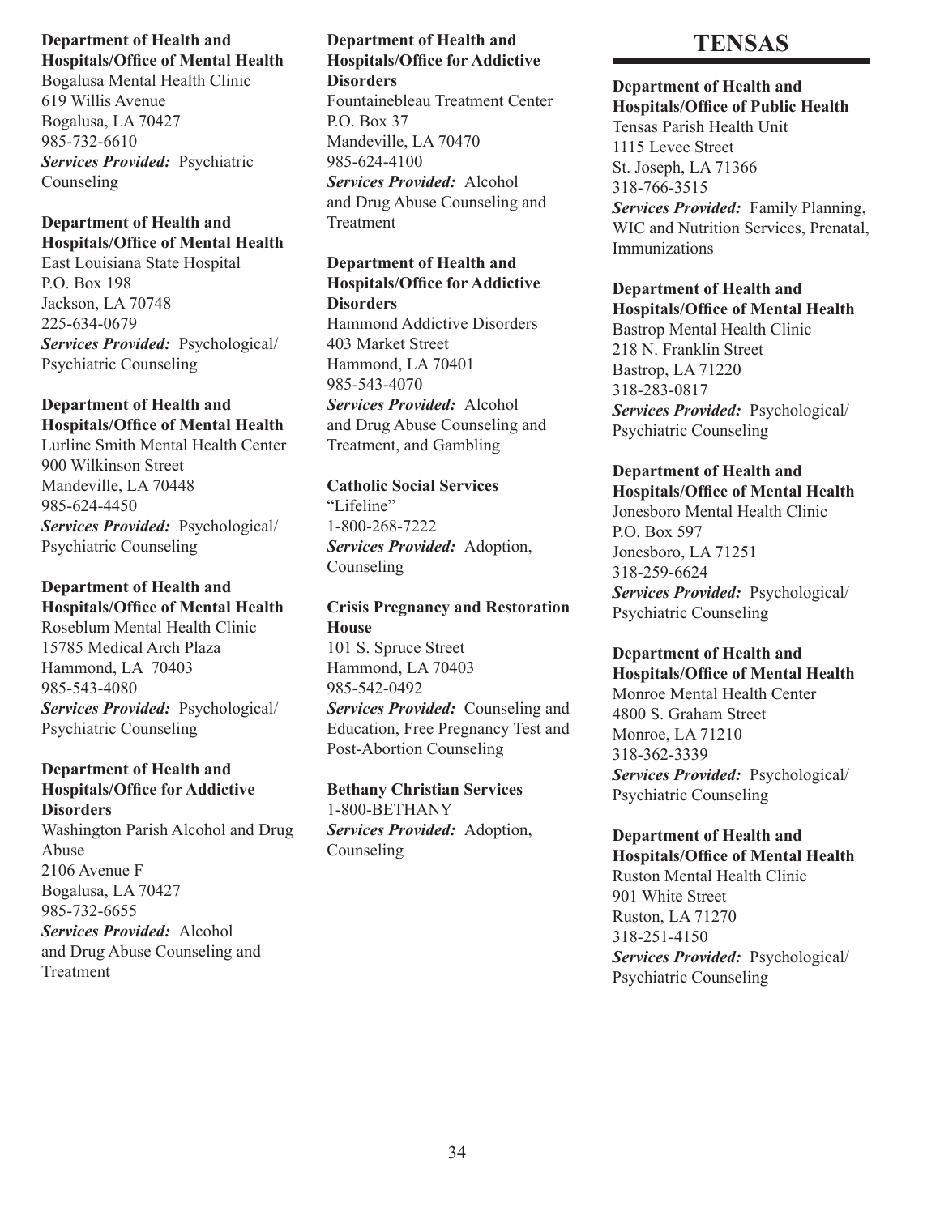**Department of Health and Hospitals/Office of Mental Health**
Bogalusa Mental Health Clinic
619 Willis Avenue
Bogalusa, LA 70427
985-732-6610
***Services Provided:*** Psychiatric Counseling

**Department of Health and Hospitals/Office of Mental Health**
East Louisiana State Hospital
P.O. Box 198
Jackson, LA 70748
225-634-0679
***Services Provided:*** Psychological/ Psychiatric Counseling

**Department of Health and Hospitals/Office of Mental Health**
Lurline Smith Mental Health Center
900 Wilkinson Street
Mandeville, LA 70448
985-624-4450
***Services Provided:*** Psychological/ Psychiatric Counseling

**Department of Health and Hospitals/Office of Mental Health**
Roseblum Mental Health Clinic
15785 Medical Arch Plaza
Hammond, LA 70403
985-543-4080
***Services Provided:*** Psychological/ Psychiatric Counseling

**Department of Health and Hospitals/Office for Addictive Disorders**
Washington Parish Alcohol and Drug Abuse
2106 Avenue F
Bogalusa, LA 70427
985-732-6655
***Services Provided:*** Alcohol and Drug Abuse Counseling and Treatment

**Department of Health and Hospitals/Office for Addictive Disorders**
Fountainebleau Treatment Center
P.O. Box 37
Mandeville, LA 70470
985-624-4100
***Services Provided:*** Alcohol and Drug Abuse Counseling and Treatment

**Department of Health and Hospitals/Office for Addictive Disorders**
Hammond Addictive Disorders
403 Market Street
Hammond, LA 70401
985-543-4070
***Services Provided:*** Alcohol and Drug Abuse Counseling and Treatment, and Gambling

**Catholic Social Services**
"Lifeline"
1-800-268-7222
***Services Provided:*** Adoption, Counseling

**Crisis Pregnancy and Restoration House**
101 S. Spruce Street
Hammond, LA 70403
985-542-0492
***Services Provided:*** Counseling and Education, Free Pregnancy Test and Post-Abortion Counseling

**Bethany Christian Services**
1-800-BETHANY
***Services Provided:*** Adoption, Counseling

# TENSAS

**Department of Health and Hospitals/Office of Public Health**
Tensas Parish Health Unit
1115 Levee Street
St. Joseph, LA 71366
318-766-3515
***Services Provided:*** Family Planning, WIC and Nutrition Services, Prenatal, Immunizations

**Department of Health and Hospitals/Office of Mental Health**
Bastrop Mental Health Clinic
218 N. Franklin Street
Bastrop, LA 71220
318-283-0817
***Services Provided:*** Psychological/ Psychiatric Counseling

**Department of Health and Hospitals/Office of Mental Health**
Jonesboro Mental Health Clinic
P.O. Box 597
Jonesboro, LA 71251
318-259-6624
***Services Provided:*** Psychological/ Psychiatric Counseling

**Department of Health and Hospitals/Office of Mental Health**
Monroe Mental Health Center
4800 S. Graham Street
Monroe, LA 71210
318-362-3339
***Services Provided:*** Psychological/ Psychiatric Counseling

**Department of Health and Hospitals/Office of Mental Health**
Ruston Mental Health Clinic
901 White Street
Ruston, LA 71270
318-251-4150
***Services Provided:*** Psychological/ Psychiatric Counseling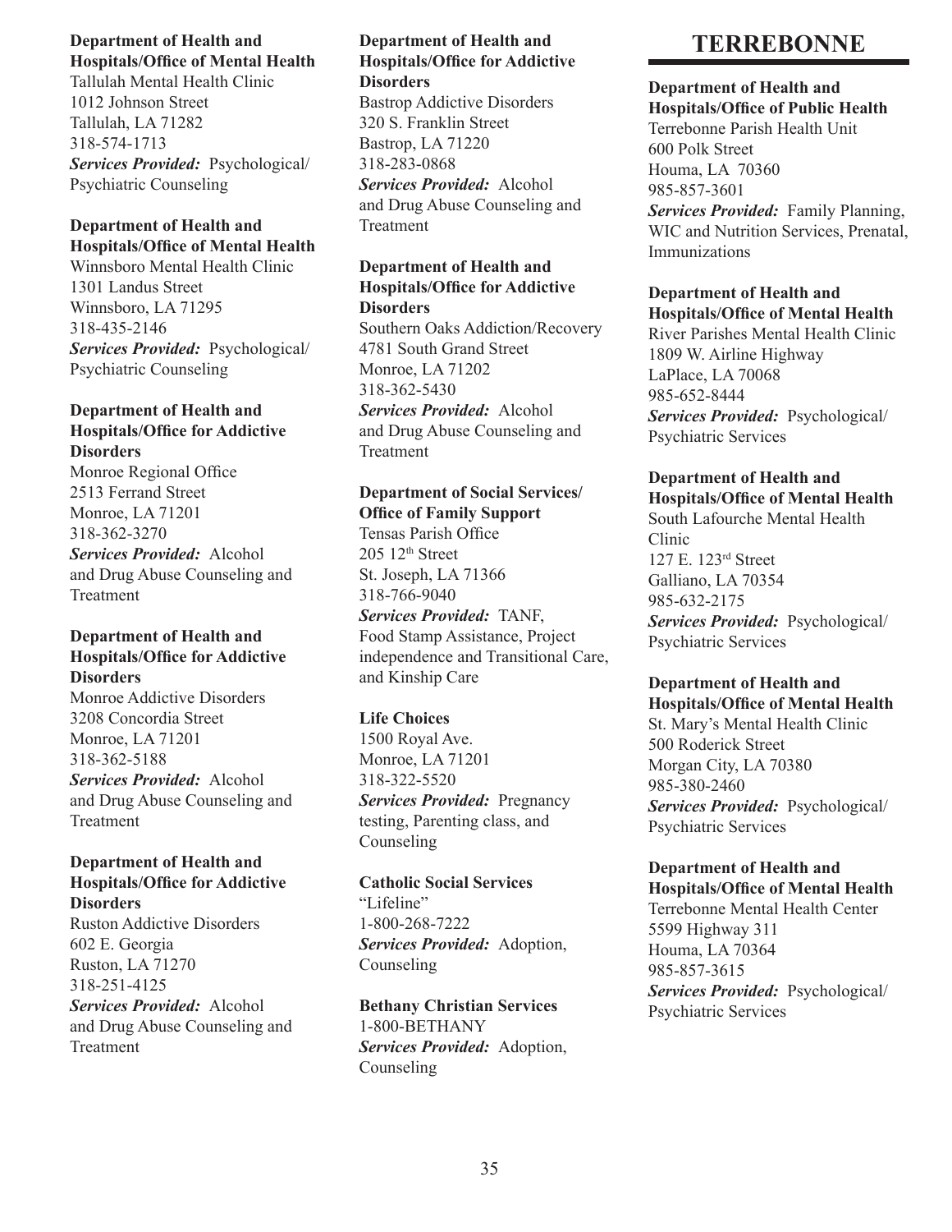**Department of Health and Hospitals/Office of Mental Health**
Tallulah Mental Health Clinic
1012 Johnson Street
Tallulah, LA 71282
318-574-1713
***Services Provided:*** Psychological/Psychiatric Counseling

**Department of Health and Hospitals/Office of Mental Health**
Winnsboro Mental Health Clinic
1301 Landus Street
Winnsboro, LA 71295
318-435-2146
***Services Provided:*** Psychological/Psychiatric Counseling

**Department of Health and Hospitals/Office for Addictive Disorders**
Monroe Regional Office
2513 Ferrand Street
Monroe, LA 71201
318-362-3270
***Services Provided:*** Alcohol and Drug Abuse Counseling and Treatment

**Department of Health and Hospitals/Office for Addictive Disorders**
Monroe Addictive Disorders
3208 Concordia Street
Monroe, LA 71201
318-362-5188
***Services Provided:*** Alcohol and Drug Abuse Counseling and Treatment

**Department of Health and Hospitals/Office for Addictive Disorders**
Ruston Addictive Disorders
602 E. Georgia
Ruston, LA 71270
318-251-4125
***Services Provided:*** Alcohol and Drug Abuse Counseling and Treatment

**Department of Health and Hospitals/Office for Addictive Disorders**
Bastrop Addictive Disorders
320 S. Franklin Street
Bastrop, LA 71220
318-283-0868
***Services Provided:*** Alcohol and Drug Abuse Counseling and Treatment

**Department of Health and Hospitals/Office for Addictive Disorders**
Southern Oaks Addiction/Recovery
4781 South Grand Street
Monroe, LA 71202
318-362-5430
***Services Provided:*** Alcohol and Drug Abuse Counseling and Treatment

**Department of Social Services/Office of Family Support**
Tensas Parish Office
205 12th Street
St. Joseph, LA 71366
318-766-9040
***Services Provided:*** TANF, Food Stamp Assistance, Project independence and Transitional Care, and Kinship Care

**Life Choices**
1500 Royal Ave.
Monroe, LA 71201
318-322-5520
***Services Provided:*** Pregnancy testing, Parenting class, and Counseling

**Catholic Social Services**
"Lifeline"
1-800-268-7222
***Services Provided:*** Adoption, Counseling

**Bethany Christian Services**
1-800-BETHANY
***Services Provided:*** Adoption, Counseling

# TERREBONNE

**Department of Health and Hospitals/Office of Public Health**
Terrebonne Parish Health Unit
600 Polk Street
Houma, LA 70360
985-857-3601
***Services Provided:*** Family Planning, WIC and Nutrition Services, Prenatal, Immunizations

**Department of Health and Hospitals/Office of Mental Health**
River Parishes Mental Health Clinic
1809 W. Airline Highway
LaPlace, LA 70068
985-652-8444
***Services Provided:*** Psychological/Psychiatric Services

**Department of Health and Hospitals/Office of Mental Health**
South Lafourche Mental Health Clinic
127 E. 123rd Street
Galliano, LA 70354
985-632-2175
***Services Provided:*** Psychological/Psychiatric Services

**Department of Health and Hospitals/Office of Mental Health**
St. Mary's Mental Health Clinic
500 Roderick Street
Morgan City, LA 70380
985-380-2460
***Services Provided:*** Psychological/Psychiatric Services

**Department of Health and Hospitals/Office of Mental Health**
Terrebonne Mental Health Center
5599 Highway 311
Houma, LA 70364
985-857-3615
***Services Provided:*** Psychological/Psychiatric Services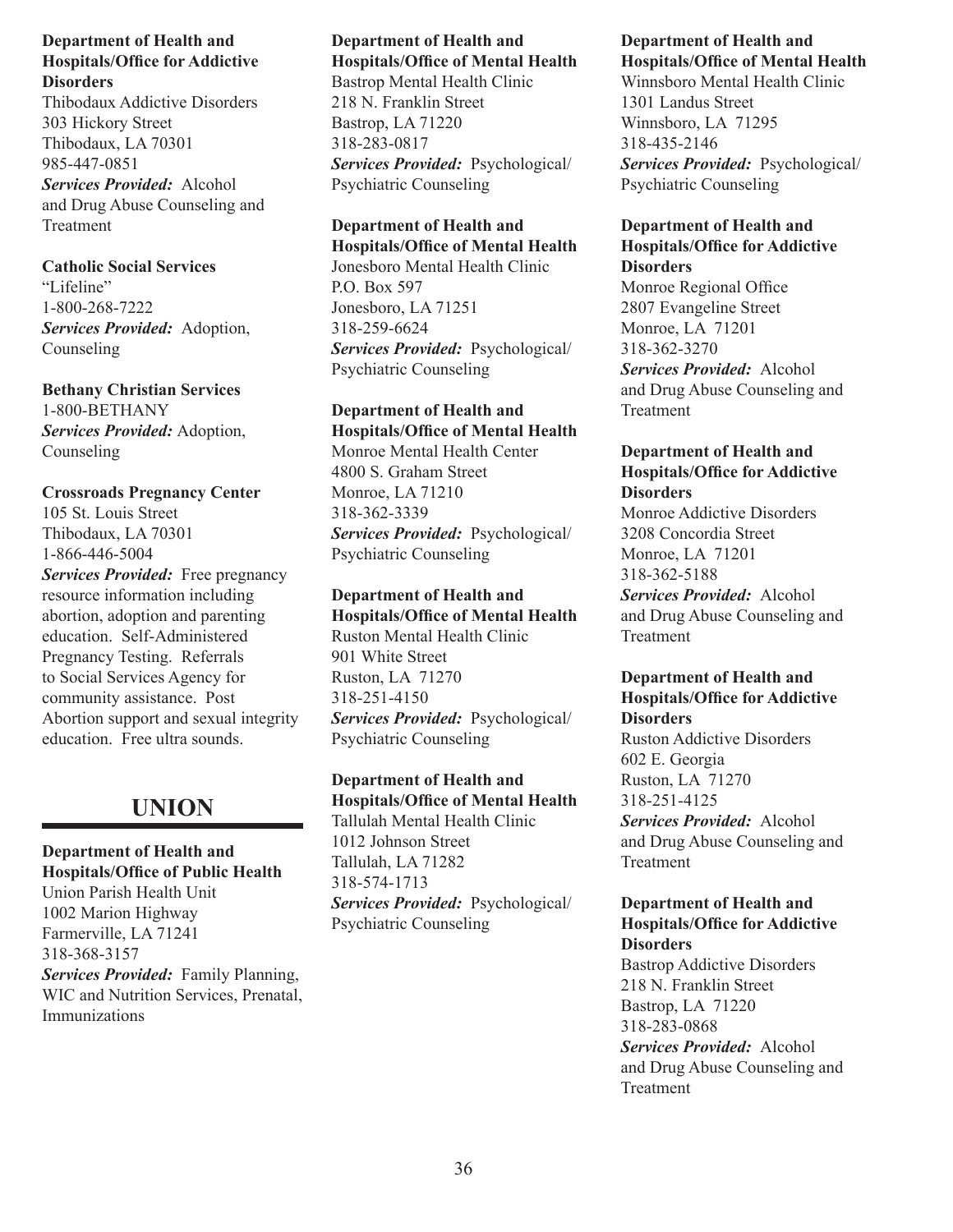**Department of Health and Hospitals/Office for Addictive Disorders**
Thibodaux Addictive Disorders
303 Hickory Street
Thibodaux, LA 70301
985-447-0851
***Services Provided:*** Alcohol and Drug Abuse Counseling and Treatment

**Catholic Social Services**
"Lifeline"
1-800-268-7222
***Services Provided:*** Adoption, Counseling

**Bethany Christian Services**
1-800-BETHANY
***Services Provided:*** Adoption, Counseling

**Crossroads Pregnancy Center**
105 St. Louis Street
Thibodaux, LA 70301
1-866-446-5004
***Services Provided:*** Free pregnancy resource information including abortion, adoption and parenting education. Self-Administered Pregnancy Testing. Referrals to Social Services Agency for community assistance. Post Abortion support and sexual integrity education. Free ultra sounds.

## UNION

**Department of Health and Hospitals/Office of Public Health**
Union Parish Health Unit
1002 Marion Highway
Farmerville, LA 71241
318-368-3157
***Services Provided:*** Family Planning, WIC and Nutrition Services, Prenatal, Immunizations

**Department of Health and Hospitals/Office of Mental Health**
Bastrop Mental Health Clinic
218 N. Franklin Street
Bastrop, LA 71220
318-283-0817
***Services Provided:*** Psychological/ Psychiatric Counseling

**Department of Health and Hospitals/Office of Mental Health**
Jonesboro Mental Health Clinic
P.O. Box 597
Jonesboro, LA 71251
318-259-6624
***Services Provided:*** Psychological/ Psychiatric Counseling

**Department of Health and Hospitals/Office of Mental Health**
Monroe Mental Health Center
4800 S. Graham Street
Monroe, LA 71210
318-362-3339
***Services Provided:*** Psychological/ Psychiatric Counseling

**Department of Health and Hospitals/Office of Mental Health**
Ruston Mental Health Clinic
901 White Street
Ruston, LA 71270
318-251-4150
***Services Provided:*** Psychological/ Psychiatric Counseling

**Department of Health and Hospitals/Office of Mental Health**
Tallulah Mental Health Clinic
1012 Johnson Street
Tallulah, LA 71282
318-574-1713
***Services Provided:*** Psychological/ Psychiatric Counseling

**Department of Health and Hospitals/Office of Mental Health**
Winnsboro Mental Health Clinic
1301 Landus Street
Winnsboro, LA 71295
318-435-2146
***Services Provided:*** Psychological/ Psychiatric Counseling

**Department of Health and Hospitals/Office for Addictive Disorders**
Monroe Regional Office
2807 Evangeline Street
Monroe, LA 71201
318-362-3270
***Services Provided:*** Alcohol and Drug Abuse Counseling and Treatment

**Department of Health and Hospitals/Office for Addictive Disorders**
Monroe Addictive Disorders
3208 Concordia Street
Monroe, LA 71201
318-362-5188
***Services Provided:*** Alcohol and Drug Abuse Counseling and Treatment

**Department of Health and Hospitals/Office for Addictive Disorders**
Ruston Addictive Disorders
602 E. Georgia
Ruston, LA 71270
318-251-4125
***Services Provided:*** Alcohol and Drug Abuse Counseling and Treatment

**Department of Health and Hospitals/Office for Addictive Disorders**
Bastrop Addictive Disorders
218 N. Franklin Street
Bastrop, LA 71220
318-283-0868
***Services Provided:*** Alcohol and Drug Abuse Counseling and Treatment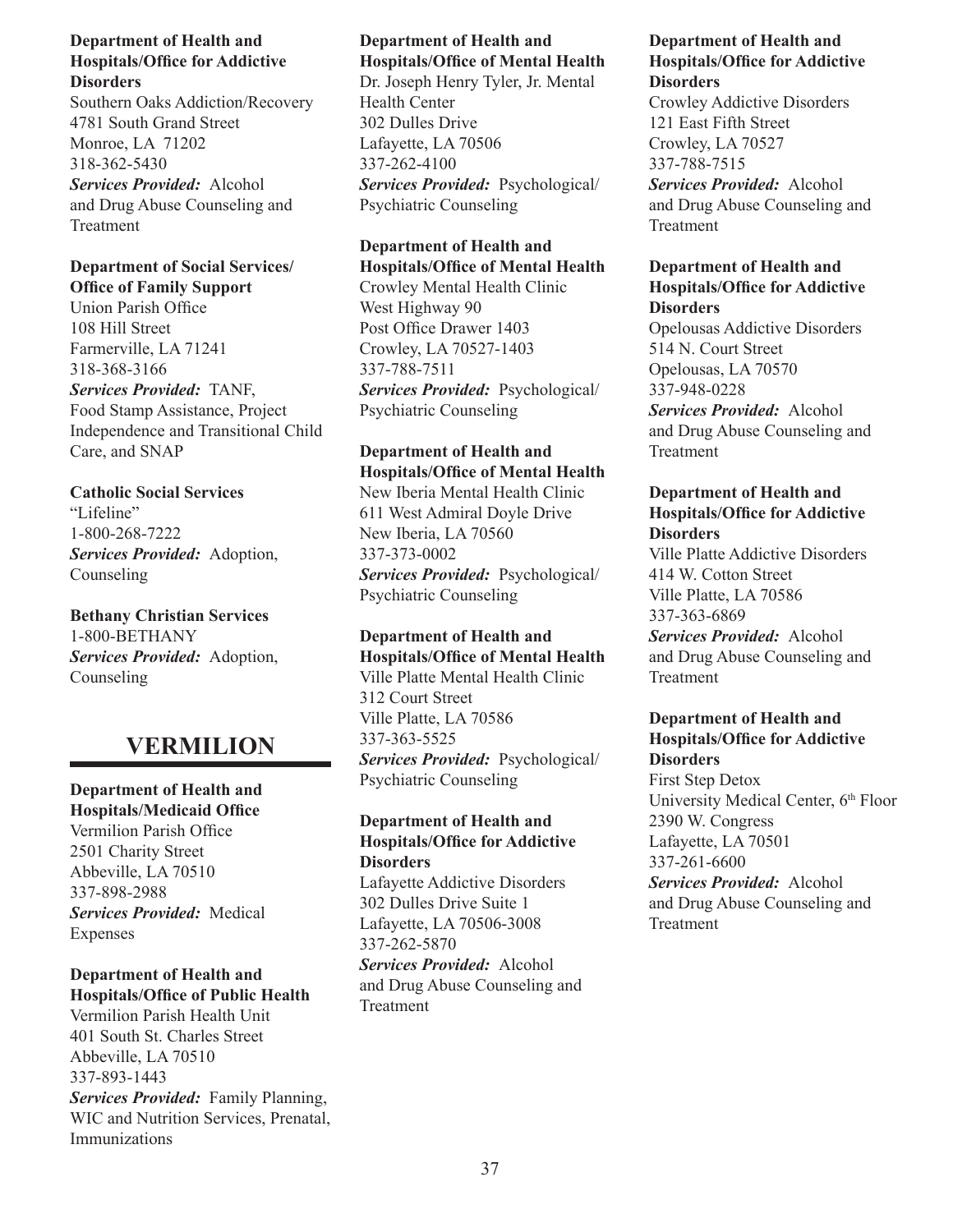**Department of Health and Hospitals/Office for Addictive Disorders**
Southern Oaks Addiction/Recovery
4781 South Grand Street
Monroe, LA 71202
318-362-5430
***Services Provided:*** Alcohol and Drug Abuse Counseling and Treatment

**Department of Social Services/ Office of Family Support**
Union Parish Office
108 Hill Street
Farmerville, LA 71241
318-368-3166
***Services Provided:*** TANF, Food Stamp Assistance, Project Independence and Transitional Child Care, and SNAP

**Catholic Social Services**
"Lifeline"
1-800-268-7222
***Services Provided:*** Adoption, Counseling

**Bethany Christian Services**
1-800-BETHANY
***Services Provided:*** Adoption, Counseling

## VERMILION

**Department of Health and Hospitals/Medicaid Office**
Vermilion Parish Office
2501 Charity Street
Abbeville, LA 70510
337-898-2988
***Services Provided:*** Medical Expenses

**Department of Health and Hospitals/Office of Public Health**
Vermilion Parish Health Unit
401 South St. Charles Street
Abbeville, LA 70510
337-893-1443
***Services Provided:*** Family Planning, WIC and Nutrition Services, Prenatal, Immunizations

**Department of Health and Hospitals/Office of Mental Health**
Dr. Joseph Henry Tyler, Jr. Mental Health Center
302 Dulles Drive
Lafayette, LA 70506
337-262-4100
***Services Provided:*** Psychological/ Psychiatric Counseling

**Department of Health and Hospitals/Office of Mental Health**
Crowley Mental Health Clinic
West Highway 90
Post Office Drawer 1403
Crowley, LA 70527-1403
337-788-7511
***Services Provided:*** Psychological/ Psychiatric Counseling

**Department of Health and Hospitals/Office of Mental Health**
New Iberia Mental Health Clinic
611 West Admiral Doyle Drive
New Iberia, LA 70560
337-373-0002
***Services Provided:*** Psychological/ Psychiatric Counseling

**Department of Health and Hospitals/Office of Mental Health**
Ville Platte Mental Health Clinic
312 Court Street
Ville Platte, LA 70586
337-363-5525
***Services Provided:*** Psychological/ Psychiatric Counseling

**Department of Health and Hospitals/Office for Addictive Disorders**
Lafayette Addictive Disorders
302 Dulles Drive Suite 1
Lafayette, LA 70506-3008
337-262-5870
***Services Provided:*** Alcohol and Drug Abuse Counseling and Treatment

**Department of Health and Hospitals/Office for Addictive Disorders**
Crowley Addictive Disorders
121 East Fifth Street
Crowley, LA 70527
337-788-7515
***Services Provided:*** Alcohol and Drug Abuse Counseling and Treatment

**Department of Health and Hospitals/Office for Addictive Disorders**
Opelousas Addictive Disorders
514 N. Court Street
Opelousas, LA 70570
337-948-0228
***Services Provided:*** Alcohol and Drug Abuse Counseling and Treatment

**Department of Health and Hospitals/Office for Addictive Disorders**
Ville Platte Addictive Disorders
414 W. Cotton Street
Ville Platte, LA 70586
337-363-6869
***Services Provided:*** Alcohol and Drug Abuse Counseling and Treatment

**Department of Health and Hospitals/Office for Addictive Disorders**
First Step Detox
University Medical Center, 6th Floor
2390 W. Congress
Lafayette, LA 70501
337-261-6600
***Services Provided:*** Alcohol and Drug Abuse Counseling and Treatment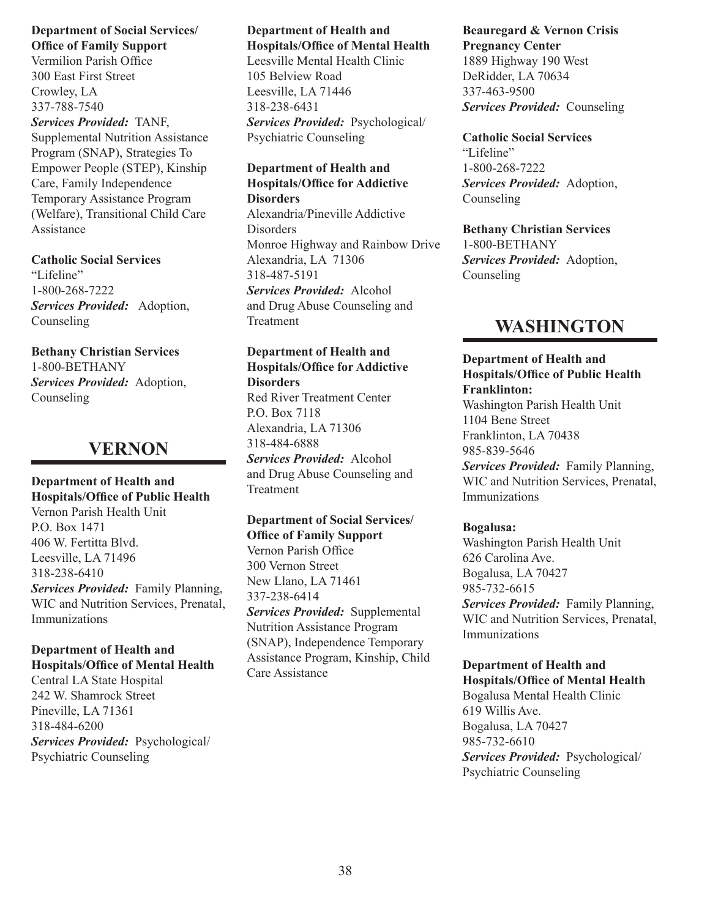**Department of Social Services/ Office of Family Support**
Vermilion Parish Office
300 East First Street
Crowley, LA
337-788-7540
***Services Provided:*** TANF, Supplemental Nutrition Assistance Program (SNAP), Strategies To Empower People (STEP), Kinship Care, Family Independence Temporary Assistance Program (Welfare), Transitional Child Care Assistance

**Catholic Social Services**
"Lifeline"
1-800-268-7222
***Services Provided:*** Adoption, Counseling

**Bethany Christian Services**
1-800-BETHANY
***Services Provided:*** Adoption, Counseling

## VERNON

**Department of Health and Hospitals/Office of Public Health**
Vernon Parish Health Unit
P.O. Box 1471
406 W. Fertitta Blvd.
Leesville, LA 71496
318-238-6410
***Services Provided:*** Family Planning, WIC and Nutrition Services, Prenatal, Immunizations

**Department of Health and Hospitals/Office of Mental Health**
Central LA State Hospital
242 W. Shamrock Street
Pineville, LA 71361
318-484-6200
***Services Provided:*** Psychological/ Psychiatric Counseling

**Department of Health and Hospitals/Office of Mental Health**
Leesville Mental Health Clinic
105 Belview Road
Leesville, LA 71446
318-238-6431
***Services Provided:*** Psychological/ Psychiatric Counseling

**Department of Health and Hospitals/Office for Addictive Disorders**
Alexandria/Pineville Addictive Disorders
Monroe Highway and Rainbow Drive
Alexandria, LA 71306
318-487-5191
***Services Provided:*** Alcohol and Drug Abuse Counseling and Treatment

**Department of Health and Hospitals/Office for Addictive Disorders**
Red River Treatment Center
P.O. Box 7118
Alexandria, LA 71306
318-484-6888
***Services Provided:*** Alcohol and Drug Abuse Counseling and Treatment

**Department of Social Services/ Office of Family Support**
Vernon Parish Office
300 Vernon Street
New Llano, LA 71461
337-238-6414
***Services Provided:*** Supplemental Nutrition Assistance Program (SNAP), Independence Temporary Assistance Program, Kinship, Child Care Assistance

**Beauregard & Vernon Crisis Pregnancy Center**
1889 Highway 190 West
DeRidder, LA 70634
337-463-9500
***Services Provided:*** Counseling

**Catholic Social Services**
"Lifeline"
1-800-268-7222
***Services Provided:*** Adoption, Counseling

**Bethany Christian Services**
1-800-BETHANY
***Services Provided:*** Adoption, Counseling

## WASHINGTON

**Department of Health and Hospitals/Office of Public Health**
**Franklinton:**
Washington Parish Health Unit
1104 Bene Street
Franklinton, LA 70438
985-839-5646
***Services Provided:*** Family Planning, WIC and Nutrition Services, Prenatal, Immunizations

**Bogalusa:**
Washington Parish Health Unit
626 Carolina Ave.
Bogalusa, LA 70427
985-732-6615
***Services Provided:*** Family Planning, WIC and Nutrition Services, Prenatal, Immunizations

**Department of Health and Hospitals/Office of Mental Health**
Bogalusa Mental Health Clinic
619 Willis Ave.
Bogalusa, LA 70427
985-732-6610
***Services Provided:*** Psychological/ Psychiatric Counseling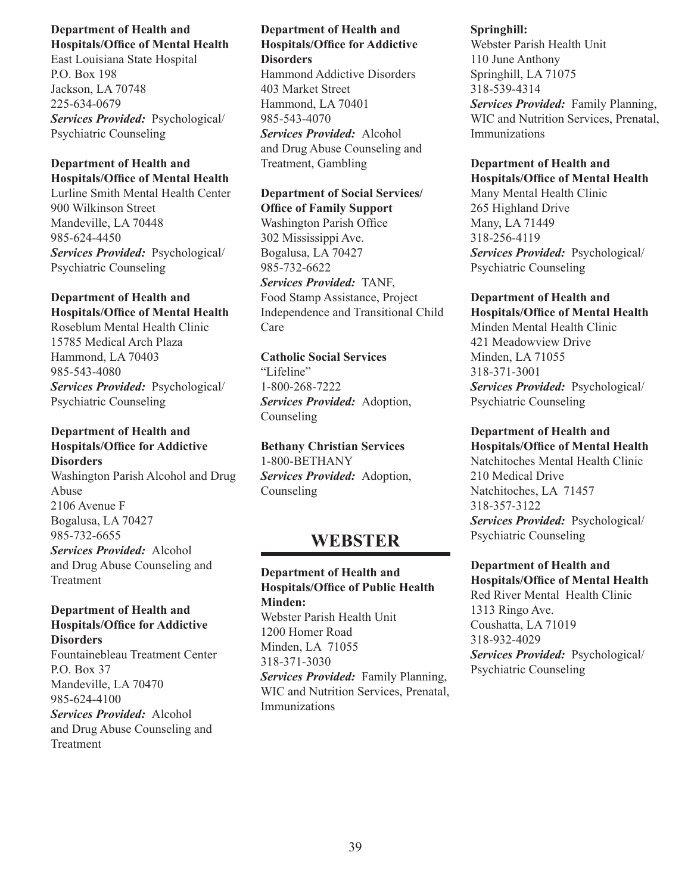**Department of Health and Hospitals/Office of Mental Health**
East Louisiana State Hospital
P.O. Box 198
Jackson, LA 70748
225-634-0679
***Services Provided:*** Psychological/Psychiatric Counseling

**Department of Health and Hospitals/Office of Mental Health**
Lurline Smith Mental Health Center
900 Wilkinson Street
Mandeville, LA 70448
985-624-4450
***Services Provided:*** Psychological/Psychiatric Counseling

**Department of Health and Hospitals/Office of Mental Health**
Roseblum Mental Health Clinic
15785 Medical Arch Plaza
Hammond, LA 70403
985-543-4080
***Services Provided:*** Psychological/Psychiatric Counseling

**Department of Health and Hospitals/Office for Addictive Disorders**
Washington Parish Alcohol and Drug Abuse
2106 Avenue F
Bogalusa, LA 70427
985-732-6655
***Services Provided:*** Alcohol and Drug Abuse Counseling and Treatment

**Department of Health and Hospitals/Office for Addictive Disorders**
Fountainebleau Treatment Center
P.O. Box 37
Mandeville, LA 70470
985-624-4100
***Services Provided:*** Alcohol and Drug Abuse Counseling and Treatment

**Department of Health and Hospitals/Office for Addictive Disorders**
Hammond Addictive Disorders
403 Market Street
Hammond, LA 70401
985-543-4070
***Services Provided:*** Alcohol and Drug Abuse Counseling and Treatment, Gambling

**Department of Social Services/Office of Family Support**
Washington Parish Office
302 Mississippi Ave.
Bogalusa, LA 70427
985-732-6622
***Services Provided:*** TANF, Food Stamp Assistance, Project Independence and Transitional Child Care

**Catholic Social Services**
"Lifeline"
1-800-268-7222
***Services Provided:*** Adoption, Counseling

**Bethany Christian Services**
1-800-BETHANY
***Services Provided:*** Adoption, Counseling

## WEBSTER

**Department of Health and Hospitals/Office of Public Health**
**Minden:**
Webster Parish Health Unit
1200 Homer Road
Minden, LA 71055
318-371-3030
***Services Provided:*** Family Planning, WIC and Nutrition Services, Prenatal, Immunizations

**Springhill:**
Webster Parish Health Unit
110 June Anthony
Springhill, LA 71075
318-539-4314
***Services Provided:*** Family Planning, WIC and Nutrition Services, Prenatal, Immunizations

**Department of Health and Hospitals/Office of Mental Health**
Many Mental Health Clinic
265 Highland Drive
Many, LA 71449
318-256-4119
***Services Provided:*** Psychological/Psychiatric Counseling

**Department of Health and Hospitals/Office of Mental Health**
Minden Mental Health Clinic
421 Meadowview Drive
Minden, LA 71055
318-371-3001
***Services Provided:*** Psychological/Psychiatric Counseling

**Department of Health and Hospitals/Office of Mental Health**
Natchitoches Mental Health Clinic
210 Medical Drive
Natchitoches, LA 71457
318-357-3122
***Services Provided:*** Psychological/Psychiatric Counseling

**Department of Health and Hospitals/Office of Mental Health**
Red River Mental Health Clinic
1313 Ringo Ave.
Coushatta, LA 71019
318-932-4029
***Services Provided:*** Psychological/Psychiatric Counseling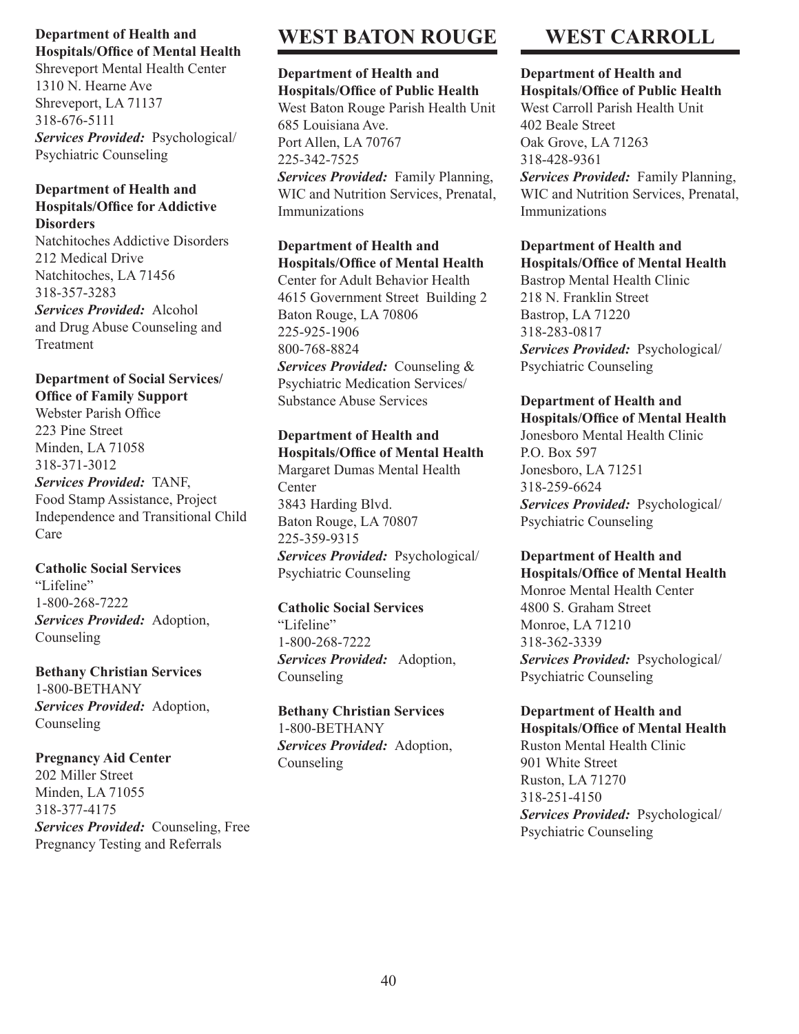**Department of Health and Hospitals/Office of Mental Health**
Shreveport Mental Health Center
1310 N. Hearne Ave
Shreveport, LA 71137
318-676-5111
***Services Provided:*** Psychological/ Psychiatric Counseling

**Department of Health and Hospitals/Office for Addictive Disorders**
Natchitoches Addictive Disorders
212 Medical Drive
Natchitoches, LA 71456
318-357-3283
***Services Provided:*** Alcohol and Drug Abuse Counseling and Treatment

**Department of Social Services/ Office of Family Support**
Webster Parish Office
223 Pine Street
Minden, LA 71058
318-371-3012
***Services Provided:*** TANF, Food Stamp Assistance, Project Independence and Transitional Child Care

**Catholic Social Services**
"Lifeline"
1-800-268-7222
***Services Provided:*** Adoption, Counseling

**Bethany Christian Services**
1-800-BETHANY
***Services Provided:*** Adoption, Counseling

**Pregnancy Aid Center**
202 Miller Street
Minden, LA 71055
318-377-4175
***Services Provided:*** Counseling, Free Pregnancy Testing and Referrals

# WEST BATON ROUGE

**Department of Health and Hospitals/Office of Public Health**
West Baton Rouge Parish Health Unit
685 Louisiana Ave.
Port Allen, LA 70767
225-342-7525
***Services Provided:*** Family Planning, WIC and Nutrition Services, Prenatal, Immunizations

**Department of Health and Hospitals/Office of Mental Health**
Center for Adult Behavior Health
4615 Government Street Building 2
Baton Rouge, LA 70806
225-925-1906
800-768-8824
***Services Provided:*** Counseling & Psychiatric Medication Services/ Substance Abuse Services

**Department of Health and Hospitals/Office of Mental Health**
Margaret Dumas Mental Health Center
3843 Harding Blvd.
Baton Rouge, LA 70807
225-359-9315
***Services Provided:*** Psychological/ Psychiatric Counseling

**Catholic Social Services**
"Lifeline"
1-800-268-7222
***Services Provided:*** Adoption, Counseling

**Bethany Christian Services**
1-800-BETHANY
***Services Provided:*** Adoption, Counseling

# WEST CARROLL

**Department of Health and Hospitals/Office of Public Health**
West Carroll Parish Health Unit
402 Beale Street
Oak Grove, LA 71263
318-428-9361
***Services Provided:*** Family Planning, WIC and Nutrition Services, Prenatal, Immunizations

**Department of Health and Hospitals/Office of Mental Health**
Bastrop Mental Health Clinic
218 N. Franklin Street
Bastrop, LA 71220
318-283-0817
***Services Provided:*** Psychological/ Psychiatric Counseling

**Department of Health and Hospitals/Office of Mental Health**
Jonesboro Mental Health Clinic
P.O. Box 597
Jonesboro, LA 71251
318-259-6624
***Services Provided:*** Psychological/ Psychiatric Counseling

**Department of Health and Hospitals/Office of Mental Health**
Monroe Mental Health Center
4800 S. Graham Street
Monroe, LA 71210
318-362-3339
***Services Provided:*** Psychological/ Psychiatric Counseling

**Department of Health and Hospitals/Office of Mental Health**
Ruston Mental Health Clinic
901 White Street
Ruston, LA 71270
318-251-4150
***Services Provided:*** Psychological/ Psychiatric Counseling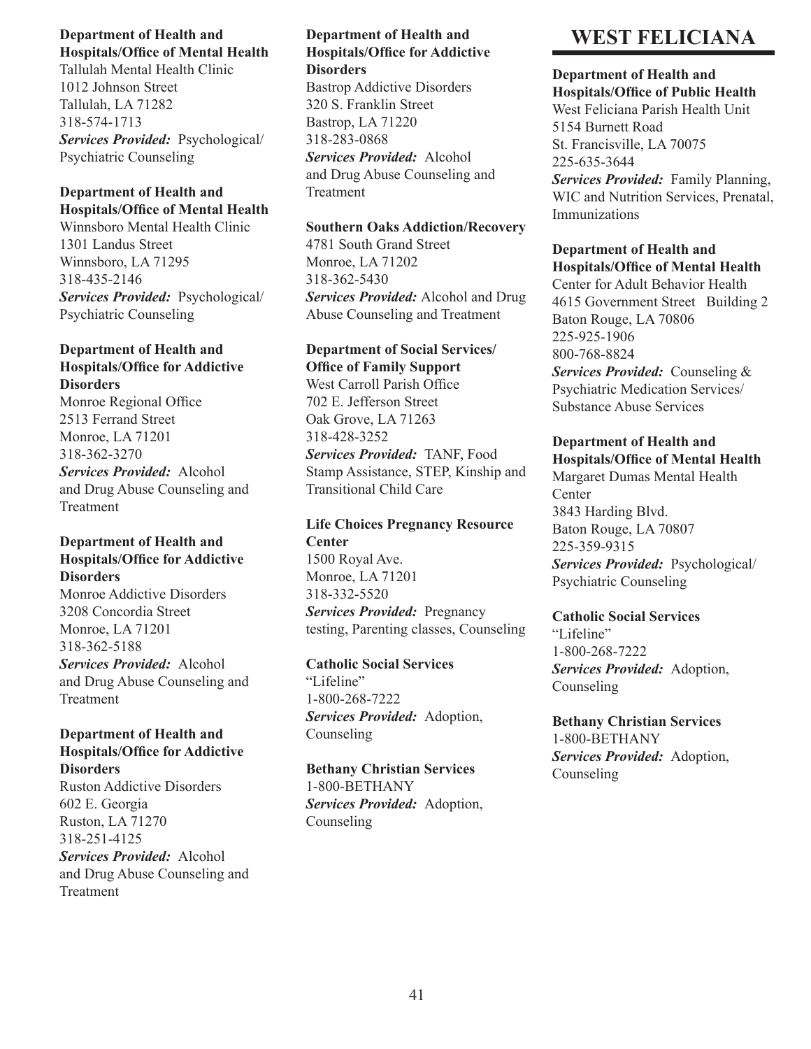**Department of Health and Hospitals/Office of Mental Health**
Tallulah Mental Health Clinic
1012 Johnson Street
Tallulah, LA 71282
318-574-1713
***Services Provided:*** Psychological/Psychiatric Counseling

**Department of Health and Hospitals/Office of Mental Health**
Winnsboro Mental Health Clinic
1301 Landus Street
Winnsboro, LA 71295
318-435-2146
***Services Provided:*** Psychological/Psychiatric Counseling

**Department of Health and Hospitals/Office for Addictive Disorders**
Monroe Regional Office
2513 Ferrand Street
Monroe, LA 71201
318-362-3270
***Services Provided:*** Alcohol and Drug Abuse Counseling and Treatment

**Department of Health and Hospitals/Office for Addictive Disorders**
Monroe Addictive Disorders
3208 Concordia Street
Monroe, LA 71201
318-362-5188
***Services Provided:*** Alcohol and Drug Abuse Counseling and Treatment

**Department of Health and Hospitals/Office for Addictive Disorders**
Ruston Addictive Disorders
602 E. Georgia
Ruston, LA 71270
318-251-4125
***Services Provided:*** Alcohol and Drug Abuse Counseling and Treatment

**Department of Health and Hospitals/Office for Addictive Disorders**
Bastrop Addictive Disorders
320 S. Franklin Street
Bastrop, LA 71220
318-283-0868
***Services Provided:*** Alcohol and Drug Abuse Counseling and Treatment

**Southern Oaks Addiction/Recovery**
4781 South Grand Street
Monroe, LA 71202
318-362-5430
***Services Provided:*** Alcohol and Drug Abuse Counseling and Treatment

**Department of Social Services/Office of Family Support**
West Carroll Parish Office
702 E. Jefferson Street
Oak Grove, LA 71263
318-428-3252
***Services Provided:*** TANF, Food Stamp Assistance, STEP, Kinship and Transitional Child Care

**Life Choices Pregnancy Resource Center**
1500 Royal Ave.
Monroe, LA 71201
318-332-5520
***Services Provided:*** Pregnancy testing, Parenting classes, Counseling

**Catholic Social Services**
"Lifeline"
1-800-268-7222
***Services Provided:*** Adoption, Counseling

**Bethany Christian Services**
1-800-BETHANY
***Services Provided:*** Adoption, Counseling

# WEST FELICIANA

**Department of Health and Hospitals/Office of Public Health**
West Feliciana Parish Health Unit
5154 Burnett Road
St. Francisville, LA 70075
225-635-3644
***Services Provided:*** Family Planning, WIC and Nutrition Services, Prenatal, Immunizations

**Department of Health and Hospitals/Office of Mental Health**
Center for Adult Behavior Health
4615 Government Street Building 2
Baton Rouge, LA 70806
225-925-1906
800-768-8824
***Services Provided:*** Counseling & Psychiatric Medication Services/Substance Abuse Services

**Department of Health and Hospitals/Office of Mental Health**
Margaret Dumas Mental Health Center
3843 Harding Blvd.
Baton Rouge, LA 70807
225-359-9315
***Services Provided:*** Psychological/Psychiatric Counseling

**Catholic Social Services**
"Lifeline"
1-800-268-7222
***Services Provided:*** Adoption, Counseling

**Bethany Christian Services**
1-800-BETHANY
***Services Provided:*** Adoption, Counseling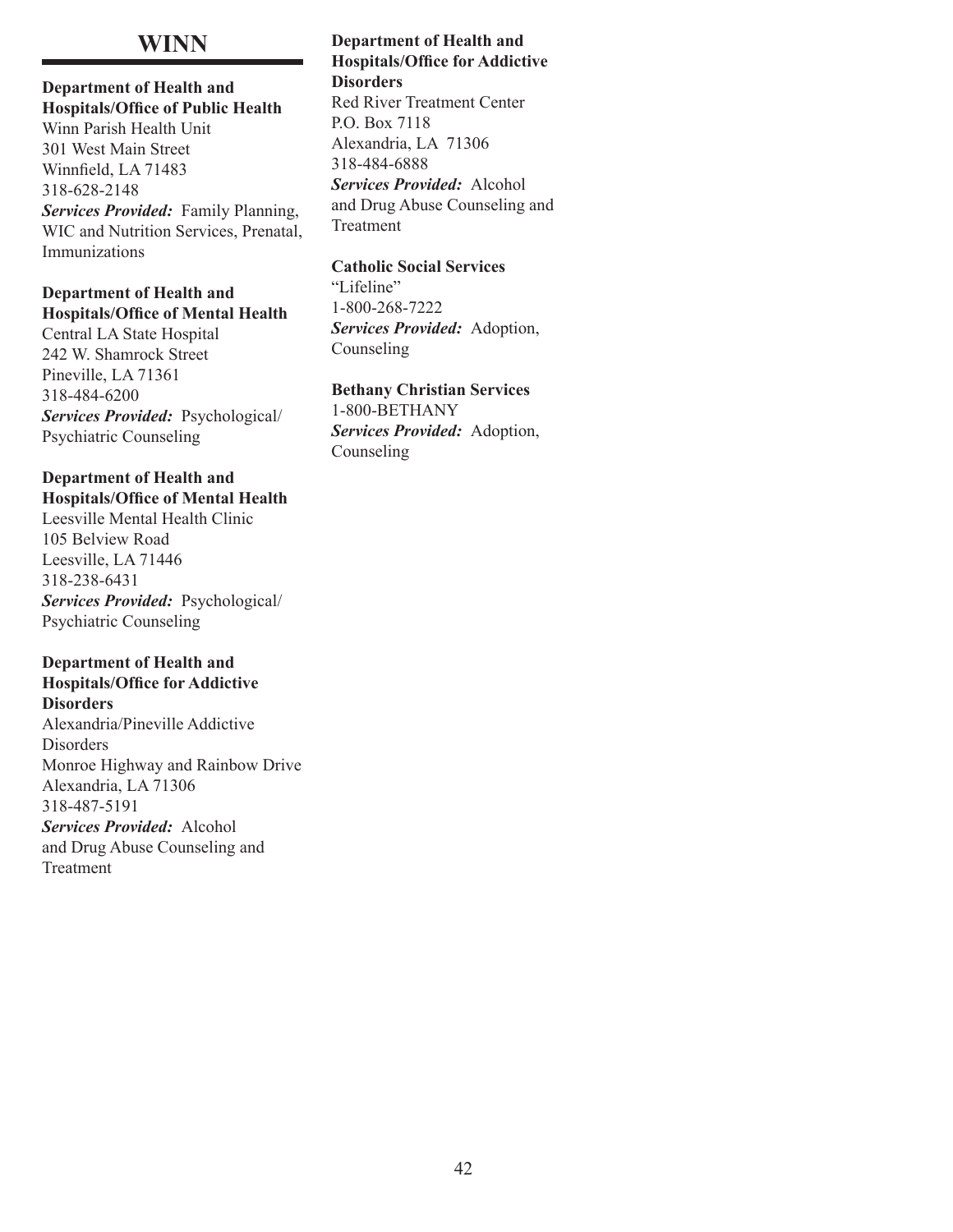# WINN

**Department of Health and Hospitals/Office of Public Health**
Winn Parish Health Unit
301 West Main Street
Winnfield, LA 71483
318-628-2148
***Services Provided:*** Family Planning, WIC and Nutrition Services, Prenatal, Immunizations

**Department of Health and Hospitals/Office of Mental Health**
Central LA State Hospital
242 W. Shamrock Street
Pineville, LA 71361
318-484-6200
***Services Provided:*** Psychological/ Psychiatric Counseling

**Department of Health and Hospitals/Office of Mental Health**
Leesville Mental Health Clinic
105 Belview Road
Leesville, LA 71446
318-238-6431
***Services Provided:*** Psychological/ Psychiatric Counseling

**Department of Health and Hospitals/Office for Addictive Disorders**
Alexandria/Pineville Addictive Disorders
Monroe Highway and Rainbow Drive
Alexandria, LA 71306
318-487-5191
***Services Provided:*** Alcohol and Drug Abuse Counseling and Treatment

**Department of Health and Hospitals/Office for Addictive Disorders**
Red River Treatment Center
P.O. Box 7118
Alexandria, LA 71306
318-484-6888
***Services Provided:*** Alcohol and Drug Abuse Counseling and Treatment

**Catholic Social Services**
"Lifeline"
1-800-268-7222
***Services Provided:*** Adoption, Counseling

**Bethany Christian Services**
1-800-BETHANY
***Services Provided:*** Adoption, Counseling